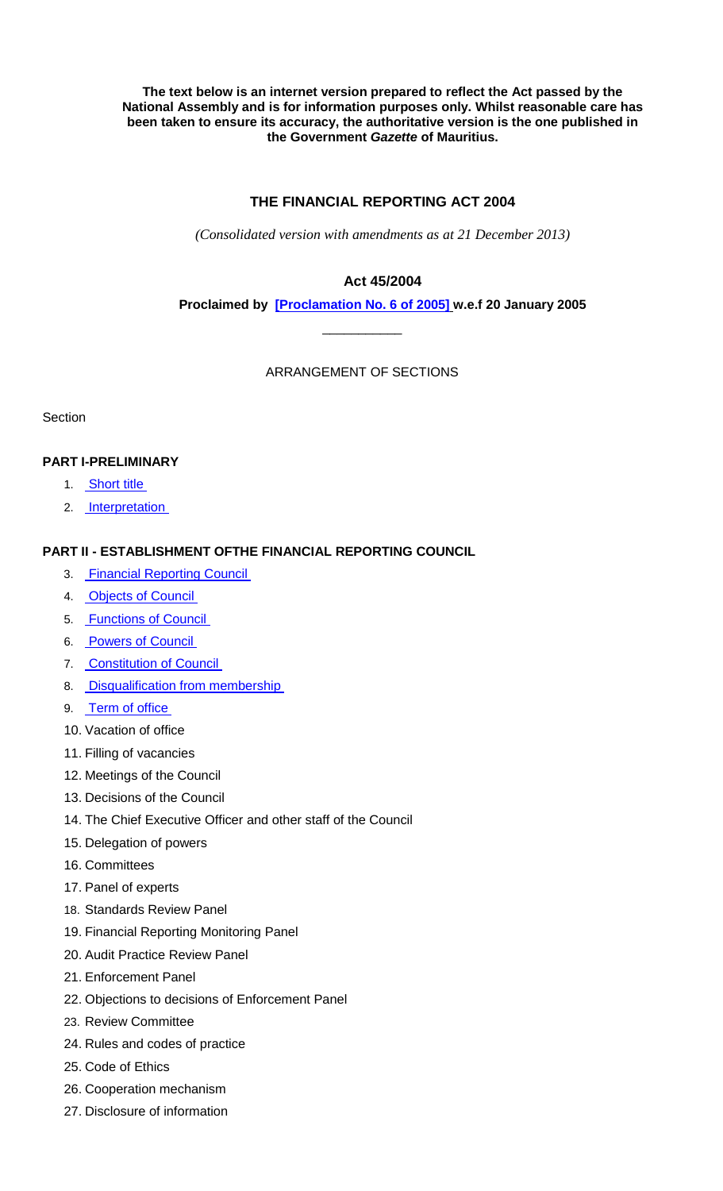**The text below is an internet version prepared to reflect the Act passed by the National Assembly and is for information purposes only. Whilst reasonable care has been taken to ensure its accuracy, the authoritative version is the one published in the Government *Gazette* of Mauritius.**

# THE FINANCIAL REPORTING ACT 2004

*(Consolidated version with amendments as at 21 December 2013)*

## Act 45/2004

**Proclaimed by [Proclamation No. 6 of 2005] w.e.f 20 January 2005**

___________

ARRANGEMENT OF SECTIONS

Section

### PART I-PRELIMINARY

1. Short title
2. Interpretation

### PART II - ESTABLISHMENT OFTHE FINANCIAL REPORTING COUNCIL

3. Financial Reporting Council
4. Objects of Council
5. Functions of Council
6. Powers of Council
7. Constitution of Council
8. Disqualification from membership
9. Term of office
10. Vacation of office
11. Filling of vacancies
12. Meetings of the Council
13. Decisions of the Council
14. The Chief Executive Officer and other staff of the Council
15. Delegation of powers
16. Committees
17. Panel of experts
18. Standards Review Panel
19. Financial Reporting Monitoring Panel
20. Audit Practice Review Panel
21. Enforcement Panel
22. Objections to decisions of Enforcement Panel
23. Review Committee
24. Rules and codes of practice
25. Code of Ethics
26. Cooperation mechanism
27. Disclosure of information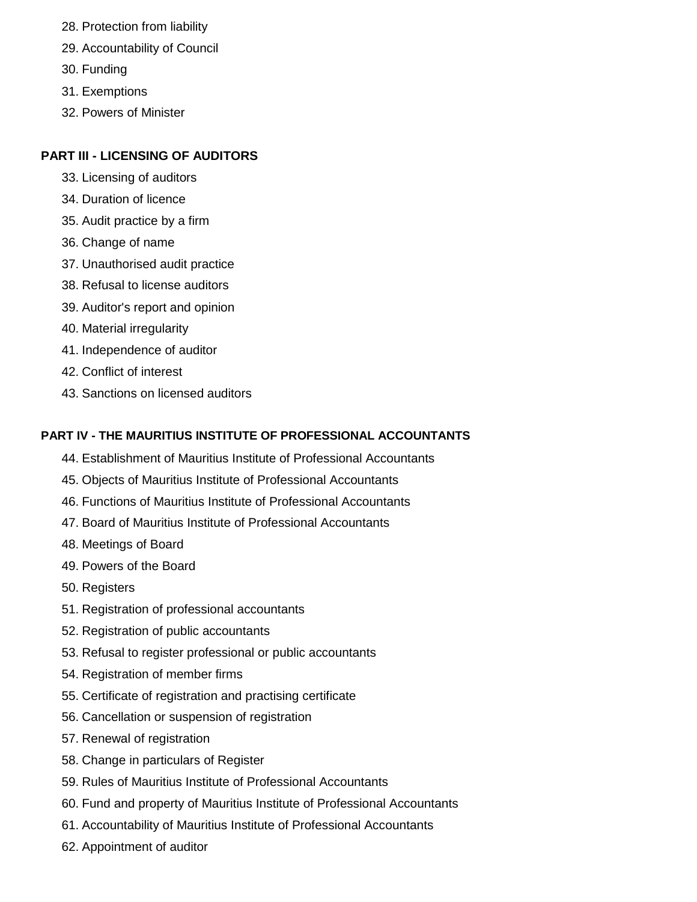28. Protection from liability
29. Accountability of Council
30. Funding
31. Exemptions
32. Powers of Minister

**PART III - LICENSING OF AUDITORS**

33. Licensing of auditors
34. Duration of licence
35. Audit practice by a firm
36. Change of name
37. Unauthorised audit practice
38. Refusal to license auditors
39. Auditor's report and opinion
40. Material irregularity
41. Independence of auditor
42. Conflict of interest
43. Sanctions on licensed auditors

**PART IV - THE MAURITIUS INSTITUTE OF PROFESSIONAL ACCOUNTANTS**

44. Establishment of Mauritius Institute of Professional Accountants
45. Objects of Mauritius Institute of Professional Accountants
46. Functions of Mauritius Institute of Professional Accountants
47. Board of Mauritius Institute of Professional Accountants
48. Meetings of Board
49. Powers of the Board
50. Registers
51. Registration of professional accountants
52. Registration of public accountants
53. Refusal to register professional or public accountants
54. Registration of member firms
55. Certificate of registration and practising certificate
56. Cancellation or suspension of registration
57. Renewal of registration
58. Change in particulars of Register
59. Rules of Mauritius Institute of Professional Accountants
60. Fund and property of Mauritius Institute of Professional Accountants
61. Accountability of Mauritius Institute of Professional Accountants
62. Appointment of auditor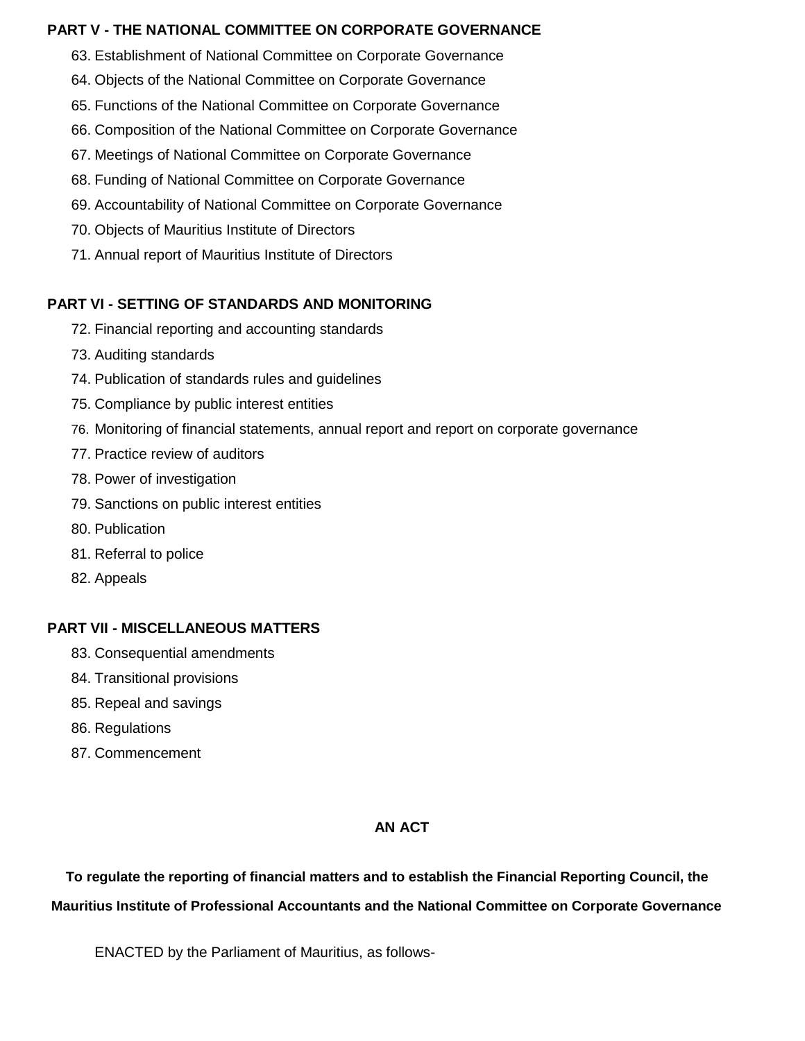**PART V - THE NATIONAL COMMITTEE ON CORPORATE GOVERNANCE**

63. Establishment of National Committee on Corporate Governance
64. Objects of the National Committee on Corporate Governance
65. Functions of the National Committee on Corporate Governance
66. Composition of the National Committee on Corporate Governance
67. Meetings of National Committee on Corporate Governance
68. Funding of National Committee on Corporate Governance
69. Accountability of National Committee on Corporate Governance
70. Objects of Mauritius Institute of Directors
71. Annual report of Mauritius Institute of Directors

**PART VI - SETTING OF STANDARDS AND MONITORING**

72. Financial reporting and accounting standards
73. Auditing standards
74. Publication of standards rules and guidelines
75. Compliance by public interest entities
76. Monitoring of financial statements, annual report and report on corporate governance
77. Practice review of auditors
78. Power of investigation
79. Sanctions on public interest entities
80. Publication
81. Referral to police
82. Appeals

**PART VII - MISCELLANEOUS MATTERS**

83. Consequential amendments
84. Transitional provisions
85. Repeal and savings
86. Regulations
87. Commencement

**AN ACT**

**To regulate the reporting of financial matters and to establish the Financial Reporting Council, the Mauritius Institute of Professional Accountants and the National Committee on Corporate Governance**

ENACTED by the Parliament of Mauritius, as follows-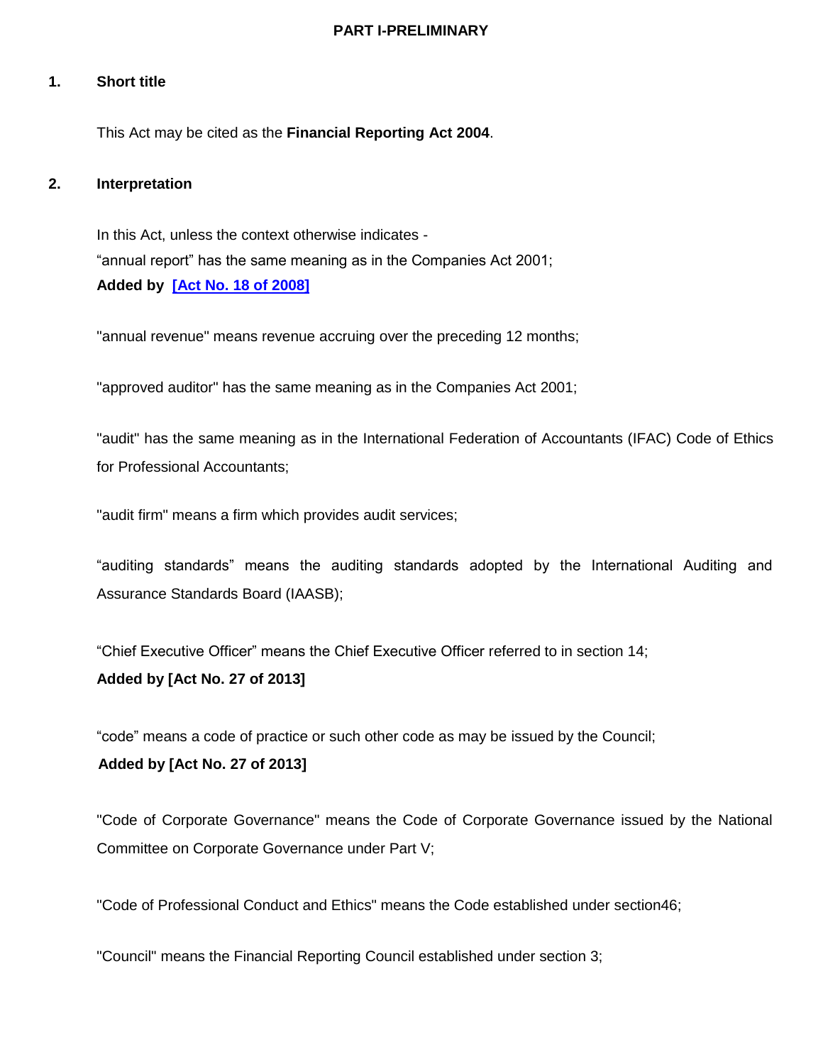## PART I-PRELIMINARY

### 1. Short title

This Act may be cited as the **Financial Reporting Act 2004**.

### 2. Interpretation

In this Act, unless the context otherwise indicates -

“annual report” has the same meaning as in the Companies Act 2001;

**Added by [Act No. 18 of 2008]**

"annual revenue" means revenue accruing over the preceding 12 months;

"approved auditor" has the same meaning as in the Companies Act 2001;

"audit" has the same meaning as in the International Federation of Accountants (IFAC) Code of Ethics for Professional Accountants;

"audit firm" means a firm which provides audit services;

“auditing standards” means the auditing standards adopted by the International Auditing and Assurance Standards Board (IAASB);

“Chief Executive Officer” means the Chief Executive Officer referred to in section 14;

**Added by [Act No. 27 of 2013]**

“code” means a code of practice or such other code as may be issued by the Council;

**Added by [Act No. 27 of 2013]**

"Code of Corporate Governance" means the Code of Corporate Governance issued by the National Committee on Corporate Governance under Part V;

"Code of Professional Conduct and Ethics" means the Code established under section46;

"Council" means the Financial Reporting Council established under section 3;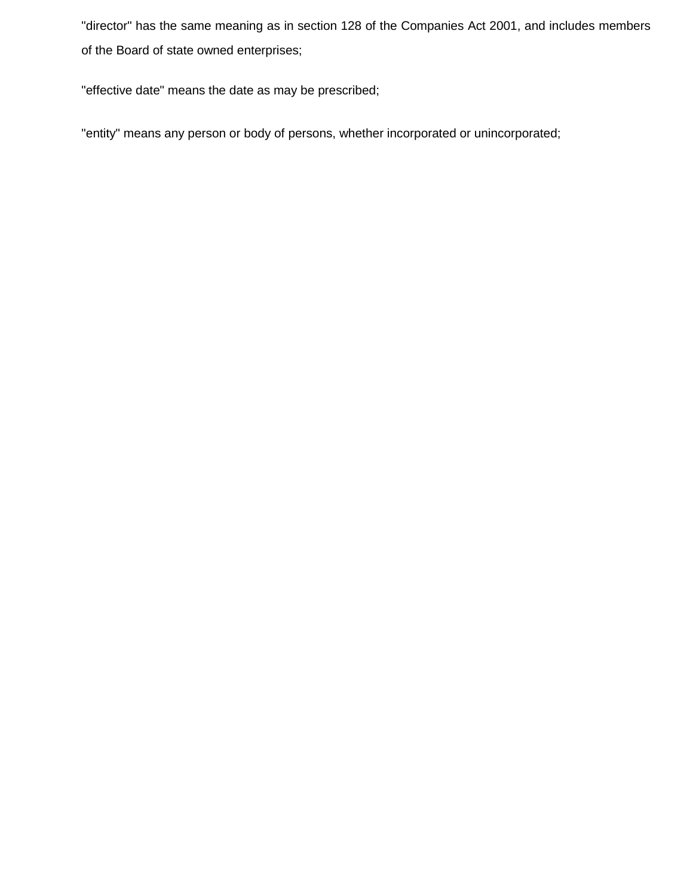"director" has the same meaning as in section 128 of the Companies Act 2001, and includes members of the Board of state owned enterprises;

"effective date" means the date as may be prescribed;

"entity" means any person or body of persons, whether incorporated or unincorporated;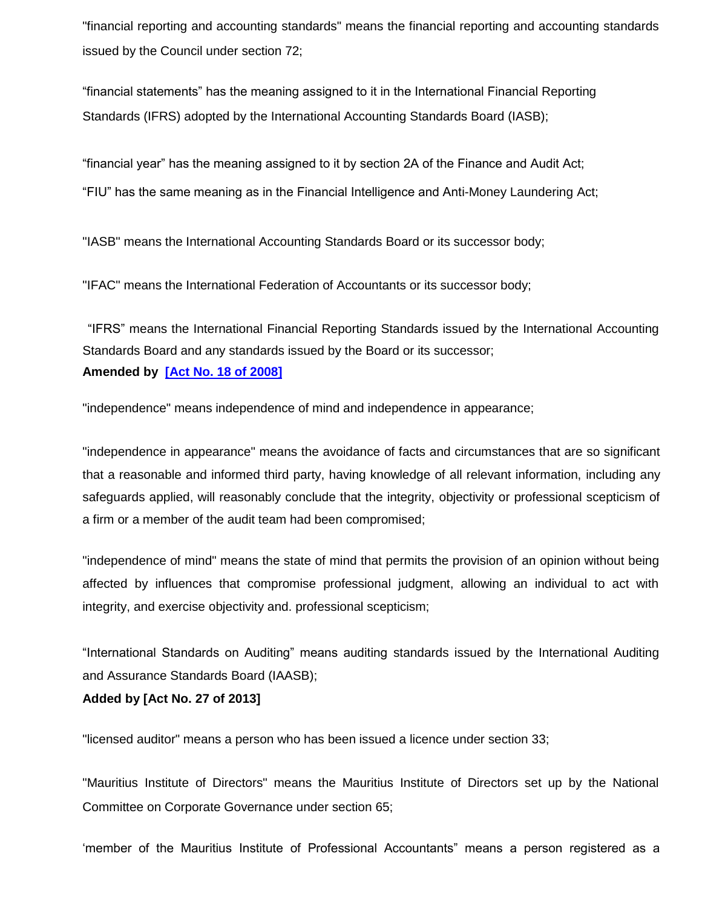"financial reporting and accounting standards" means the financial reporting and accounting standards issued by the Council under section 72;

“financial statements” has the meaning assigned to it in the International Financial Reporting Standards (IFRS) adopted by the International Accounting Standards Board (IASB);

“financial year” has the meaning assigned to it by section 2A of the Finance and Audit Act;

“FIU” has the same meaning as in the Financial Intelligence and Anti-Money Laundering Act;

"IASB" means the International Accounting Standards Board or its successor body;

"IFAC" means the International Federation of Accountants or its successor body;

“IFRS” means the International Financial Reporting Standards issued by the International Accounting Standards Board and any standards issued by the Board or its successor;
**Amended by [Act No. 18 of 2008]**

"independence" means independence of mind and independence in appearance;

"independence in appearance" means the avoidance of facts and circumstances that are so significant that a reasonable and informed third party, having knowledge of all relevant information, including any safeguards applied, will reasonably conclude that the integrity, objectivity or professional scepticism of a firm or a member of the audit team had been compromised;

"independence of mind" means the state of mind that permits the provision of an opinion without being affected by influences that compromise professional judgment, allowing an individual to act with integrity, and exercise objectivity and. professional scepticism;

“International Standards on Auditing” means auditing standards issued by the International Auditing and Assurance Standards Board (IAASB);
**Added by [Act No. 27 of 2013]**

"licensed auditor" means a person who has been issued a licence under section 33;

"Mauritius Institute of Directors" means the Mauritius Institute of Directors set up by the National Committee on Corporate Governance under section 65;

‘member of the Mauritius Institute of Professional Accountants” means a person registered as a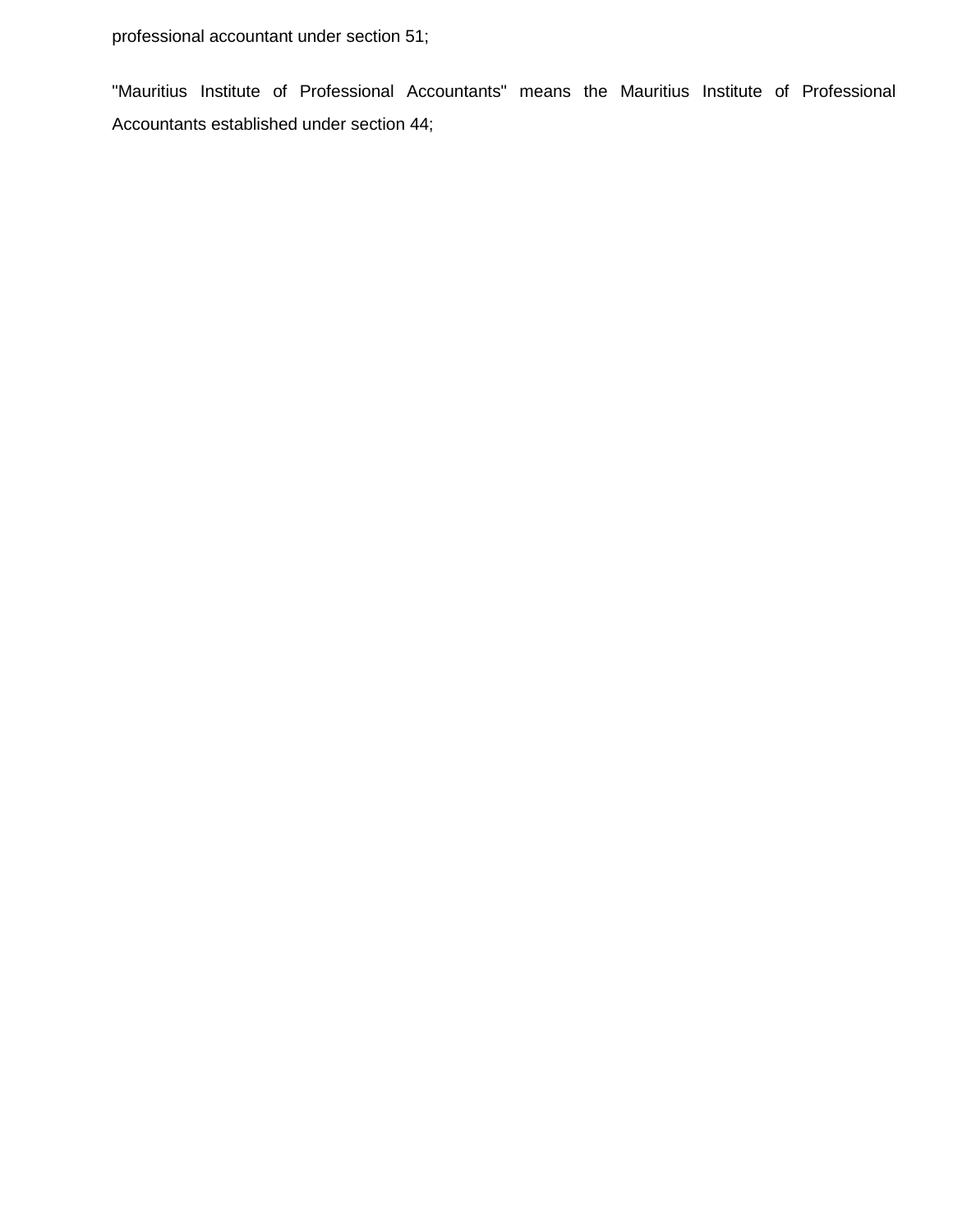professional accountant under section 51;

"Mauritius Institute of Professional Accountants" means the Mauritius Institute of Professional Accountants established under section 44;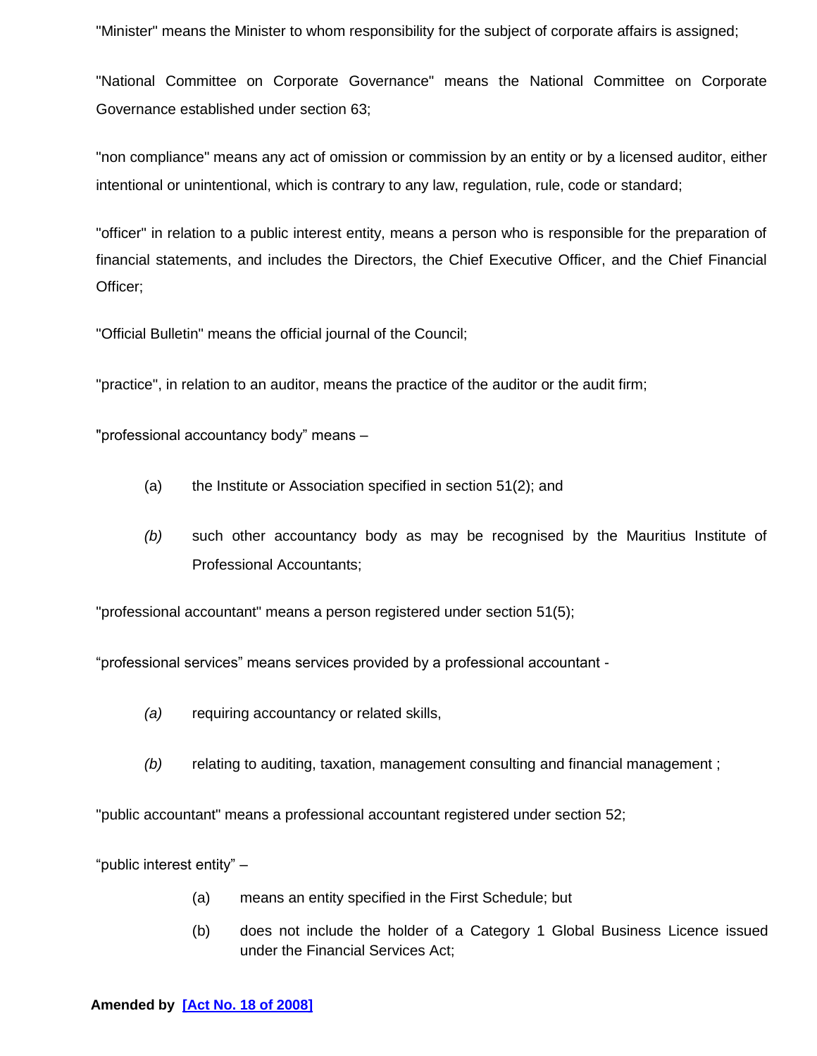"Minister" means the Minister to whom responsibility for the subject of corporate affairs is assigned;

"National Committee on Corporate Governance" means the National Committee on Corporate Governance established under section 63;

"non compliance" means any act of omission or commission by an entity or by a licensed auditor, either intentional or unintentional, which is contrary to any law, regulation, rule, code or standard;

"officer" in relation to a public interest entity, means a person who is responsible for the preparation of financial statements, and includes the Directors, the Chief Executive Officer, and the Chief Financial Officer;

"Official Bulletin" means the official journal of the Council;

"practice", in relation to an auditor, means the practice of the auditor or the audit firm;

"professional accountancy body" means –

(a) the Institute or Association specified in section 51(2); and

*(b)* such other accountancy body as may be recognised by the Mauritius Institute of Professional Accountants;

"professional accountant" means a person registered under section 51(5);

"professional services" means services provided by a professional accountant -

*(a)* requiring accountancy or related skills,

*(b)* relating to auditing, taxation, management consulting and financial management ;

"public accountant" means a professional accountant registered under section 52;

"public interest entity" –

(a) means an entity specified in the First Schedule; but

(b) does not include the holder of a Category 1 Global Business Licence issued under the Financial Services Act;

**Amended by [Act No. 18 of 2008]**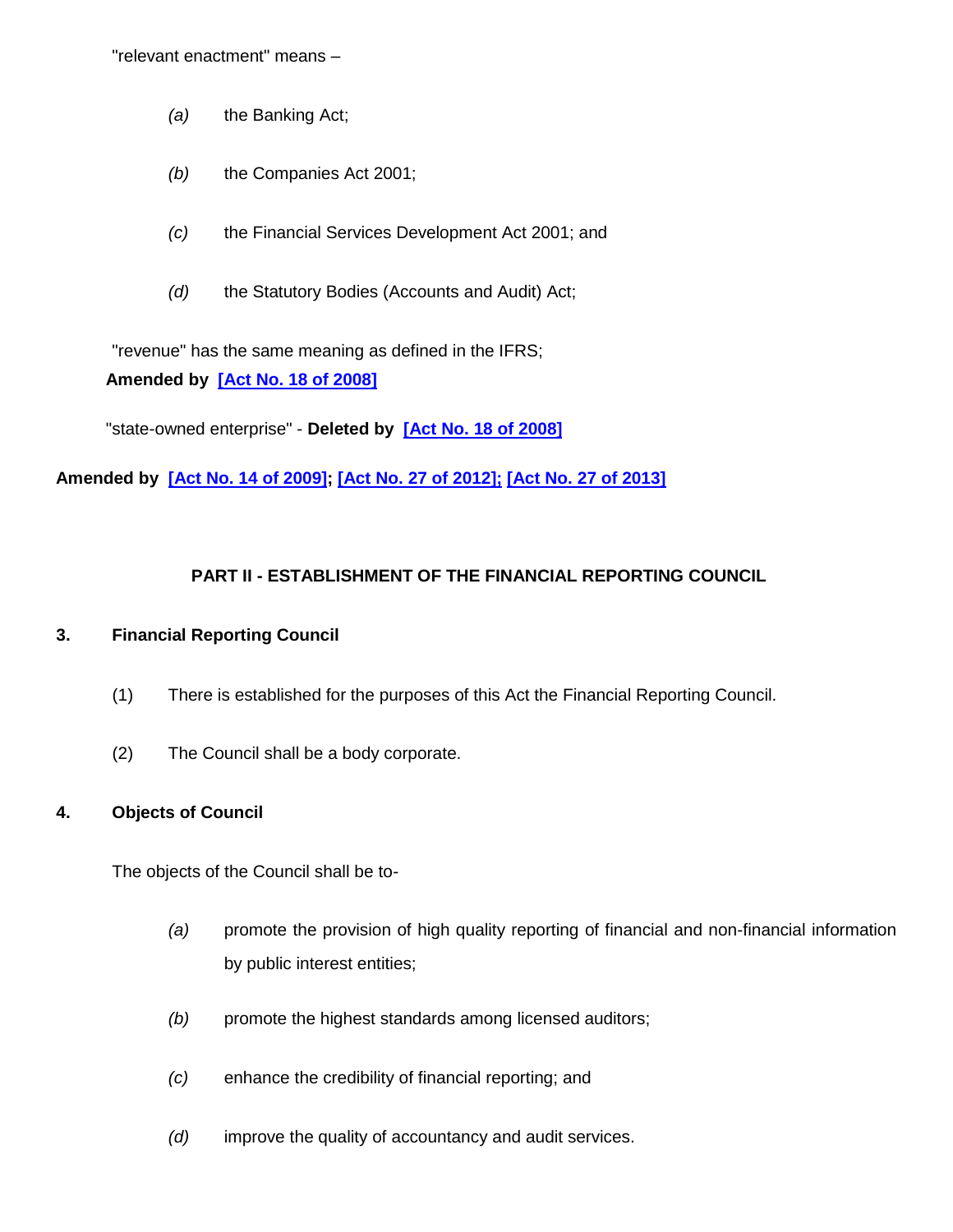"relevant enactment" means –

*(a)* the Banking Act;

*(b)* the Companies Act 2001;

*(c)* the Financial Services Development Act 2001; and

*(d)* the Statutory Bodies (Accounts and Audit) Act;

"revenue" has the same meaning as defined in the IFRS;
**Amended by [Act No. 18 of 2008]**

"state-owned enterprise" - **Deleted by [Act No. 18 of 2008]**

**Amended by [Act No. 14 of 2009]; [Act No. 27 of 2012]; [Act No. 27 of 2013]**

## PART II - ESTABLISHMENT OF THE FINANCIAL REPORTING COUNCIL

### 3. Financial Reporting Council

(1) There is established for the purposes of this Act the Financial Reporting Council.

(2) The Council shall be a body corporate.

### 4. Objects of Council

The objects of the Council shall be to-

*(a)* promote the provision of high quality reporting of financial and non-financial information by public interest entities;

*(b)* promote the highest standards among licensed auditors;

*(c)* enhance the credibility of financial reporting; and

*(d)* improve the quality of accountancy and audit services.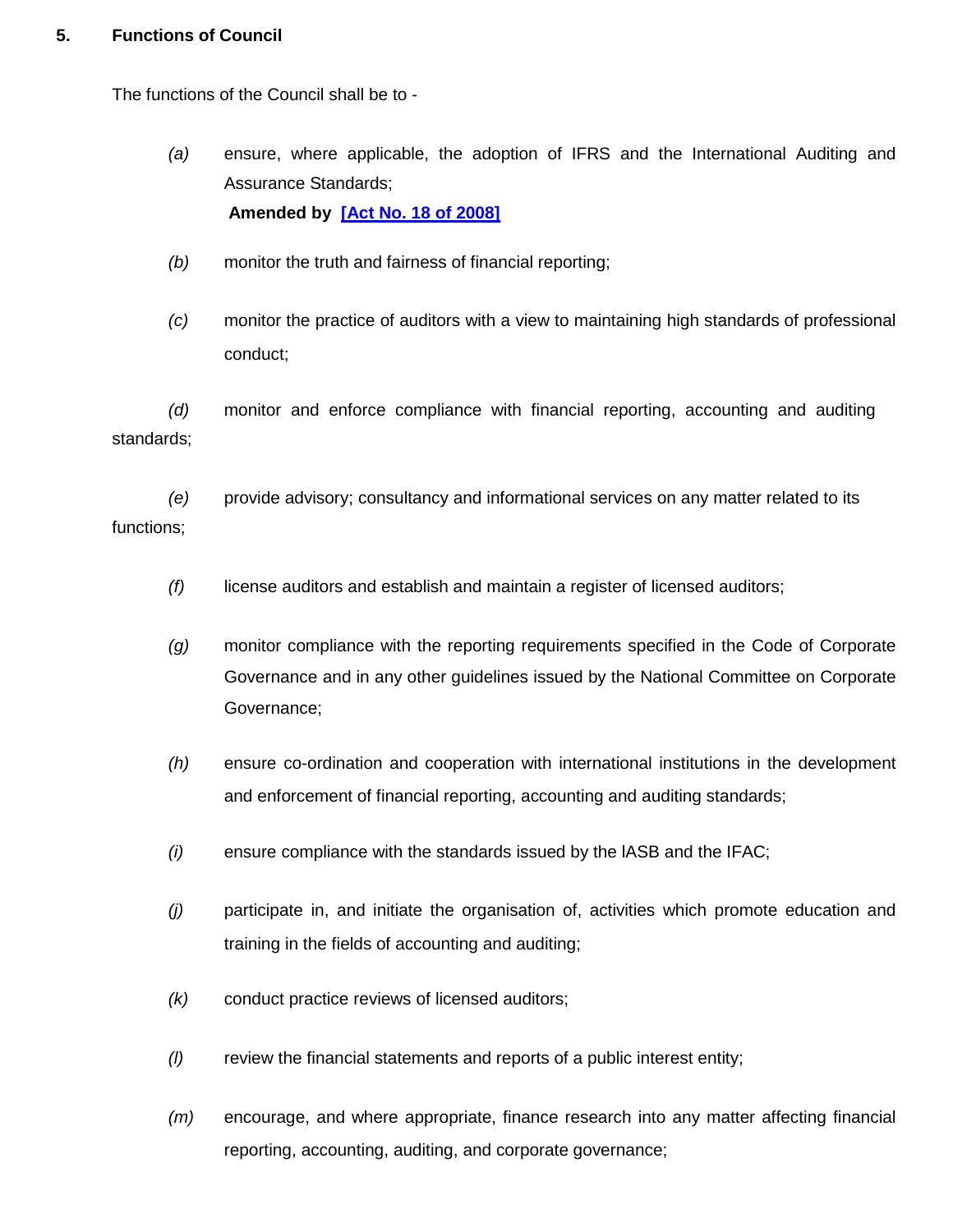## 5. Functions of Council

The functions of the Council shall be to -

*(a)* ensure, where applicable, the adoption of IFRS and the International Auditing and Assurance Standards;
**Amended by [Act No. 18 of 2008]**

*(b)* monitor the truth and fairness of financial reporting;

*(c)* monitor the practice of auditors with a view to maintaining high standards of professional conduct;

*(d)* monitor and enforce compliance with financial reporting, accounting and auditing standards;

*(e)* provide advisory; consultancy and informational services on any matter related to its functions;

*(f)* license auditors and establish and maintain a register of licensed auditors;

*(g)* monitor compliance with the reporting requirements specified in the Code of Corporate Governance and in any other guidelines issued by the National Committee on Corporate Governance;

*(h)* ensure co-ordination and cooperation with international institutions in the development and enforcement of financial reporting, accounting and auditing standards;

*(i)* ensure compliance with the standards issued by the IASB and the IFAC;

*(j)* participate in, and initiate the organisation of, activities which promote education and training in the fields of accounting and auditing;

*(k)* conduct practice reviews of licensed auditors;

*(l)* review the financial statements and reports of a public interest entity;

*(m)* encourage, and where appropriate, finance research into any matter affecting financial reporting, accounting, auditing, and corporate governance;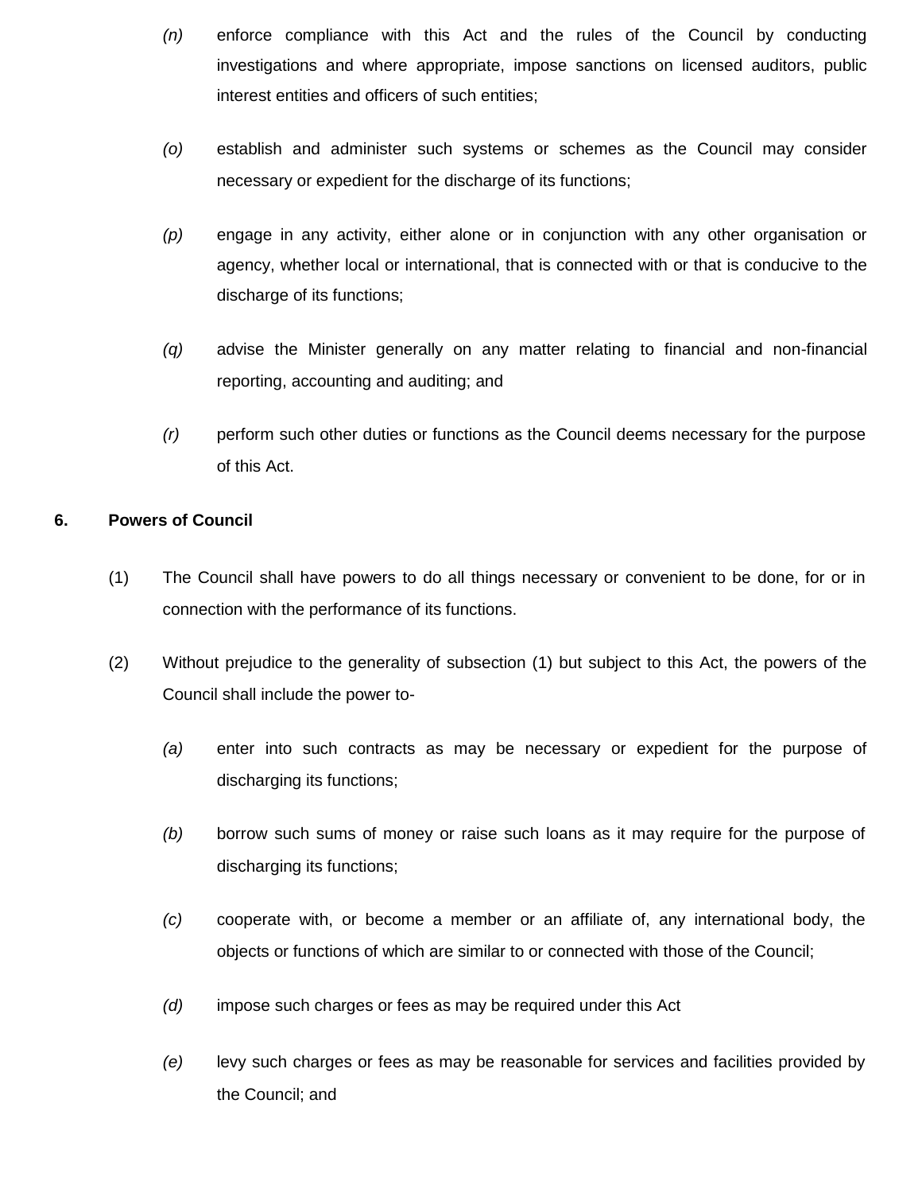*(n)* enforce compliance with this Act and the rules of the Council by conducting investigations and where appropriate, impose sanctions on licensed auditors, public interest entities and officers of such entities;

*(o)* establish and administer such systems or schemes as the Council may consider necessary or expedient for the discharge of its functions;

*(p)* engage in any activity, either alone or in conjunction with any other organisation or agency, whether local or international, that is connected with or that is conducive to the discharge of its functions;

*(q)* advise the Minister generally on any matter relating to financial and non-financial reporting, accounting and auditing; and

*(r)* perform such other duties or functions as the Council deems necessary for the purpose of this Act.

**6. Powers of Council**

(1) The Council shall have powers to do all things necessary or convenient to be done, for or in connection with the performance of its functions.

(2) Without prejudice to the generality of subsection (1) but subject to this Act, the powers of the Council shall include the power to-

*(a)* enter into such contracts as may be necessary or expedient for the purpose of discharging its functions;

*(b)* borrow such sums of money or raise such loans as it may require for the purpose of discharging its functions;

*(c)* cooperate with, or become a member or an affiliate of, any international body, the objects or functions of which are similar to or connected with those of the Council;

*(d)* impose such charges or fees as may be required under this Act

*(e)* levy such charges or fees as may be reasonable for services and facilities provided by the Council; and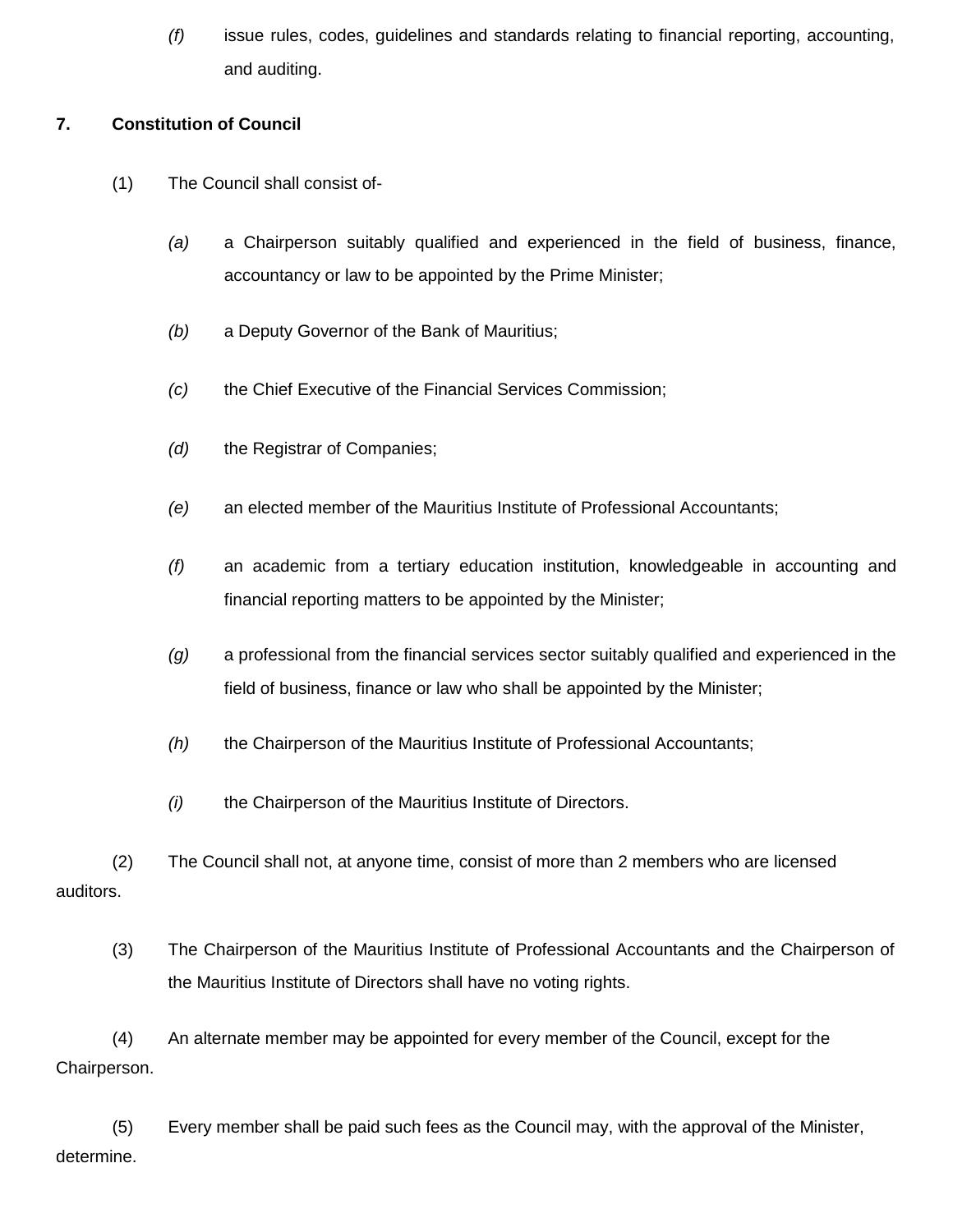*(f)* issue rules, codes, guidelines and standards relating to financial reporting, accounting, and auditing.

**7. Constitution of Council**

(1) The Council shall consist of-

*(a)* a Chairperson suitably qualified and experienced in the field of business, finance, accountancy or law to be appointed by the Prime Minister;

*(b)* a Deputy Governor of the Bank of Mauritius;

*(c)* the Chief Executive of the Financial Services Commission;

*(d)* the Registrar of Companies;

*(e)* an elected member of the Mauritius Institute of Professional Accountants;

*(f)* an academic from a tertiary education institution, knowledgeable in accounting and financial reporting matters to be appointed by the Minister;

*(g)* a professional from the financial services sector suitably qualified and experienced in the field of business, finance or law who shall be appointed by the Minister;

*(h)* the Chairperson of the Mauritius Institute of Professional Accountants;

*(i)* the Chairperson of the Mauritius Institute of Directors.

(2) The Council shall not, at anyone time, consist of more than 2 members who are licensed auditors.

(3) The Chairperson of the Mauritius Institute of Professional Accountants and the Chairperson of the Mauritius Institute of Directors shall have no voting rights.

(4) An alternate member may be appointed for every member of the Council, except for the Chairperson.

(5) Every member shall be paid such fees as the Council may, with the approval of the Minister, determine.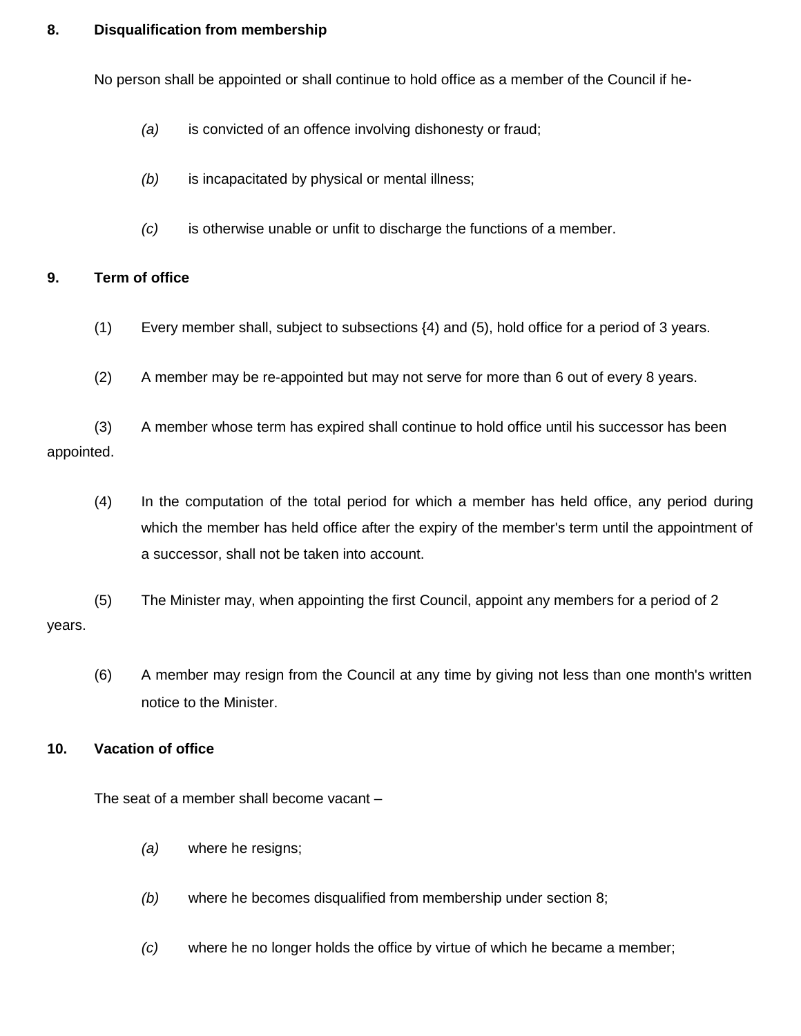**8. Disqualification from membership**

No person shall be appointed or shall continue to hold office as a member of the Council if he-

*(a)* is convicted of an offence involving dishonesty or fraud;

*(b)* is incapacitated by physical or mental illness;

*(c)* is otherwise unable or unfit to discharge the functions of a member.

**9. Term of office**

(1) Every member shall, subject to subsections {4) and (5), hold office for a period of 3 years.

(2) A member may be re-appointed but may not serve for more than 6 out of every 8 years.

(3) A member whose term has expired shall continue to hold office until his successor has been appointed.

(4) In the computation of the total period for which a member has held office, any period during which the member has held office after the expiry of the member's term until the appointment of a successor, shall not be taken into account.

(5) The Minister may, when appointing the first Council, appoint any members for a period of 2 years.

(6) A member may resign from the Council at any time by giving not less than one month's written notice to the Minister.

**10. Vacation of office**

The seat of a member shall become vacant –

*(a)* where he resigns;

*(b)* where he becomes disqualified from membership under section 8;

*(c)* where he no longer holds the office by virtue of which he became a member;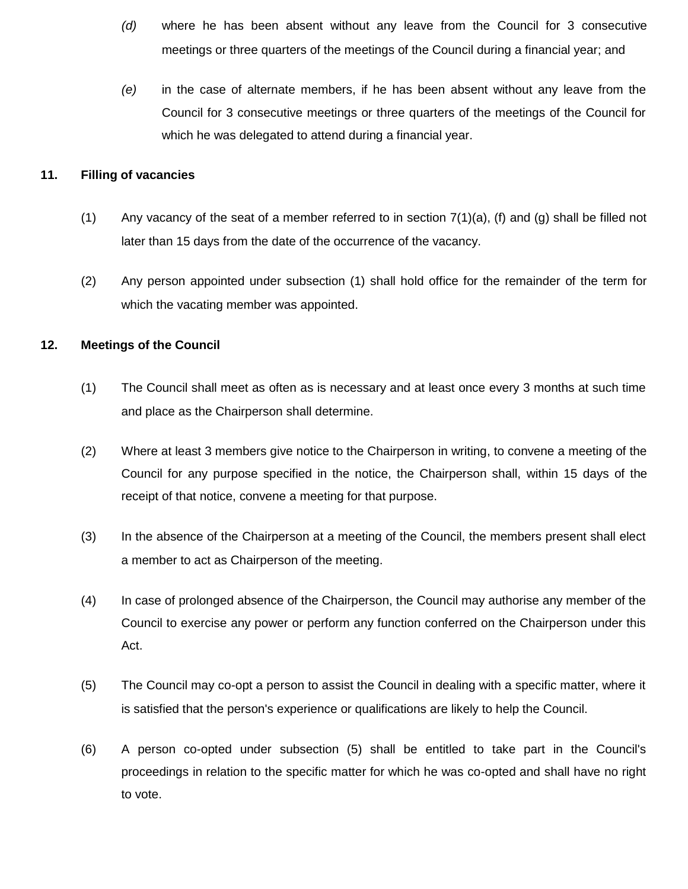*(d)* where he has been absent without any leave from the Council for 3 consecutive meetings or three quarters of the meetings of the Council during a financial year; and

*(e)* in the case of alternate members, if he has been absent without any leave from the Council for 3 consecutive meetings or three quarters of the meetings of the Council for which he was delegated to attend during a financial year.

**11. Filling of vacancies**

(1) Any vacancy of the seat of a member referred to in section 7(1)(a), (f) and (g) shall be filled not later than 15 days from the date of the occurrence of the vacancy.

(2) Any person appointed under subsection (1) shall hold office for the remainder of the term for which the vacating member was appointed.

**12. Meetings of the Council**

(1) The Council shall meet as often as is necessary and at least once every 3 months at such time and place as the Chairperson shall determine.

(2) Where at least 3 members give notice to the Chairperson in writing, to convene a meeting of the Council for any purpose specified in the notice, the Chairperson shall, within 15 days of the receipt of that notice, convene a meeting for that purpose.

(3) In the absence of the Chairperson at a meeting of the Council, the members present shall elect a member to act as Chairperson of the meeting.

(4) In case of prolonged absence of the Chairperson, the Council may authorise any member of the Council to exercise any power or perform any function conferred on the Chairperson under this Act.

(5) The Council may co-opt a person to assist the Council in dealing with a specific matter, where it is satisfied that the person's experience or qualifications are likely to help the Council.

(6) A person co-opted under subsection (5) shall be entitled to take part in the Council's proceedings in relation to the specific matter for which he was co-opted and shall have no right to vote.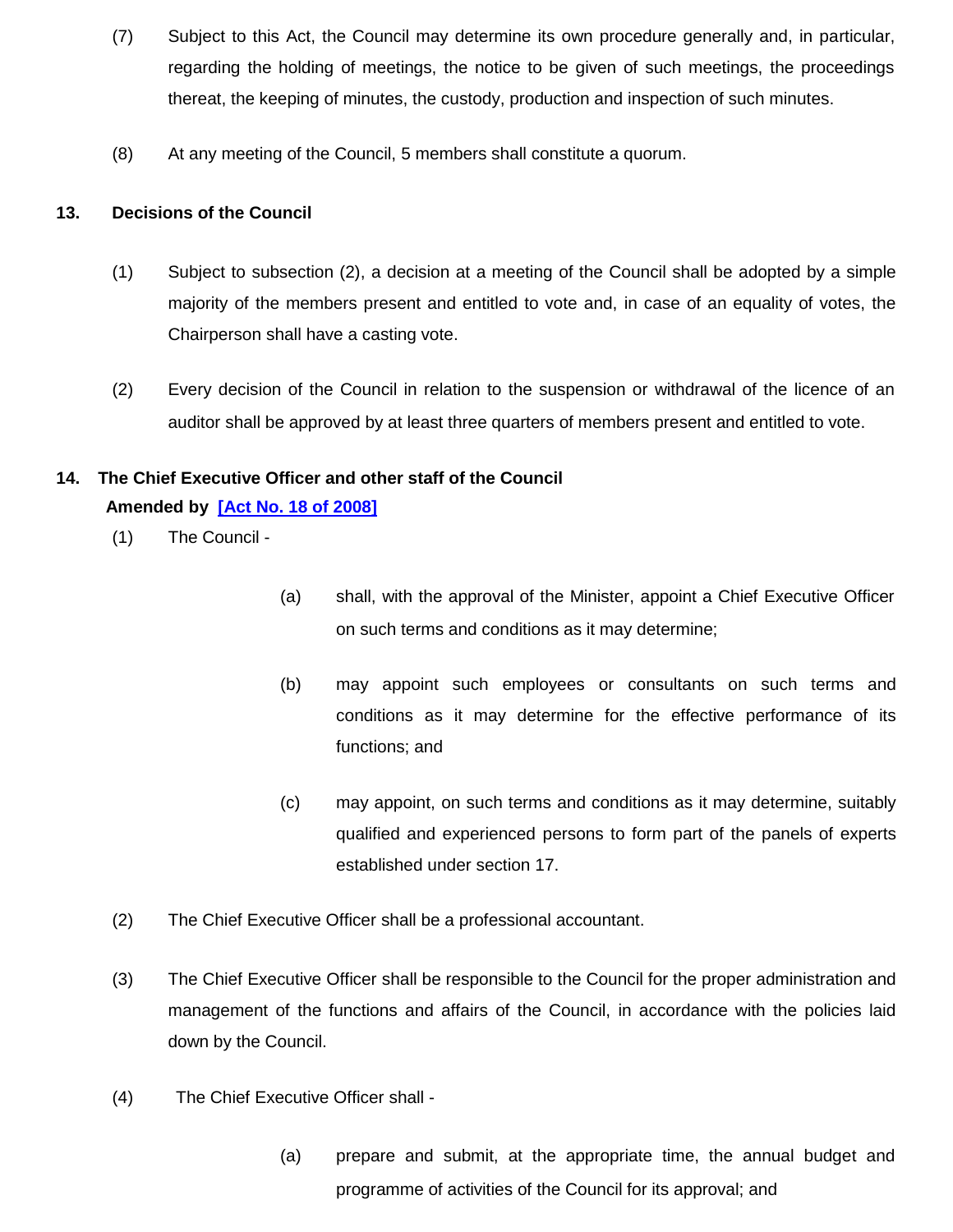(7) Subject to this Act, the Council may determine its own procedure generally and, in particular, regarding the holding of meetings, the notice to be given of such meetings, the proceedings thereat, the keeping of minutes, the custody, production and inspection of such minutes.

(8) At any meeting of the Council, 5 members shall constitute a quorum.

## 13. Decisions of the Council

(1) Subject to subsection (2), a decision at a meeting of the Council shall be adopted by a simple majority of the members present and entitled to vote and, in case of an equality of votes, the Chairperson shall have a casting vote.

(2) Every decision of the Council in relation to the suspension or withdrawal of the licence of an auditor shall be approved by at least three quarters of members present and entitled to vote.

## 14. The Chief Executive Officer and other staff of the Council

**Amended by [Act No. 18 of 2008]**

(1) The Council -

(a) shall, with the approval of the Minister, appoint a Chief Executive Officer on such terms and conditions as it may determine;

(b) may appoint such employees or consultants on such terms and conditions as it may determine for the effective performance of its functions; and

(c) may appoint, on such terms and conditions as it may determine, suitably qualified and experienced persons to form part of the panels of experts established under section 17.

(2) The Chief Executive Officer shall be a professional accountant.

(3) The Chief Executive Officer shall be responsible to the Council for the proper administration and management of the functions and affairs of the Council, in accordance with the policies laid down by the Council.

(4) The Chief Executive Officer shall -

(a) prepare and submit, at the appropriate time, the annual budget and programme of activities of the Council for its approval; and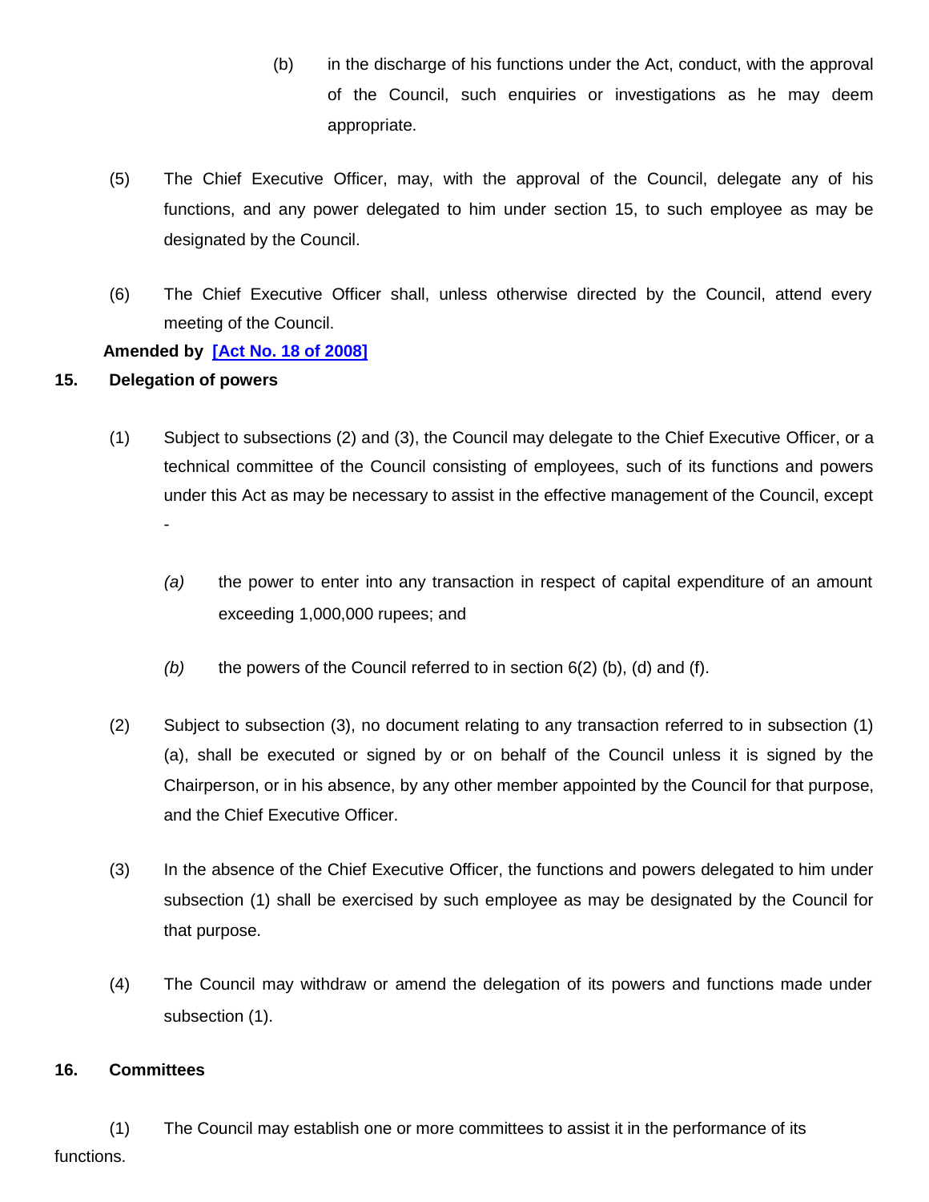(b) in the discharge of his functions under the Act, conduct, with the approval of the Council, such enquiries or investigations as he may deem appropriate.

(5) The Chief Executive Officer, may, with the approval of the Council, delegate any of his functions, and any power delegated to him under section 15, to such employee as may be designated by the Council.

(6) The Chief Executive Officer shall, unless otherwise directed by the Council, attend every meeting of the Council.

**Amended by [Act No. 18 of 2008]**

### 15. Delegation of powers

(1) Subject to subsections (2) and (3), the Council may delegate to the Chief Executive Officer, or a technical committee of the Council consisting of employees, such of its functions and powers under this Act as may be necessary to assist in the effective management of the Council, except -

*(a)* the power to enter into any transaction in respect of capital expenditure of an amount exceeding 1,000,000 rupees; and

*(b)* the powers of the Council referred to in section 6(2) (b), (d) and (f).

(2) Subject to subsection (3), no document relating to any transaction referred to in subsection (1) (a), shall be executed or signed by or on behalf of the Council unless it is signed by the Chairperson, or in his absence, by any other member appointed by the Council for that purpose, and the Chief Executive Officer.

(3) In the absence of the Chief Executive Officer, the functions and powers delegated to him under subsection (1) shall be exercised by such employee as may be designated by the Council for that purpose.

(4) The Council may withdraw or amend the delegation of its powers and functions made under subsection (1).

### 16. Committees

(1) The Council may establish one or more committees to assist it in the performance of its functions.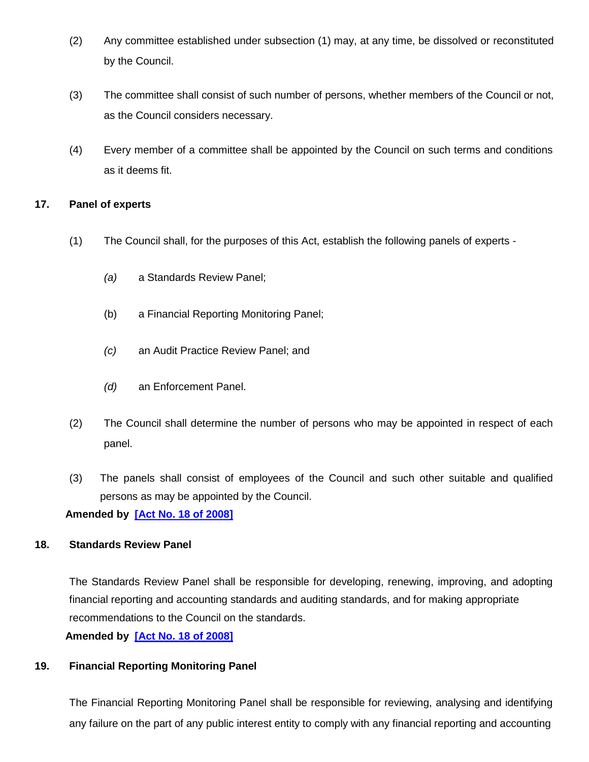(2) Any committee established under subsection (1) may, at any time, be dissolved or reconstituted by the Council.

(3) The committee shall consist of such number of persons, whether members of the Council or not, as the Council considers necessary.

(4) Every member of a committee shall be appointed by the Council on such terms and conditions as it deems fit.

### 17. Panel of experts

(1) The Council shall, for the purposes of this Act, establish the following panels of experts -

*(a)* a Standards Review Panel;

(b) a Financial Reporting Monitoring Panel;

*(c)* an Audit Practice Review Panel; and

*(d)* an Enforcement Panel.

(2) The Council shall determine the number of persons who may be appointed in respect of each panel.

(3) The panels shall consist of employees of the Council and such other suitable and qualified persons as may be appointed by the Council.

**Amended by [Act No. 18 of 2008]**

### 18. Standards Review Panel

The Standards Review Panel shall be responsible for developing, renewing, improving, and adopting financial reporting and accounting standards and auditing standards, and for making appropriate recommendations to the Council on the standards.

**Amended by [Act No. 18 of 2008]**

### 19. Financial Reporting Monitoring Panel

The Financial Reporting Monitoring Panel shall be responsible for reviewing, analysing and identifying any failure on the part of any public interest entity to comply with any financial reporting and accounting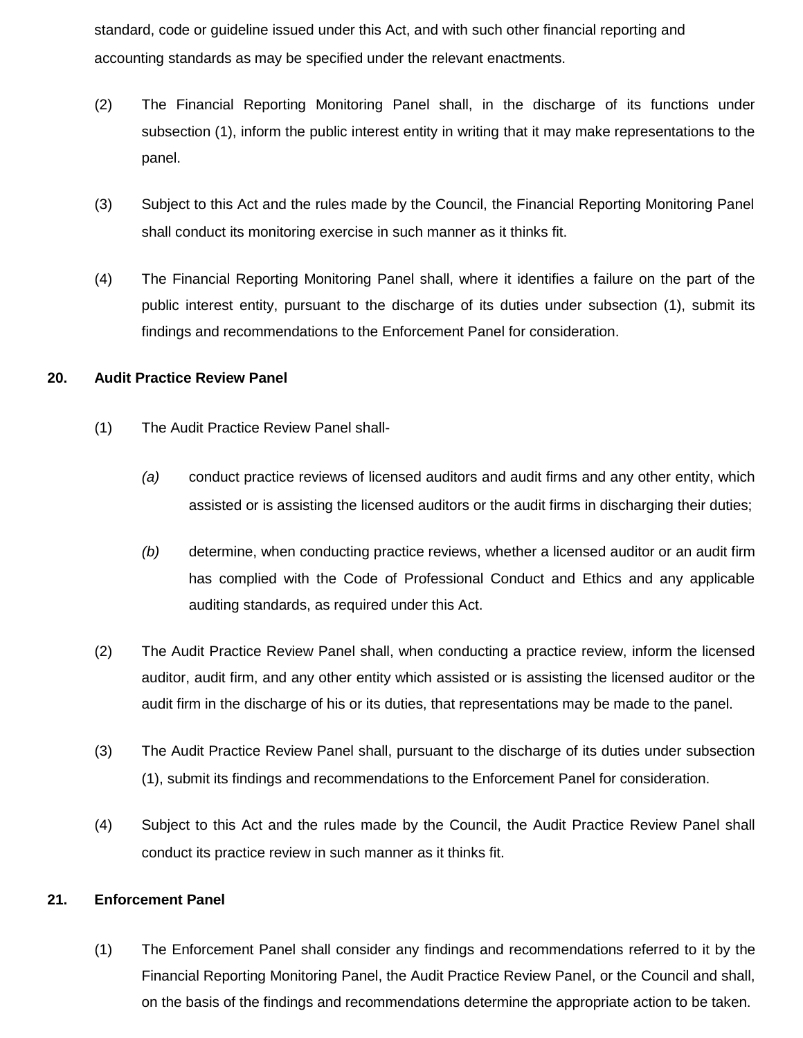standard, code or guideline issued under this Act, and with such other financial reporting and accounting standards as may be specified under the relevant enactments.

(2) The Financial Reporting Monitoring Panel shall, in the discharge of its functions under subsection (1), inform the public interest entity in writing that it may make representations to the panel.

(3) Subject to this Act and the rules made by the Council, the Financial Reporting Monitoring Panel shall conduct its monitoring exercise in such manner as it thinks fit.

(4) The Financial Reporting Monitoring Panel shall, where it identifies a failure on the part of the public interest entity, pursuant to the discharge of its duties under subsection (1), submit its findings and recommendations to the Enforcement Panel for consideration.

**20. Audit Practice Review Panel**

(1) The Audit Practice Review Panel shall-

*(a)* conduct practice reviews of licensed auditors and audit firms and any other entity, which assisted or is assisting the licensed auditors or the audit firms in discharging their duties;

*(b)* determine, when conducting practice reviews, whether a licensed auditor or an audit firm has complied with the Code of Professional Conduct and Ethics and any applicable auditing standards, as required under this Act.

(2) The Audit Practice Review Panel shall, when conducting a practice review, inform the licensed auditor, audit firm, and any other entity which assisted or is assisting the licensed auditor or the audit firm in the discharge of his or its duties, that representations may be made to the panel.

(3) The Audit Practice Review Panel shall, pursuant to the discharge of its duties under subsection (1), submit its findings and recommendations to the Enforcement Panel for consideration.

(4) Subject to this Act and the rules made by the Council, the Audit Practice Review Panel shall conduct its practice review in such manner as it thinks fit.

**21. Enforcement Panel**

(1) The Enforcement Panel shall consider any findings and recommendations referred to it by the Financial Reporting Monitoring Panel, the Audit Practice Review Panel, or the Council and shall, on the basis of the findings and recommendations determine the appropriate action to be taken.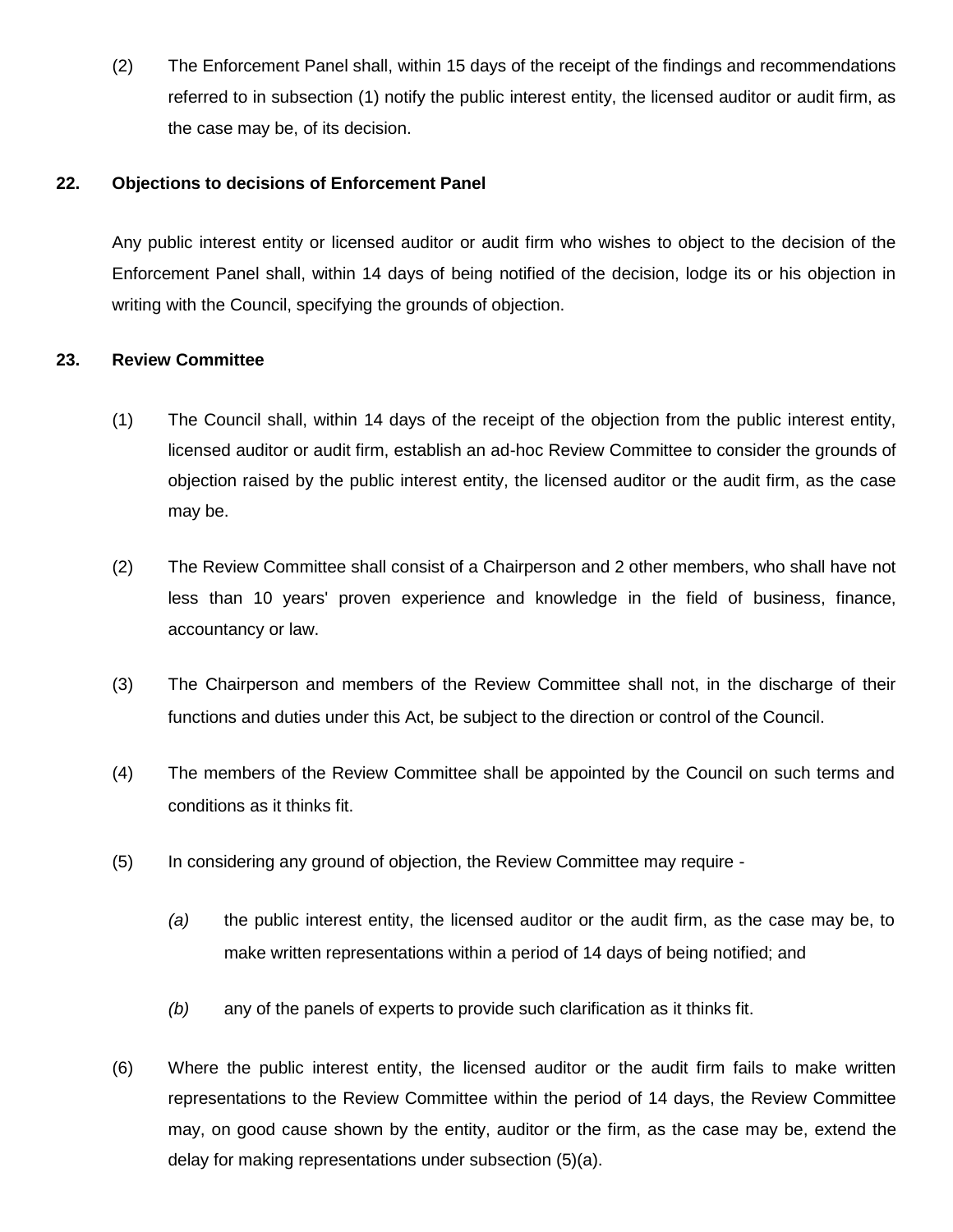(2) The Enforcement Panel shall, within 15 days of the receipt of the findings and recommendations referred to in subsection (1) notify the public interest entity, the licensed auditor or audit firm, as the case may be, of its decision.

**22. Objections to decisions of Enforcement Panel**

Any public interest entity or licensed auditor or audit firm who wishes to object to the decision of the Enforcement Panel shall, within 14 days of being notified of the decision, lodge its or his objection in writing with the Council, specifying the grounds of objection.

**23. Review Committee**

(1) The Council shall, within 14 days of the receipt of the objection from the public interest entity, licensed auditor or audit firm, establish an ad-hoc Review Committee to consider the grounds of objection raised by the public interest entity, the licensed auditor or the audit firm, as the case may be.

(2) The Review Committee shall consist of a Chairperson and 2 other members, who shall have not less than 10 years' proven experience and knowledge in the field of business, finance, accountancy or law.

(3) The Chairperson and members of the Review Committee shall not, in the discharge of their functions and duties under this Act, be subject to the direction or control of the Council.

(4) The members of the Review Committee shall be appointed by the Council on such terms and conditions as it thinks fit.

(5) In considering any ground of objection, the Review Committee may require -

*(a)* the public interest entity, the licensed auditor or the audit firm, as the case may be, to make written representations within a period of 14 days of being notified; and

*(b)* any of the panels of experts to provide such clarification as it thinks fit.

(6) Where the public interest entity, the licensed auditor or the audit firm fails to make written representations to the Review Committee within the period of 14 days, the Review Committee may, on good cause shown by the entity, auditor or the firm, as the case may be, extend the delay for making representations under subsection (5)(a).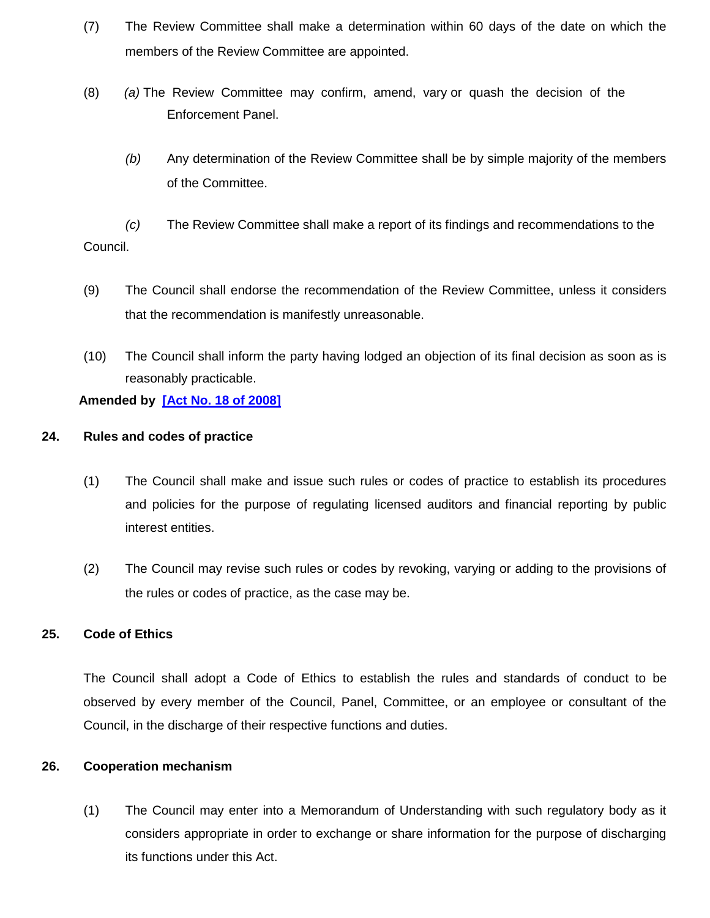(7) The Review Committee shall make a determination within 60 days of the date on which the members of the Review Committee are appointed.

(8) *(a)* The Review Committee may confirm, amend, vary or quash the decision of the Enforcement Panel.

*(b)* Any determination of the Review Committee shall be by simple majority of the members of the Committee.

*(c)* The Review Committee shall make a report of its findings and recommendations to the Council.

(9) The Council shall endorse the recommendation of the Review Committee, unless it considers that the recommendation is manifestly unreasonable.

(10) The Council shall inform the party having lodged an objection of its final decision as soon as is reasonably practicable.

**Amended by [Act No. 18 of 2008]**

### 24. Rules and codes of practice

(1) The Council shall make and issue such rules or codes of practice to establish its procedures and policies for the purpose of regulating licensed auditors and financial reporting by public interest entities.

(2) The Council may revise such rules or codes by revoking, varying or adding to the provisions of the rules or codes of practice, as the case may be.

### 25. Code of Ethics

The Council shall adopt a Code of Ethics to establish the rules and standards of conduct to be observed by every member of the Council, Panel, Committee, or an employee or consultant of the Council, in the discharge of their respective functions and duties.

### 26. Cooperation mechanism

(1) The Council may enter into a Memorandum of Understanding with such regulatory body as it considers appropriate in order to exchange or share information for the purpose of discharging its functions under this Act.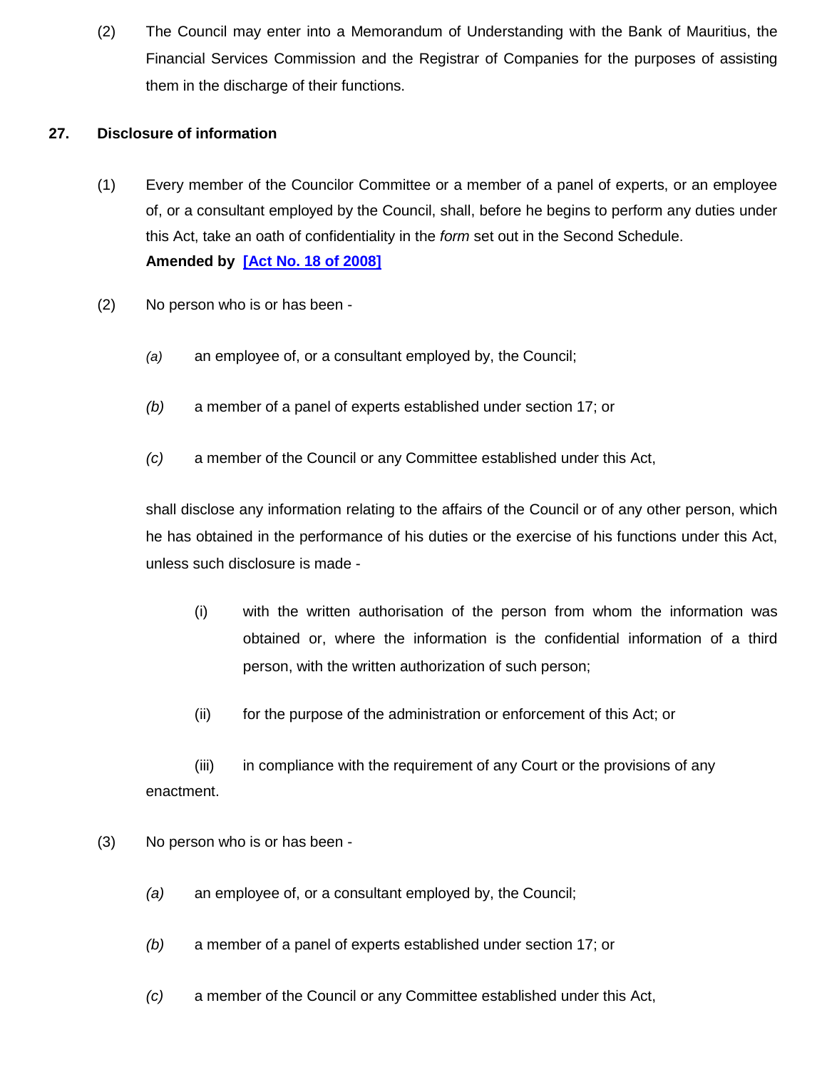(2) The Council may enter into a Memorandum of Understanding with the Bank of Mauritius, the Financial Services Commission and the Registrar of Companies for the purposes of assisting them in the discharge of their functions.

**27. Disclosure of information**

(1) Every member of the Councilor Committee or a member of a panel of experts, or an employee of, or a consultant employed by the Council, shall, before he begins to perform any duties under this Act, take an oath of confidentiality in the *form* set out in the Second Schedule.
**Amended by [Act No. 18 of 2008]**

(2) No person who is or has been -

*(a)* an employee of, or a consultant employed by, the Council;

*(b)* a member of a panel of experts established under section 17; or

*(c)* a member of the Council or any Committee established under this Act,

shall disclose any information relating to the affairs of the Council or of any other person, which he has obtained in the performance of his duties or the exercise of his functions under this Act, unless such disclosure is made -

(i) with the written authorisation of the person from whom the information was obtained or, where the information is the confidential information of a third person, with the written authorization of such person;

(ii) for the purpose of the administration or enforcement of this Act; or

(iii) in compliance with the requirement of any Court or the provisions of any enactment.

(3) No person who is or has been -

*(a)* an employee of, or a consultant employed by, the Council;

*(b)* a member of a panel of experts established under section 17; or

*(c)* a member of the Council or any Committee established under this Act,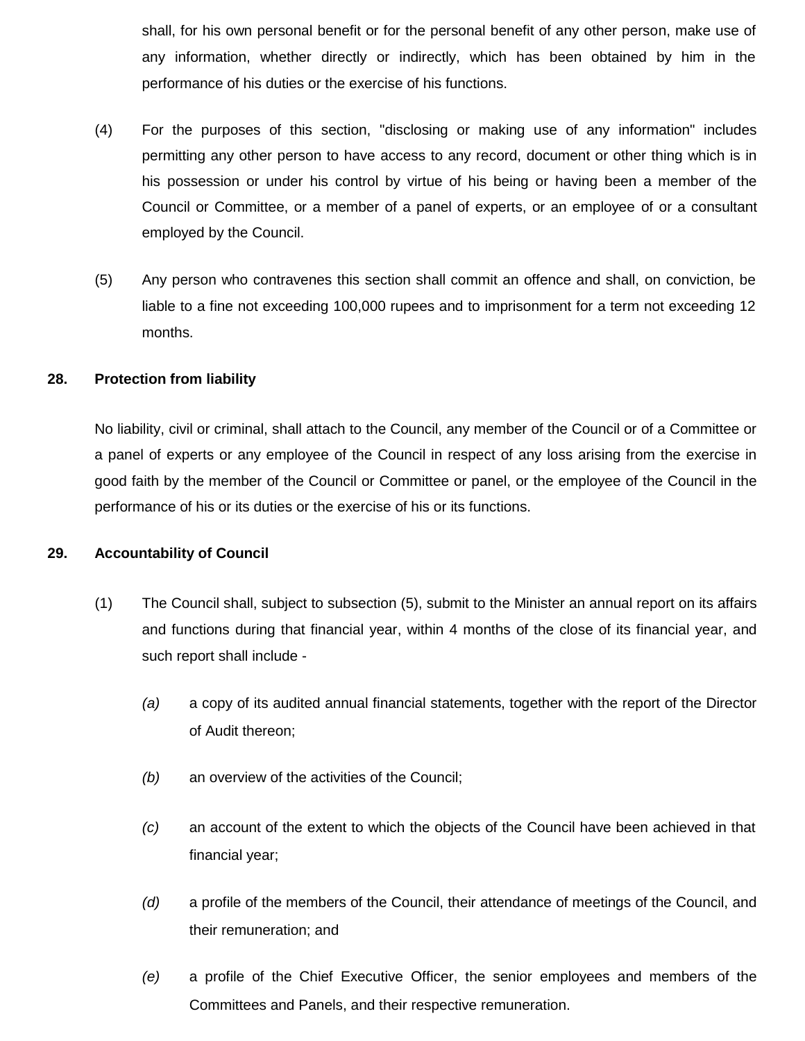shall, for his own personal benefit or for the personal benefit of any other person, make use of any information, whether directly or indirectly, which has been obtained by him in the performance of his duties or the exercise of his functions.

(4) For the purposes of this section, "disclosing or making use of any information" includes permitting any other person to have access to any record, document or other thing which is in his possession or under his control by virtue of his being or having been a member of the Council or Committee, or a member of a panel of experts, or an employee of or a consultant employed by the Council.

(5) Any person who contravenes this section shall commit an offence and shall, on conviction, be liable to a fine not exceeding 100,000 rupees and to imprisonment for a term not exceeding 12 months.

**28. Protection from liability**

No liability, civil or criminal, shall attach to the Council, any member of the Council or of a Committee or a panel of experts or any employee of the Council in respect of any loss arising from the exercise in good faith by the member of the Council or Committee or panel, or the employee of the Council in the performance of his or its duties or the exercise of his or its functions.

**29. Accountability of Council**

(1) The Council shall, subject to subsection (5), submit to the Minister an annual report on its affairs and functions during that financial year, within 4 months of the close of its financial year, and such report shall include -

*(a)* a copy of its audited annual financial statements, together with the report of the Director of Audit thereon;

*(b)* an overview of the activities of the Council;

*(c)* an account of the extent to which the objects of the Council have been achieved in that financial year;

*(d)* a profile of the members of the Council, their attendance of meetings of the Council, and their remuneration; and

*(e)* a profile of the Chief Executive Officer, the senior employees and members of the Committees and Panels, and their respective remuneration.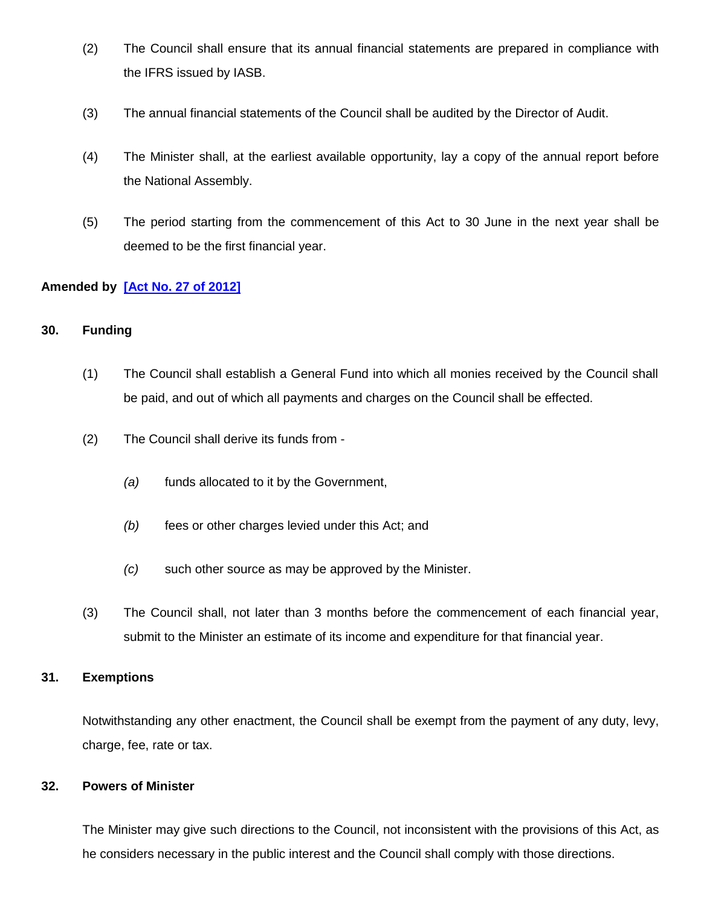(2) The Council shall ensure that its annual financial statements are prepared in compliance with the IFRS issued by IASB.

(3) The annual financial statements of the Council shall be audited by the Director of Audit.

(4) The Minister shall, at the earliest available opportunity, lay a copy of the annual report before the National Assembly.

(5) The period starting from the commencement of this Act to 30 June in the next year shall be deemed to be the first financial year.

**Amended by [Act No. 27 of 2012]**

### 30. Funding

(1) The Council shall establish a General Fund into which all monies received by the Council shall be paid, and out of which all payments and charges on the Council shall be effected.

(2) The Council shall derive its funds from -

*(a)* funds allocated to it by the Government,

*(b)* fees or other charges levied under this Act; and

*(c)* such other source as may be approved by the Minister.

(3) The Council shall, not later than 3 months before the commencement of each financial year, submit to the Minister an estimate of its income and expenditure for that financial year.

### 31. Exemptions

Notwithstanding any other enactment, the Council shall be exempt from the payment of any duty, levy, charge, fee, rate or tax.

### 32. Powers of Minister

The Minister may give such directions to the Council, not inconsistent with the provisions of this Act, as he considers necessary in the public interest and the Council shall comply with those directions.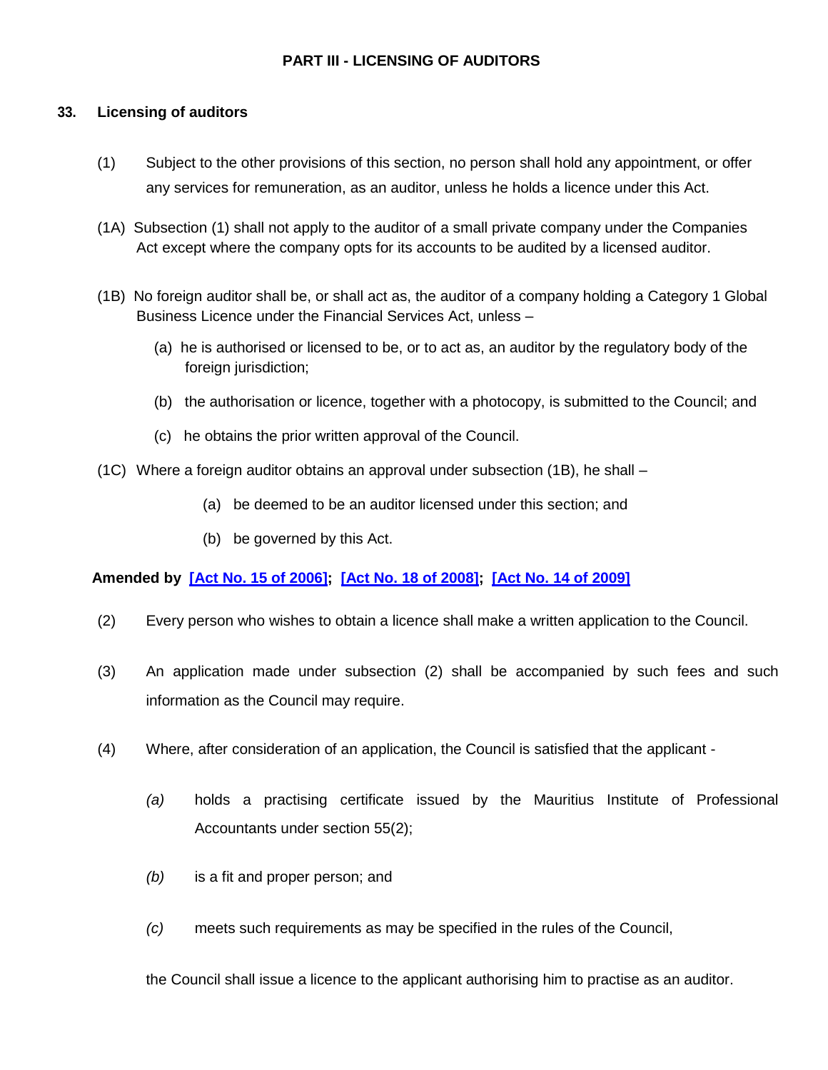## PART III - LICENSING OF AUDITORS

### 33. Licensing of auditors

(1) Subject to the other provisions of this section, no person shall hold any appointment, or offer any services for remuneration, as an auditor, unless he holds a licence under this Act.

(1A) Subsection (1) shall not apply to the auditor of a small private company under the Companies Act except where the company opts for its accounts to be audited by a licensed auditor.

(1B) No foreign auditor shall be, or shall act as, the auditor of a company holding a Category 1 Global Business Licence under the Financial Services Act, unless –

(a) he is authorised or licensed to be, or to act as, an auditor by the regulatory body of the foreign jurisdiction;

(b) the authorisation or licence, together with a photocopy, is submitted to the Council; and

(c) he obtains the prior written approval of the Council.

(1C) Where a foreign auditor obtains an approval under subsection (1B), he shall –

(a) be deemed to be an auditor licensed under this section; and

(b) be governed by this Act.

**Amended by [Act No. 15 of 2006]; [Act No. 18 of 2008]; [Act No. 14 of 2009]**

(2) Every person who wishes to obtain a licence shall make a written application to the Council.

(3) An application made under subsection (2) shall be accompanied by such fees and such information as the Council may require.

(4) Where, after consideration of an application, the Council is satisfied that the applicant -

*(a)* holds a practising certificate issued by the Mauritius Institute of Professional Accountants under section 55(2);

*(b)* is a fit and proper person; and

*(c)* meets such requirements as may be specified in the rules of the Council,

the Council shall issue a licence to the applicant authorising him to practise as an auditor.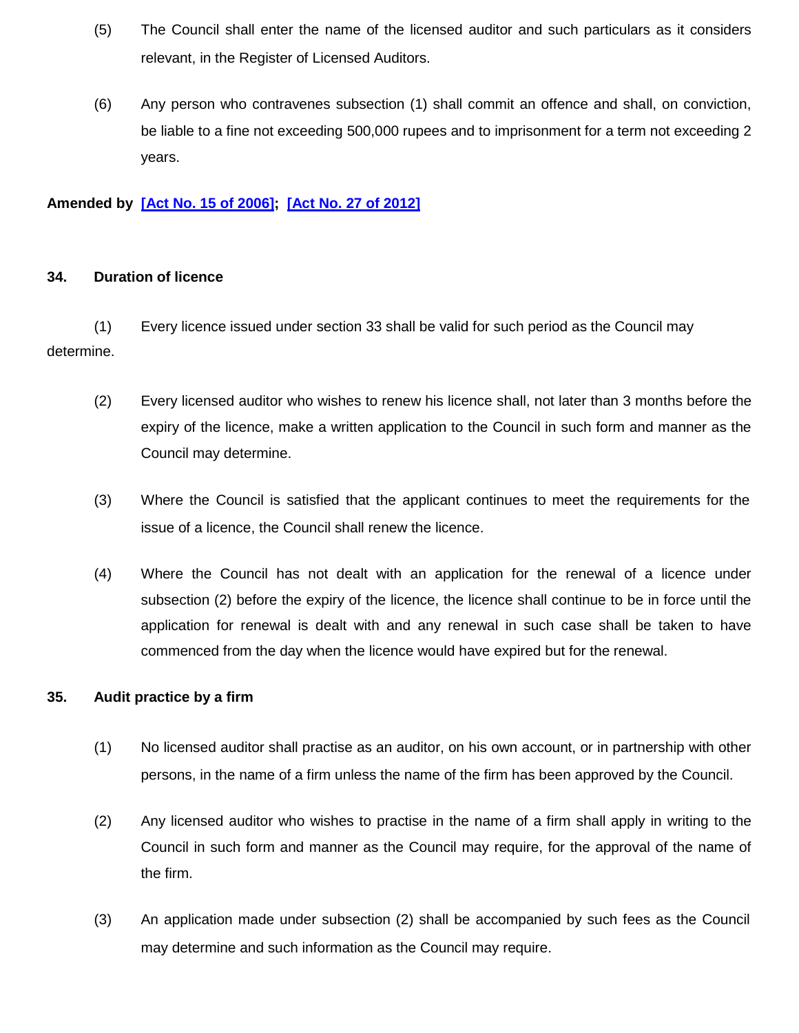(5) The Council shall enter the name of the licensed auditor and such particulars as it considers relevant, in the Register of Licensed Auditors.

(6) Any person who contravenes subsection (1) shall commit an offence and shall, on conviction, be liable to a fine not exceeding 500,000 rupees and to imprisonment for a term not exceeding 2 years.

**Amended by [Act No. 15 of 2006]; [Act No. 27 of 2012]**

### 34. Duration of licence

(1) Every licence issued under section 33 shall be valid for such period as the Council may determine.

(2) Every licensed auditor who wishes to renew his licence shall, not later than 3 months before the expiry of the licence, make a written application to the Council in such form and manner as the Council may determine.

(3) Where the Council is satisfied that the applicant continues to meet the requirements for the issue of a licence, the Council shall renew the licence.

(4) Where the Council has not dealt with an application for the renewal of a licence under subsection (2) before the expiry of the licence, the licence shall continue to be in force until the application for renewal is dealt with and any renewal in such case shall be taken to have commenced from the day when the licence would have expired but for the renewal.

### 35. Audit practice by a firm

(1) No licensed auditor shall practise as an auditor, on his own account, or in partnership with other persons, in the name of a firm unless the name of the firm has been approved by the Council.

(2) Any licensed auditor who wishes to practise in the name of a firm shall apply in writing to the Council in such form and manner as the Council may require, for the approval of the name of the firm.

(3) An application made under subsection (2) shall be accompanied by such fees as the Council may determine and such information as the Council may require.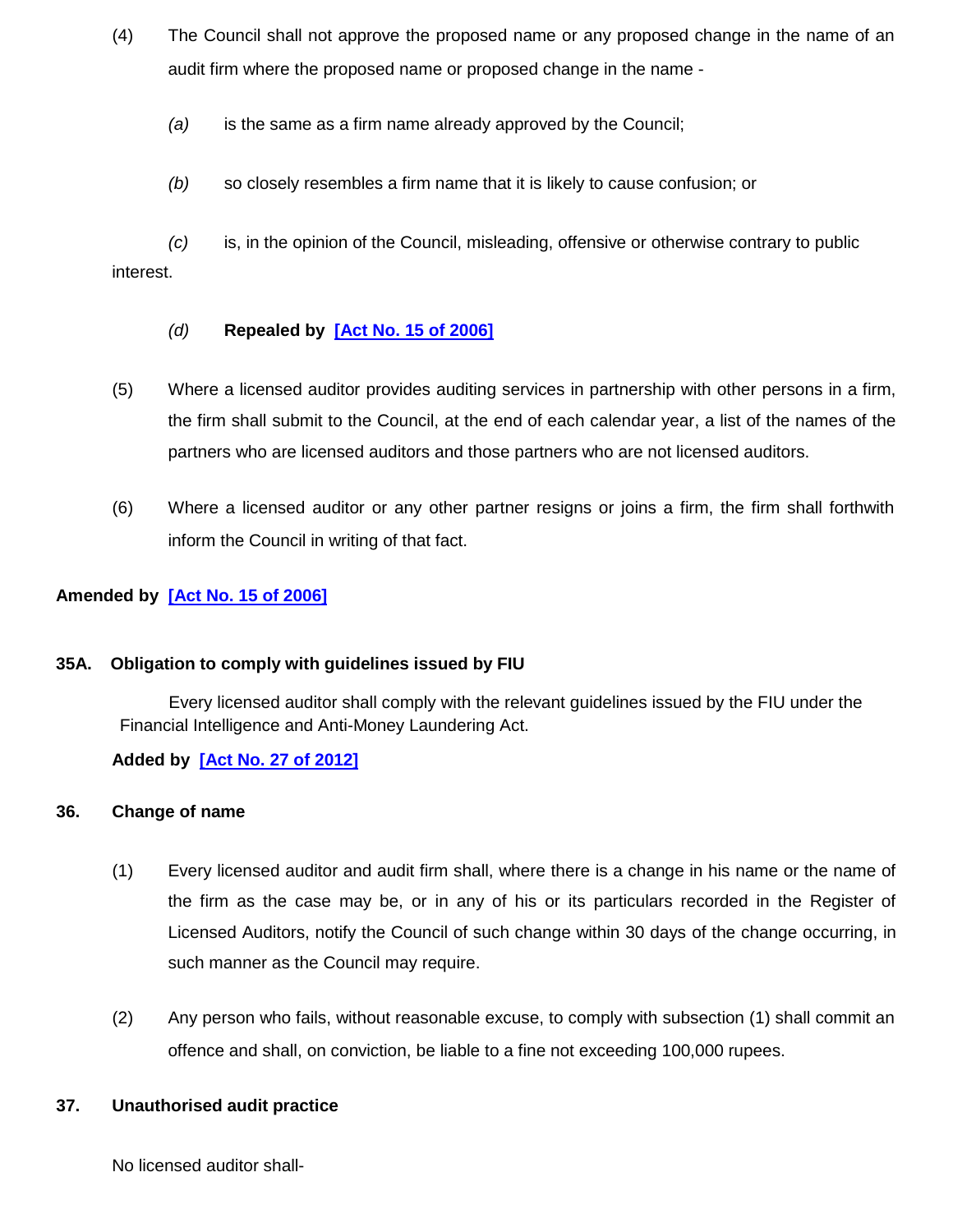(4) The Council shall not approve the proposed name or any proposed change in the name of an audit firm where the proposed name or proposed change in the name -

*(a)* is the same as a firm name already approved by the Council;

*(b)* so closely resembles a firm name that it is likely to cause confusion; or

*(c)* is, in the opinion of the Council, misleading, offensive or otherwise contrary to public interest.

*(d)* **Repealed by [Act No. 15 of 2006]**

(5) Where a licensed auditor provides auditing services in partnership with other persons in a firm, the firm shall submit to the Council, at the end of each calendar year, a list of the names of the partners who are licensed auditors and those partners who are not licensed auditors.

(6) Where a licensed auditor or any other partner resigns or joins a firm, the firm shall forthwith inform the Council in writing of that fact.

**Amended by [Act No. 15 of 2006]**

### 35A. Obligation to comply with guidelines issued by FIU

Every licensed auditor shall comply with the relevant guidelines issued by the FIU under the Financial Intelligence and Anti-Money Laundering Act.

**Added by [Act No. 27 of 2012]**

### 36. Change of name

(1) Every licensed auditor and audit firm shall, where there is a change in his name or the name of the firm as the case may be, or in any of his or its particulars recorded in the Register of Licensed Auditors, notify the Council of such change within 30 days of the change occurring, in such manner as the Council may require.

(2) Any person who fails, without reasonable excuse, to comply with subsection (1) shall commit an offence and shall, on conviction, be liable to a fine not exceeding 100,000 rupees.

### 37. Unauthorised audit practice

No licensed auditor shall-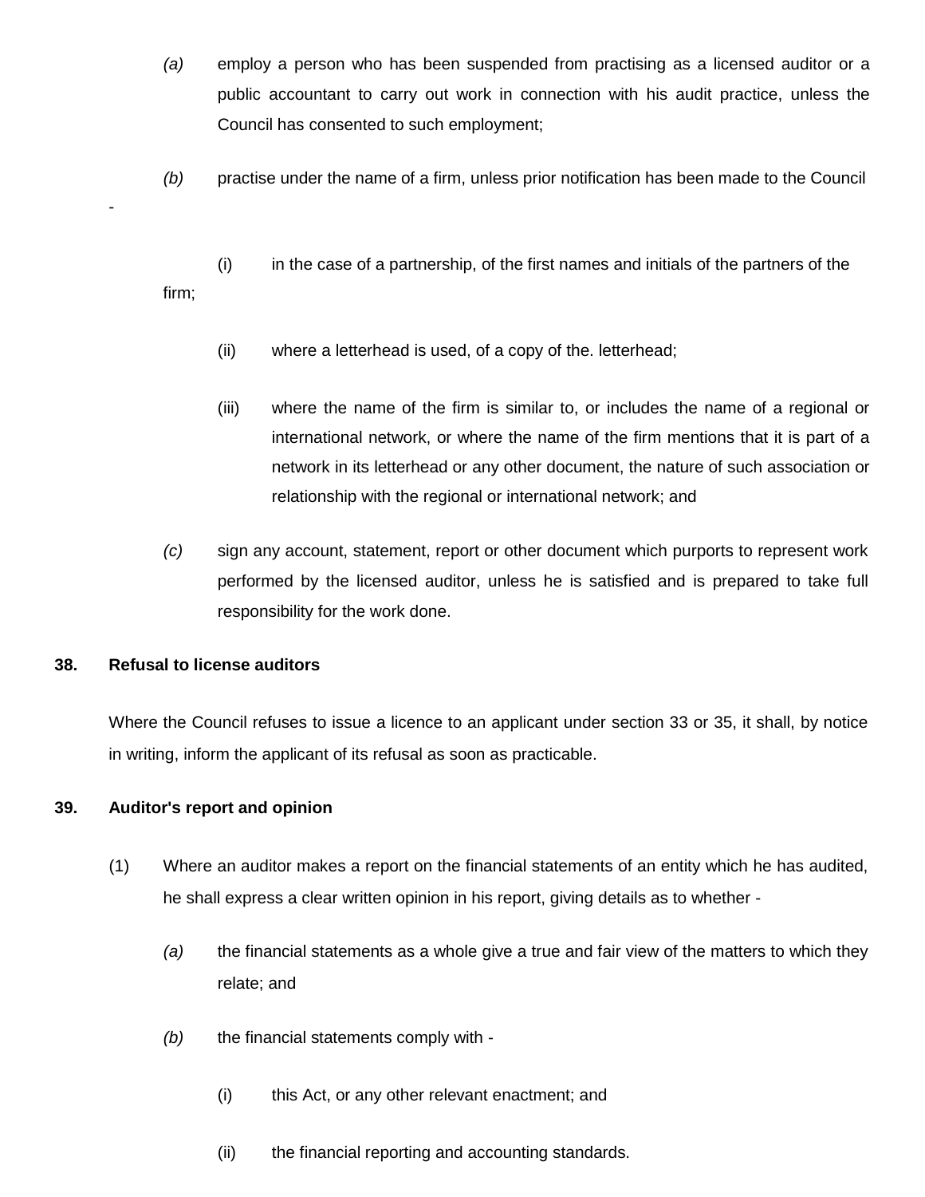*(a)* employ a person who has been suspended from practising as a licensed auditor or a public accountant to carry out work in connection with his audit practice, unless the Council has consented to such employment;

*(b)* practise under the name of a firm, unless prior notification has been made to the Council -

(i) in the case of a partnership, of the first names and initials of the partners of the firm;

(ii) where a letterhead is used, of a copy of the. letterhead;

(iii) where the name of the firm is similar to, or includes the name of a regional or international network, or where the name of the firm mentions that it is part of a network in its letterhead or any other document, the nature of such association or relationship with the regional or international network; and

*(c)* sign any account, statement, report or other document which purports to represent work performed by the licensed auditor, unless he is satisfied and is prepared to take full responsibility for the work done.

**38. Refusal to license auditors**

Where the Council refuses to issue a licence to an applicant under section 33 or 35, it shall, by notice in writing, inform the applicant of its refusal as soon as practicable.

**39. Auditor's report and opinion**

(1) Where an auditor makes a report on the financial statements of an entity which he has audited, he shall express a clear written opinion in his report, giving details as to whether -

*(a)* the financial statements as a whole give a true and fair view of the matters to which they relate; and

*(b)* the financial statements comply with -

(i) this Act, or any other relevant enactment; and

(ii) the financial reporting and accounting standards.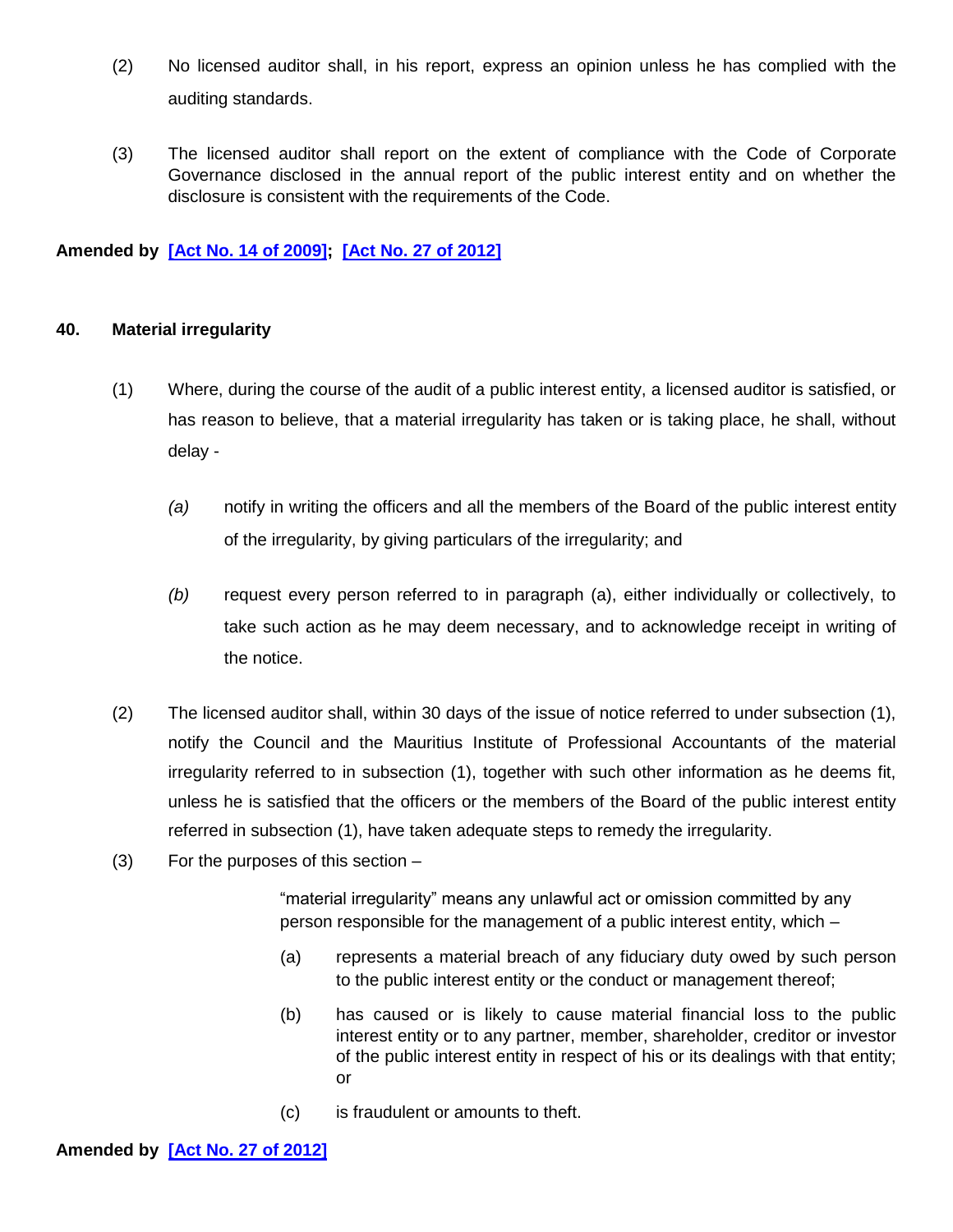(2) No licensed auditor shall, in his report, express an opinion unless he has complied with the auditing standards.

(3) The licensed auditor shall report on the extent of compliance with the Code of Corporate Governance disclosed in the annual report of the public interest entity and on whether the disclosure is consistent with the requirements of the Code.

**Amended by [Act No. 14 of 2009]; [Act No. 27 of 2012]**

### 40. Material irregularity

(1) Where, during the course of the audit of a public interest entity, a licensed auditor is satisfied, or has reason to believe, that a material irregularity has taken or is taking place, he shall, without delay -

*(a)* notify in writing the officers and all the members of the Board of the public interest entity of the irregularity, by giving particulars of the irregularity; and

*(b)* request every person referred to in paragraph (a), either individually or collectively, to take such action as he may deem necessary, and to acknowledge receipt in writing of the notice.

(2) The licensed auditor shall, within 30 days of the issue of notice referred to under subsection (1), notify the Council and the Mauritius Institute of Professional Accountants of the material irregularity referred to in subsection (1), together with such other information as he deems fit, unless he is satisfied that the officers or the members of the Board of the public interest entity referred in subsection (1), have taken adequate steps to remedy the irregularity.

(3) For the purposes of this section –

"material irregularity" means any unlawful act or omission committed by any person responsible for the management of a public interest entity, which –

(a) represents a material breach of any fiduciary duty owed by such person to the public interest entity or the conduct or management thereof;

(b) has caused or is likely to cause material financial loss to the public interest entity or to any partner, member, shareholder, creditor or investor of the public interest entity in respect of his or its dealings with that entity; or

(c) is fraudulent or amounts to theft.

**Amended by [Act No. 27 of 2012]**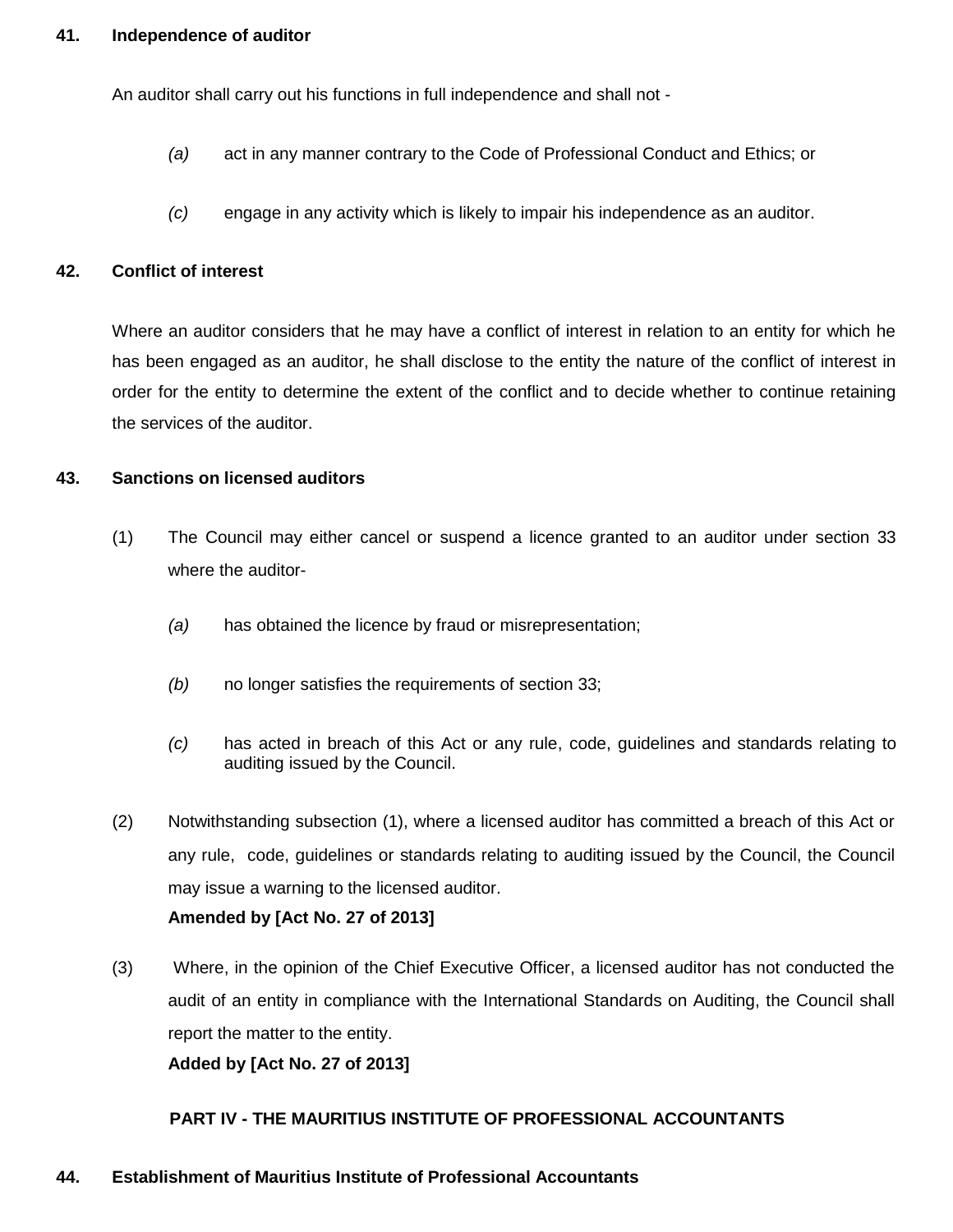**41. Independence of auditor**

An auditor shall carry out his functions in full independence and shall not -

*(a)* act in any manner contrary to the Code of Professional Conduct and Ethics; or

*(c)* engage in any activity which is likely to impair his independence as an auditor.

**42. Conflict of interest**

Where an auditor considers that he may have a conflict of interest in relation to an entity for which he has been engaged as an auditor, he shall disclose to the entity the nature of the conflict of interest in order for the entity to determine the extent of the conflict and to decide whether to continue retaining the services of the auditor.

**43. Sanctions on licensed auditors**

(1) The Council may either cancel or suspend a licence granted to an auditor under section 33 where the auditor-

*(a)* has obtained the licence by fraud or misrepresentation;

*(b)* no longer satisfies the requirements of section 33;

*(c)* has acted in breach of this Act or any rule, code, guidelines and standards relating to auditing issued by the Council.

(2) Notwithstanding subsection (1), where a licensed auditor has committed a breach of this Act or any rule, code, guidelines or standards relating to auditing issued by the Council, the Council may issue a warning to the licensed auditor.
**Amended by [Act No. 27 of 2013]**

(3) Where, in the opinion of the Chief Executive Officer, a licensed auditor has not conducted the audit of an entity in compliance with the International Standards on Auditing, the Council shall report the matter to the entity.
**Added by [Act No. 27 of 2013]**

## PART IV - THE MAURITIUS INSTITUTE OF PROFESSIONAL ACCOUNTANTS

**44. Establishment of Mauritius Institute of Professional Accountants**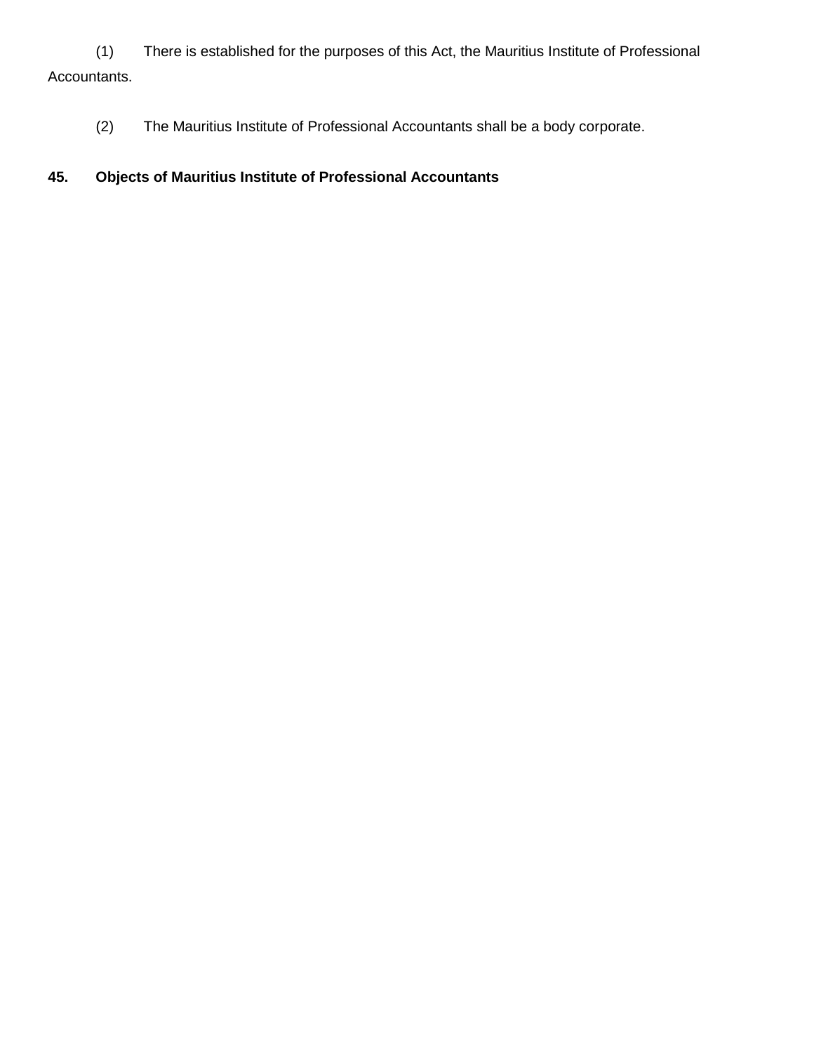(1) There is established for the purposes of this Act, the Mauritius Institute of Professional Accountants.

(2) The Mauritius Institute of Professional Accountants shall be a body corporate.

**45. Objects of Mauritius Institute of Professional Accountants**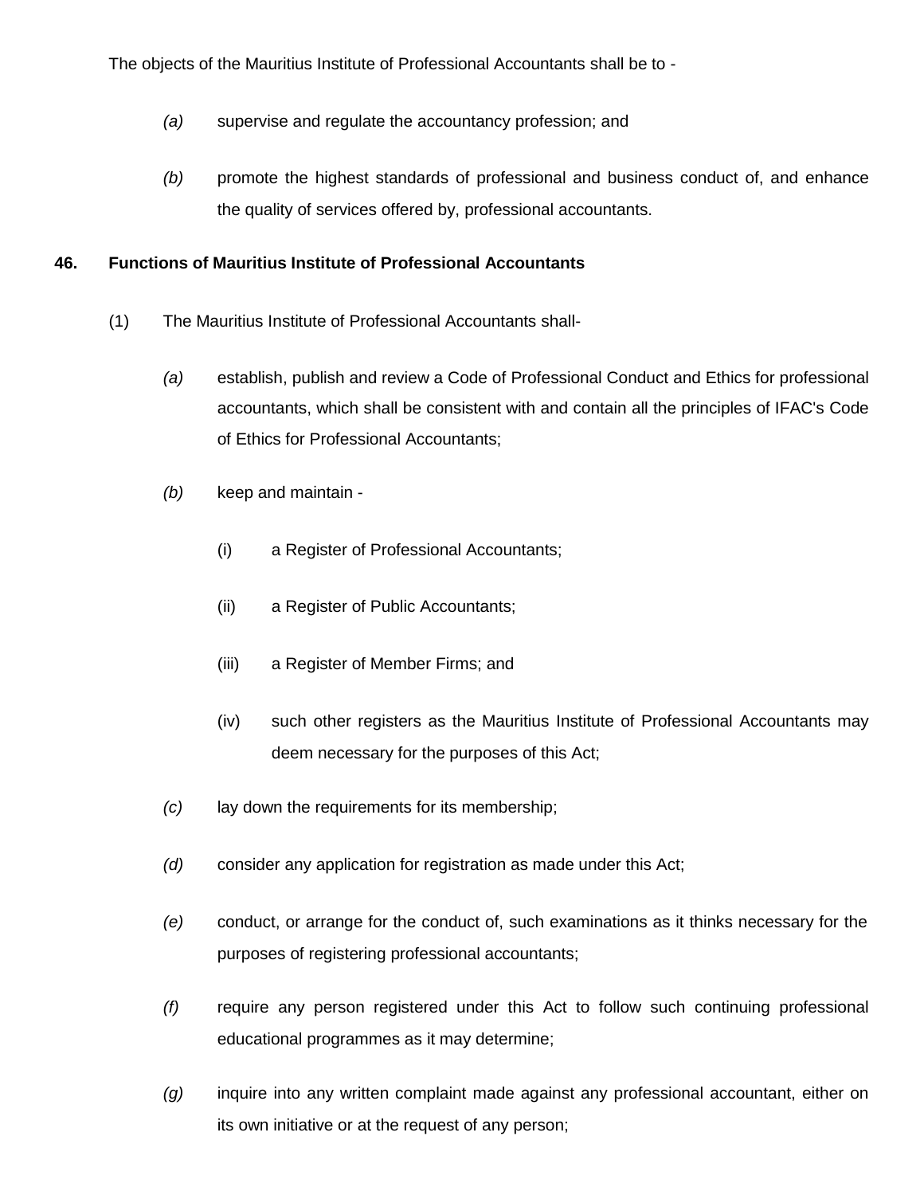The objects of the Mauritius Institute of Professional Accountants shall be to -

*(a)* supervise and regulate the accountancy profession; and

*(b)* promote the highest standards of professional and business conduct of, and enhance the quality of services offered by, professional accountants.

**46. Functions of Mauritius Institute of Professional Accountants**

(1) The Mauritius Institute of Professional Accountants shall-

*(a)* establish, publish and review a Code of Professional Conduct and Ethics for professional accountants, which shall be consistent with and contain all the principles of IFAC's Code of Ethics for Professional Accountants;

*(b)* keep and maintain -

(i) a Register of Professional Accountants;

(ii) a Register of Public Accountants;

(iii) a Register of Member Firms; and

(iv) such other registers as the Mauritius Institute of Professional Accountants may deem necessary for the purposes of this Act;

*(c)* lay down the requirements for its membership;

*(d)* consider any application for registration as made under this Act;

*(e)* conduct, or arrange for the conduct of, such examinations as it thinks necessary for the purposes of registering professional accountants;

*(f)* require any person registered under this Act to follow such continuing professional educational programmes as it may determine;

*(g)* inquire into any written complaint made against any professional accountant, either on its own initiative or at the request of any person;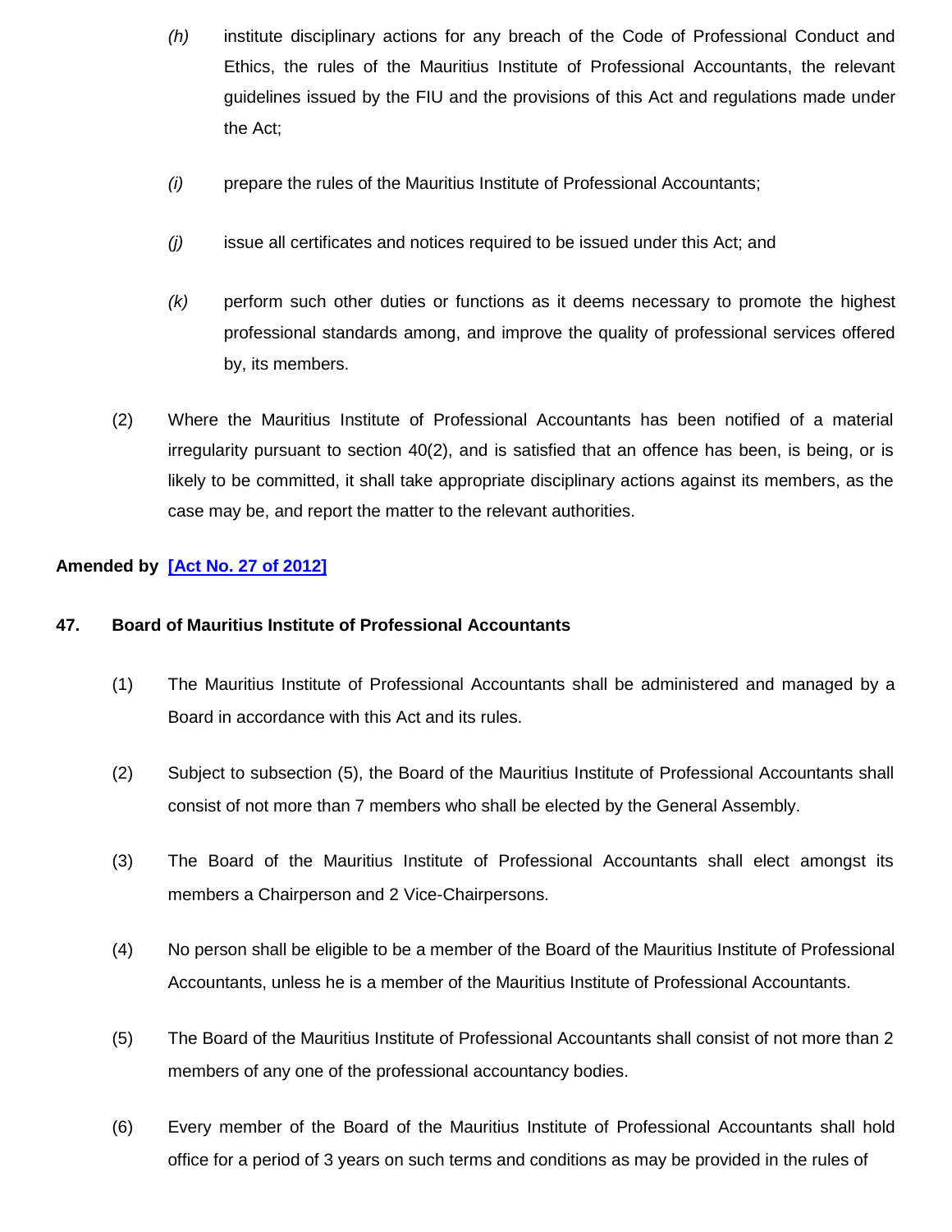(h) institute disciplinary actions for any breach of the Code of Professional Conduct and Ethics, the rules of the Mauritius Institute of Professional Accountants, the relevant guidelines issued by the FIU and the provisions of this Act and regulations made under the Act;

(i) prepare the rules of the Mauritius Institute of Professional Accountants;

(j) issue all certificates and notices required to be issued under this Act; and

(k) perform such other duties or functions as it deems necessary to promote the highest professional standards among, and improve the quality of professional services offered by, its members.

(2) Where the Mauritius Institute of Professional Accountants has been notified of a material irregularity pursuant to section 40(2), and is satisfied that an offence has been, is being, or is likely to be committed, it shall take appropriate disciplinary actions against its members, as the case may be, and report the matter to the relevant authorities.

**Amended by [Act No. 27 of 2012]**

**47. Board of Mauritius Institute of Professional Accountants**

(1) The Mauritius Institute of Professional Accountants shall be administered and managed by a Board in accordance with this Act and its rules.

(2) Subject to subsection (5), the Board of the Mauritius Institute of Professional Accountants shall consist of not more than 7 members who shall be elected by the General Assembly.

(3) The Board of the Mauritius Institute of Professional Accountants shall elect amongst its members a Chairperson and 2 Vice-Chairpersons.

(4) No person shall be eligible to be a member of the Board of the Mauritius Institute of Professional Accountants, unless he is a member of the Mauritius Institute of Professional Accountants.

(5) The Board of the Mauritius Institute of Professional Accountants shall consist of not more than 2 members of any one of the professional accountancy bodies.

(6) Every member of the Board of the Mauritius Institute of Professional Accountants shall hold office for a period of 3 years on such terms and conditions as may be provided in the rules of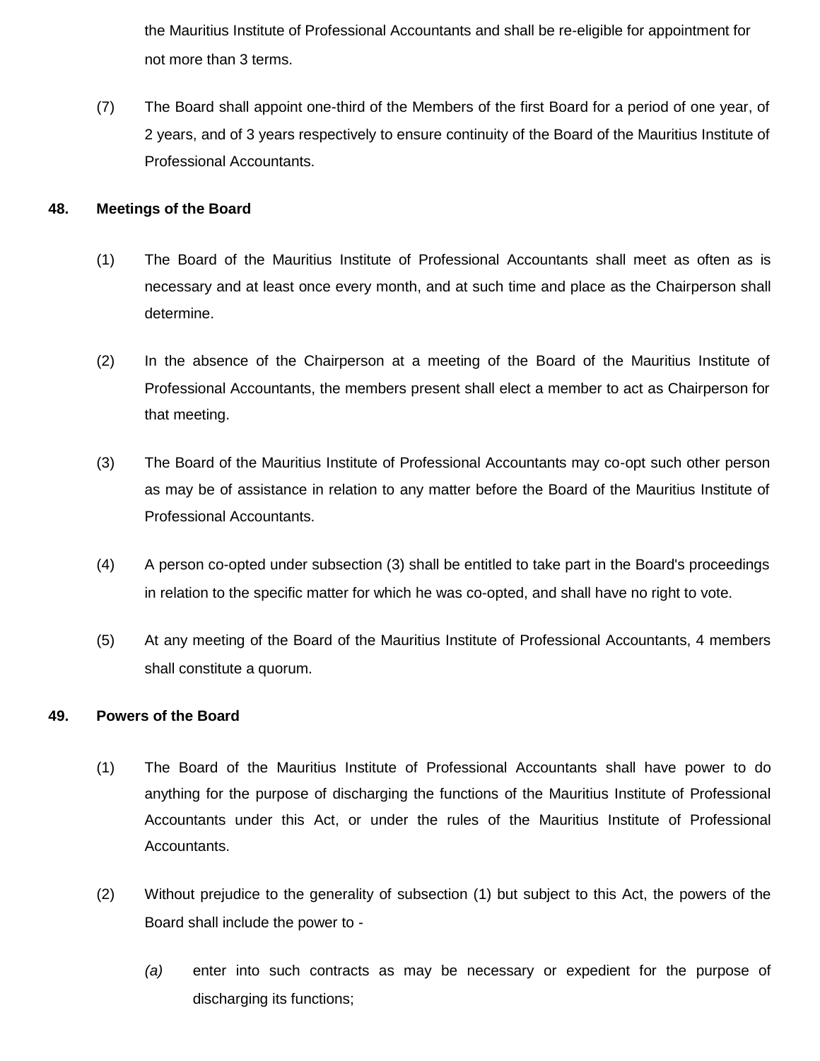the Mauritius Institute of Professional Accountants and shall be re-eligible for appointment for not more than 3 terms.

(7) The Board shall appoint one-third of the Members of the first Board for a period of one year, of 2 years, and of 3 years respectively to ensure continuity of the Board of the Mauritius Institute of Professional Accountants.

**48. Meetings of the Board**

(1) The Board of the Mauritius Institute of Professional Accountants shall meet as often as is necessary and at least once every month, and at such time and place as the Chairperson shall determine.

(2) In the absence of the Chairperson at a meeting of the Board of the Mauritius Institute of Professional Accountants, the members present shall elect a member to act as Chairperson for that meeting.

(3) The Board of the Mauritius Institute of Professional Accountants may co-opt such other person as may be of assistance in relation to any matter before the Board of the Mauritius Institute of Professional Accountants.

(4) A person co-opted under subsection (3) shall be entitled to take part in the Board's proceedings in relation to the specific matter for which he was co-opted, and shall have no right to vote.

(5) At any meeting of the Board of the Mauritius Institute of Professional Accountants, 4 members shall constitute a quorum.

**49. Powers of the Board**

(1) The Board of the Mauritius Institute of Professional Accountants shall have power to do anything for the purpose of discharging the functions of the Mauritius Institute of Professional Accountants under this Act, or under the rules of the Mauritius Institute of Professional Accountants.

(2) Without prejudice to the generality of subsection (1) but subject to this Act, the powers of the Board shall include the power to -

*(a)* enter into such contracts as may be necessary or expedient for the purpose of discharging its functions;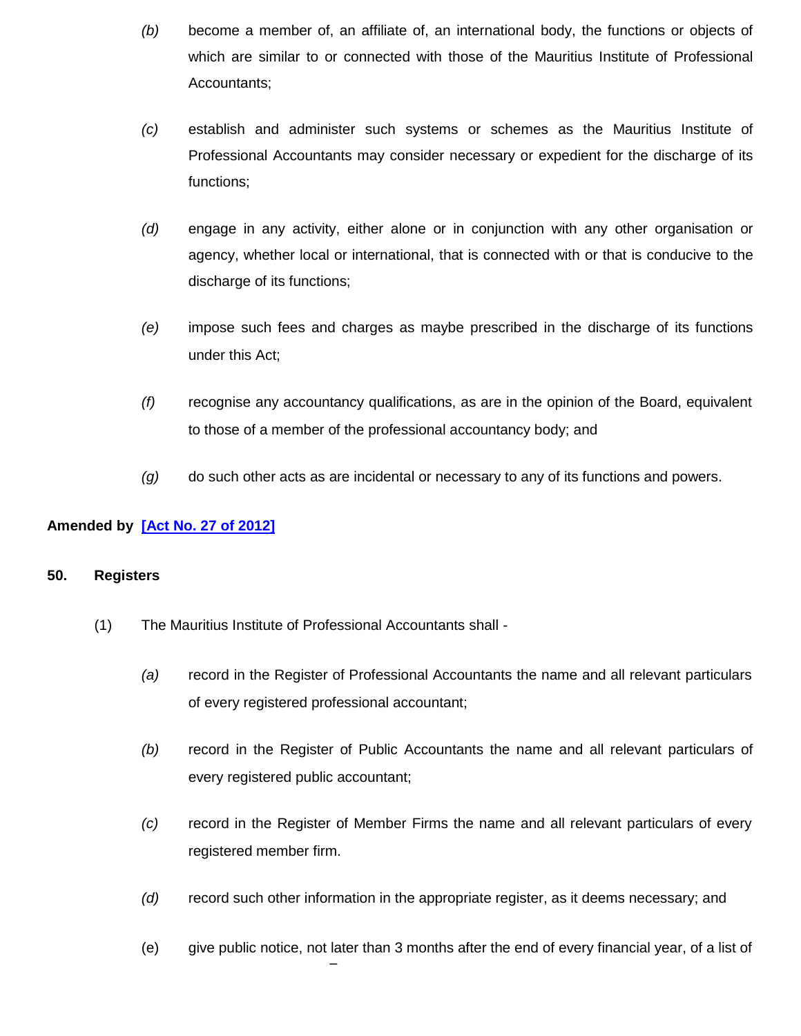*(b)* become a member of, an affiliate of, an international body, the functions or objects of which are similar to or connected with those of the Mauritius Institute of Professional Accountants;

*(c)* establish and administer such systems or schemes as the Mauritius Institute of Professional Accountants may consider necessary or expedient for the discharge of its functions;

*(d)* engage in any activity, either alone or in conjunction with any other organisation or agency, whether local or international, that is connected with or that is conducive to the discharge of its functions;

*(e)* impose such fees and charges as maybe prescribed in the discharge of its functions under this Act;

*(f)* recognise any accountancy qualifications, as are in the opinion of the Board, equivalent to those of a member of the professional accountancy body; and

*(g)* do such other acts as are incidental or necessary to any of its functions and powers.

**Amended by [Act No. 27 of 2012]**

**50. Registers**

(1) The Mauritius Institute of Professional Accountants shall -

*(a)* record in the Register of Professional Accountants the name and all relevant particulars of every registered professional accountant;

*(b)* record in the Register of Public Accountants the name and all relevant particulars of every registered public accountant;

*(c)* record in the Register of Member Firms the name and all relevant particulars of every registered member firm.

*(d)* record such other information in the appropriate register, as it deems necessary; and

(e) give public notice, not later than 3 months after the end of every financial year, of a list of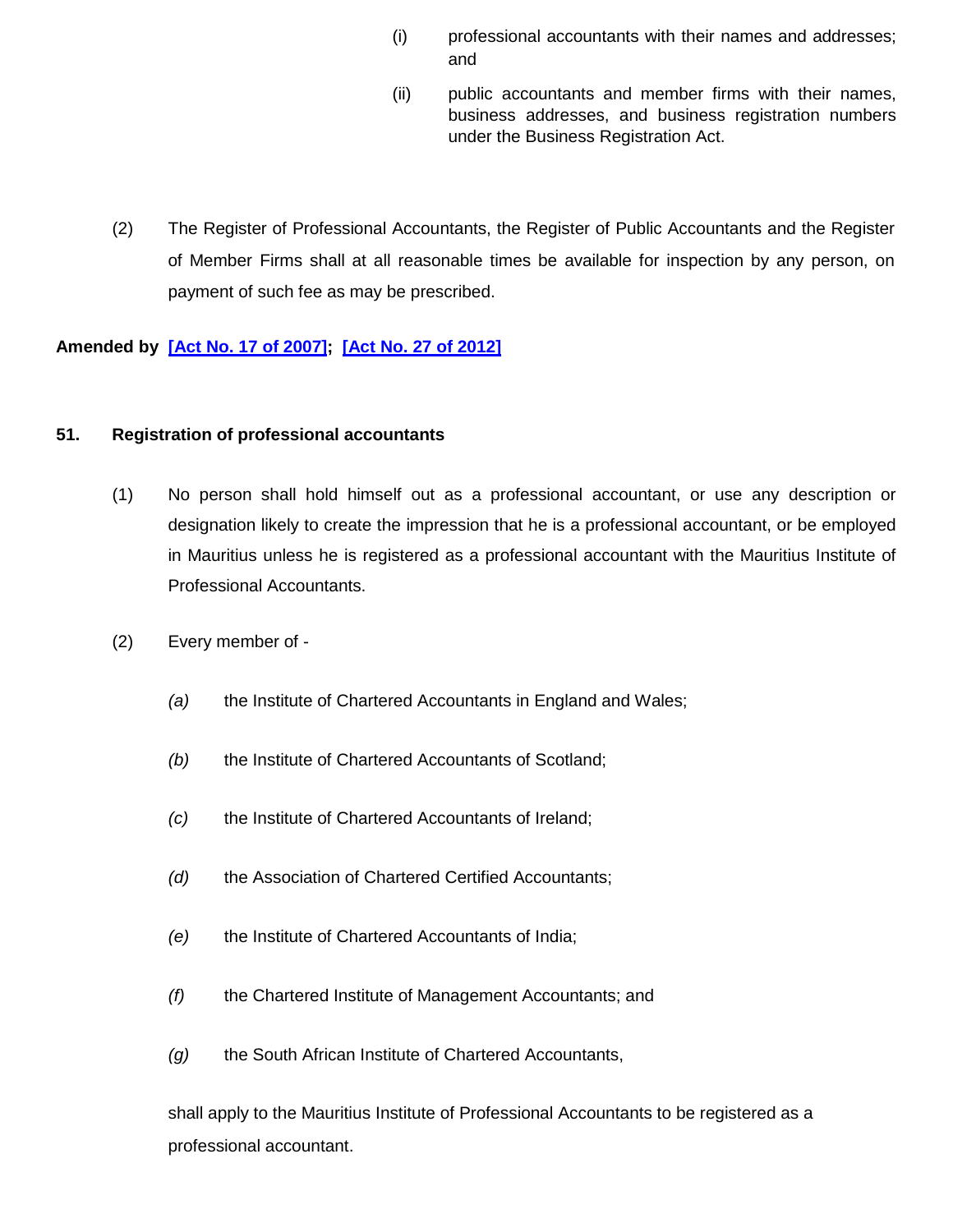(i) professional accountants with their names and addresses; and

(ii) public accountants and member firms with their names, business addresses, and business registration numbers under the Business Registration Act.

(2) The Register of Professional Accountants, the Register of Public Accountants and the Register of Member Firms shall at all reasonable times be available for inspection by any person, on payment of such fee as may be prescribed.

**Amended by [Act No. 17 of 2007]; [Act No. 27 of 2012]**

**51. Registration of professional accountants**

(1) No person shall hold himself out as a professional accountant, or use any description or designation likely to create the impression that he is a professional accountant, or be employed in Mauritius unless he is registered as a professional accountant with the Mauritius Institute of Professional Accountants.

(2) Every member of -

*(a)* the Institute of Chartered Accountants in England and Wales;

*(b)* the Institute of Chartered Accountants of Scotland;

*(c)* the Institute of Chartered Accountants of Ireland;

*(d)* the Association of Chartered Certified Accountants;

*(e)* the Institute of Chartered Accountants of India;

*(f)* the Chartered Institute of Management Accountants; and

*(g)* the South African Institute of Chartered Accountants,

shall apply to the Mauritius Institute of Professional Accountants to be registered as a professional accountant.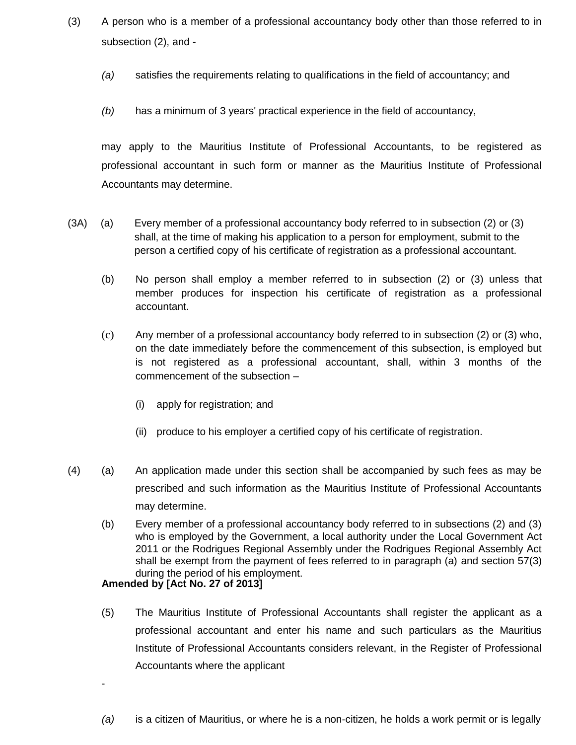(3) A person who is a member of a professional accountancy body other than those referred to in subsection (2), and -

*(a)* satisfies the requirements relating to qualifications in the field of accountancy; and

*(b)* has a minimum of 3 years' practical experience in the field of accountancy,

may apply to the Mauritius Institute of Professional Accountants, to be registered as professional accountant in such form or manner as the Mauritius Institute of Professional Accountants may determine.

(3A) (a) Every member of a professional accountancy body referred to in subsection (2) or (3) shall, at the time of making his application to a person for employment, submit to the person a certified copy of his certificate of registration as a professional accountant.

(b) No person shall employ a member referred to in subsection (2) or (3) unless that member produces for inspection his certificate of registration as a professional accountant.

(c) Any member of a professional accountancy body referred to in subsection (2) or (3) who, on the date immediately before the commencement of this subsection, is employed but is not registered as a professional accountant, shall, within 3 months of the commencement of the subsection –

(i) apply for registration; and

(ii) produce to his employer a certified copy of his certificate of registration.

(4) (a) An application made under this section shall be accompanied by such fees as may be prescribed and such information as the Mauritius Institute of Professional Accountants may determine.

(b) Every member of a professional accountancy body referred to in subsections (2) and (3) who is employed by the Government, a local authority under the Local Government Act 2011 or the Rodrigues Regional Assembly under the Rodrigues Regional Assembly Act shall be exempt from the payment of fees referred to in paragraph (a) and section 57(3) during the period of his employment.

**Amended by [Act No. 27 of 2013]**

(5) The Mauritius Institute of Professional Accountants shall register the applicant as a professional accountant and enter his name and such particulars as the Mauritius Institute of Professional Accountants considers relevant, in the Register of Professional Accountants where the applicant

-

*(a)* is a citizen of Mauritius, or where he is a non-citizen, he holds a work permit or is legally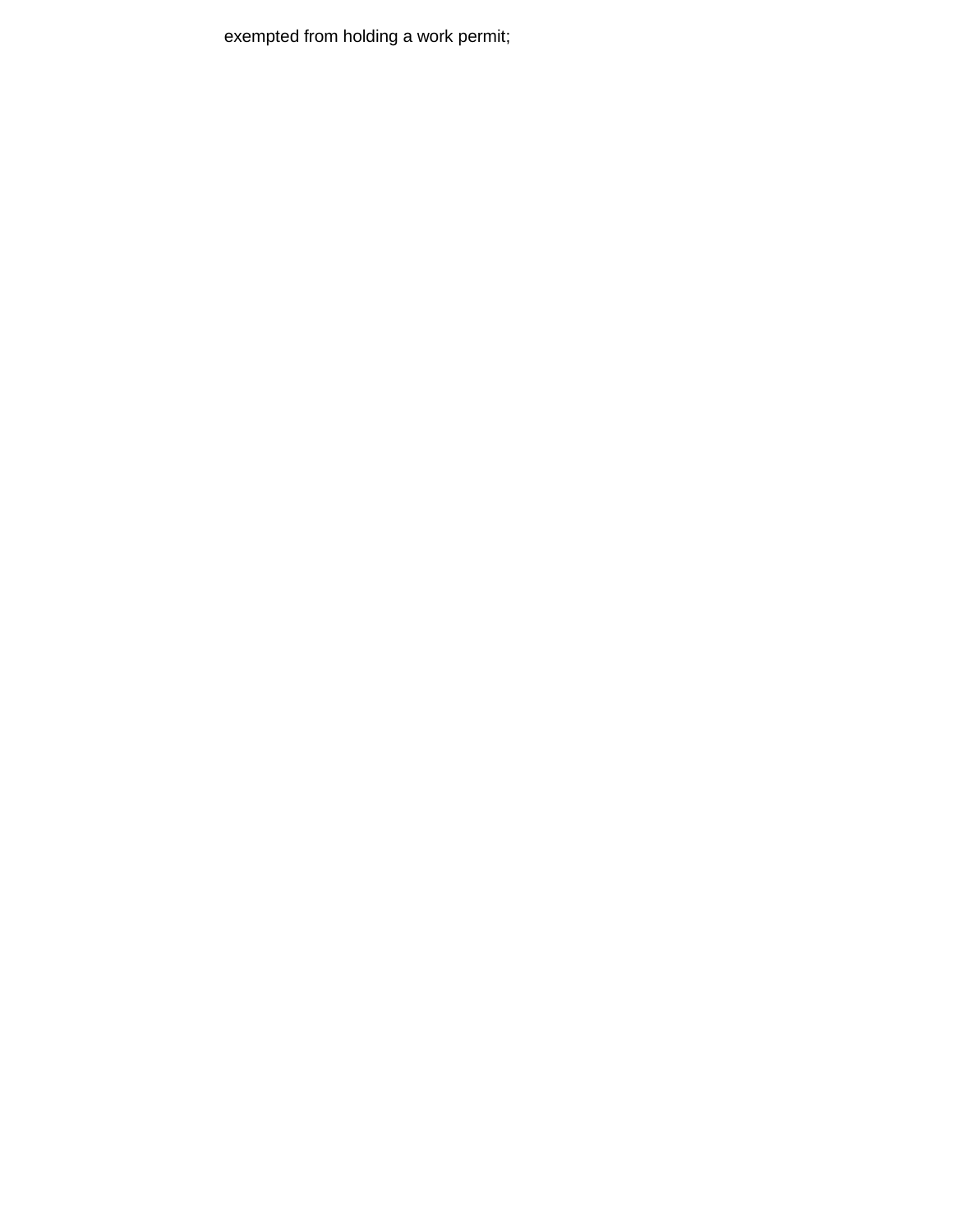exempted from holding a work permit;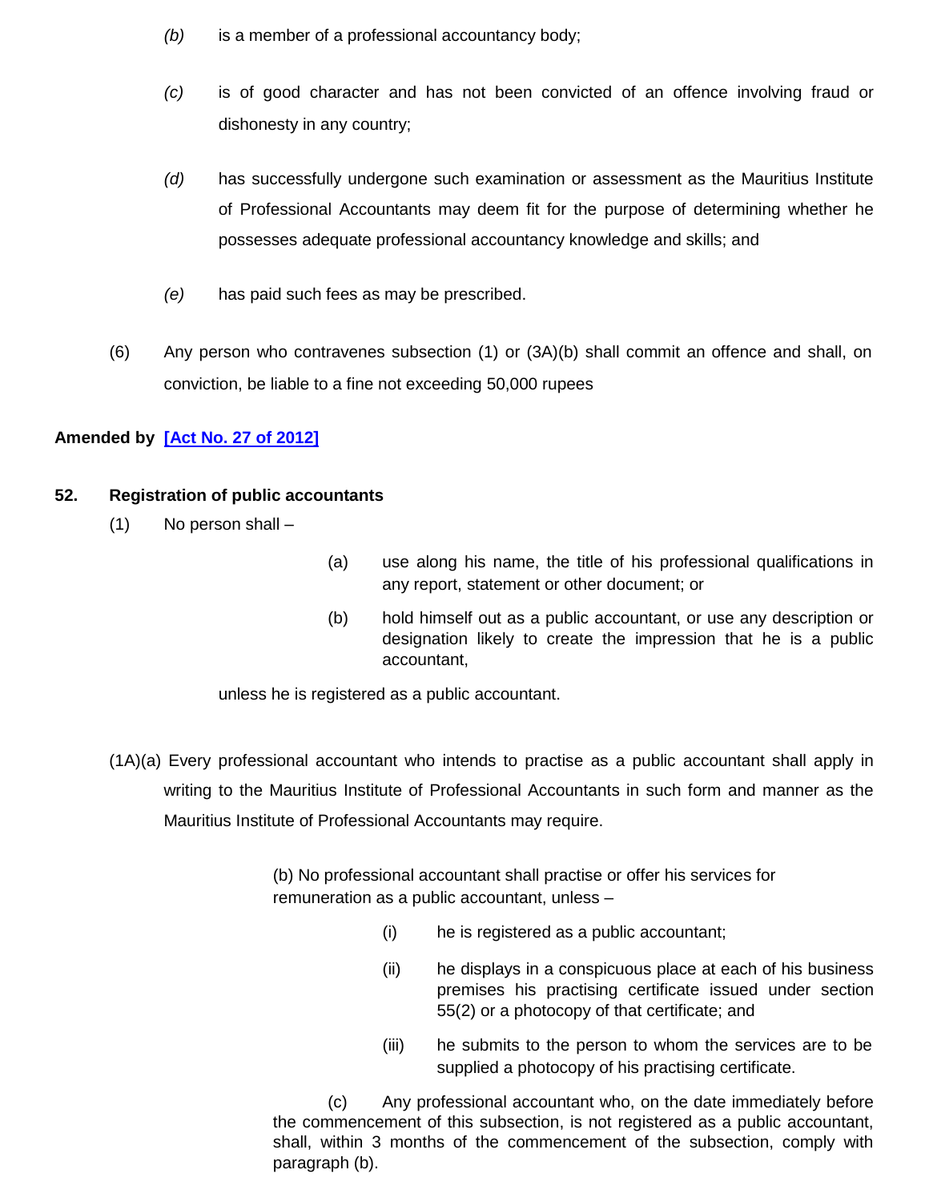*(b)* is a member of a professional accountancy body;

*(c)* is of good character and has not been convicted of an offence involving fraud or dishonesty in any country;

*(d)* has successfully undergone such examination or assessment as the Mauritius Institute of Professional Accountants may deem fit for the purpose of determining whether he possesses adequate professional accountancy knowledge and skills; and

*(e)* has paid such fees as may be prescribed.

(6) Any person who contravenes subsection (1) or (3A)(b) shall commit an offence and shall, on conviction, be liable to a fine not exceeding 50,000 rupees

**Amended by [Act No. 27 of 2012]**

**52. Registration of public accountants**

(1) No person shall –

(a) use along his name, the title of his professional qualifications in any report, statement or other document; or

(b) hold himself out as a public accountant, or use any description or designation likely to create the impression that he is a public accountant,

unless he is registered as a public accountant.

(1A)(a) Every professional accountant who intends to practise as a public accountant shall apply in writing to the Mauritius Institute of Professional Accountants in such form and manner as the Mauritius Institute of Professional Accountants may require.

(b) No professional accountant shall practise or offer his services for remuneration as a public accountant, unless –

(i) he is registered as a public accountant;

(ii) he displays in a conspicuous place at each of his business premises his practising certificate issued under section 55(2) or a photocopy of that certificate; and

(iii) he submits to the person to whom the services are to be supplied a photocopy of his practising certificate.

(c) Any professional accountant who, on the date immediately before the commencement of this subsection, is not registered as a public accountant, shall, within 3 months of the commencement of the subsection, comply with paragraph (b).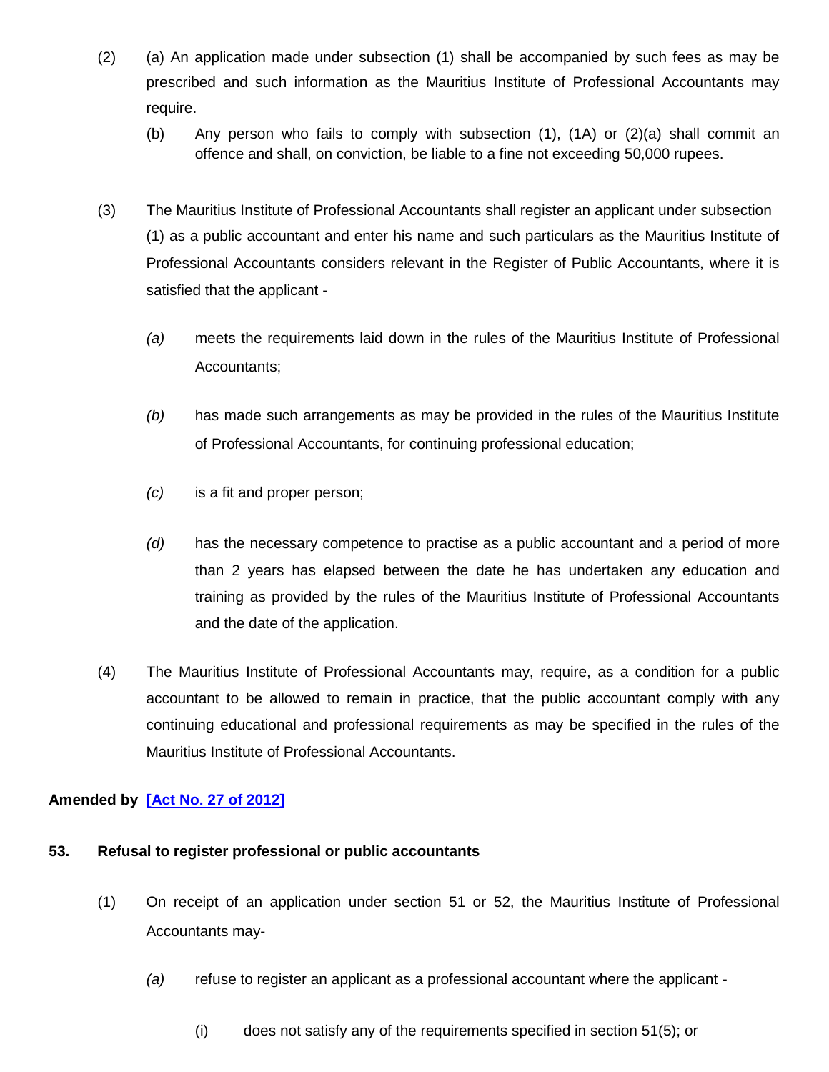(2) (a) An application made under subsection (1) shall be accompanied by such fees as may be prescribed and such information as the Mauritius Institute of Professional Accountants may require.

(b) Any person who fails to comply with subsection (1), (1A) or (2)(a) shall commit an offence and shall, on conviction, be liable to a fine not exceeding 50,000 rupees.

(3) The Mauritius Institute of Professional Accountants shall register an applicant under subsection (1) as a public accountant and enter his name and such particulars as the Mauritius Institute of Professional Accountants considers relevant in the Register of Public Accountants, where it is satisfied that the applicant -

*(a)* meets the requirements laid down in the rules of the Mauritius Institute of Professional Accountants;

*(b)* has made such arrangements as may be provided in the rules of the Mauritius Institute of Professional Accountants, for continuing professional education;

*(c)* is a fit and proper person;

*(d)* has the necessary competence to practise as a public accountant and a period of more than 2 years has elapsed between the date he has undertaken any education and training as provided by the rules of the Mauritius Institute of Professional Accountants and the date of the application.

(4) The Mauritius Institute of Professional Accountants may, require, as a condition for a public accountant to be allowed to remain in practice, that the public accountant comply with any continuing educational and professional requirements as may be specified in the rules of the Mauritius Institute of Professional Accountants.

**Amended by [Act No. 27 of 2012]**

**53. Refusal to register professional or public accountants**

(1) On receipt of an application under section 51 or 52, the Mauritius Institute of Professional Accountants may-

*(a)* refuse to register an applicant as a professional accountant where the applicant -

(i) does not satisfy any of the requirements specified in section 51(5); or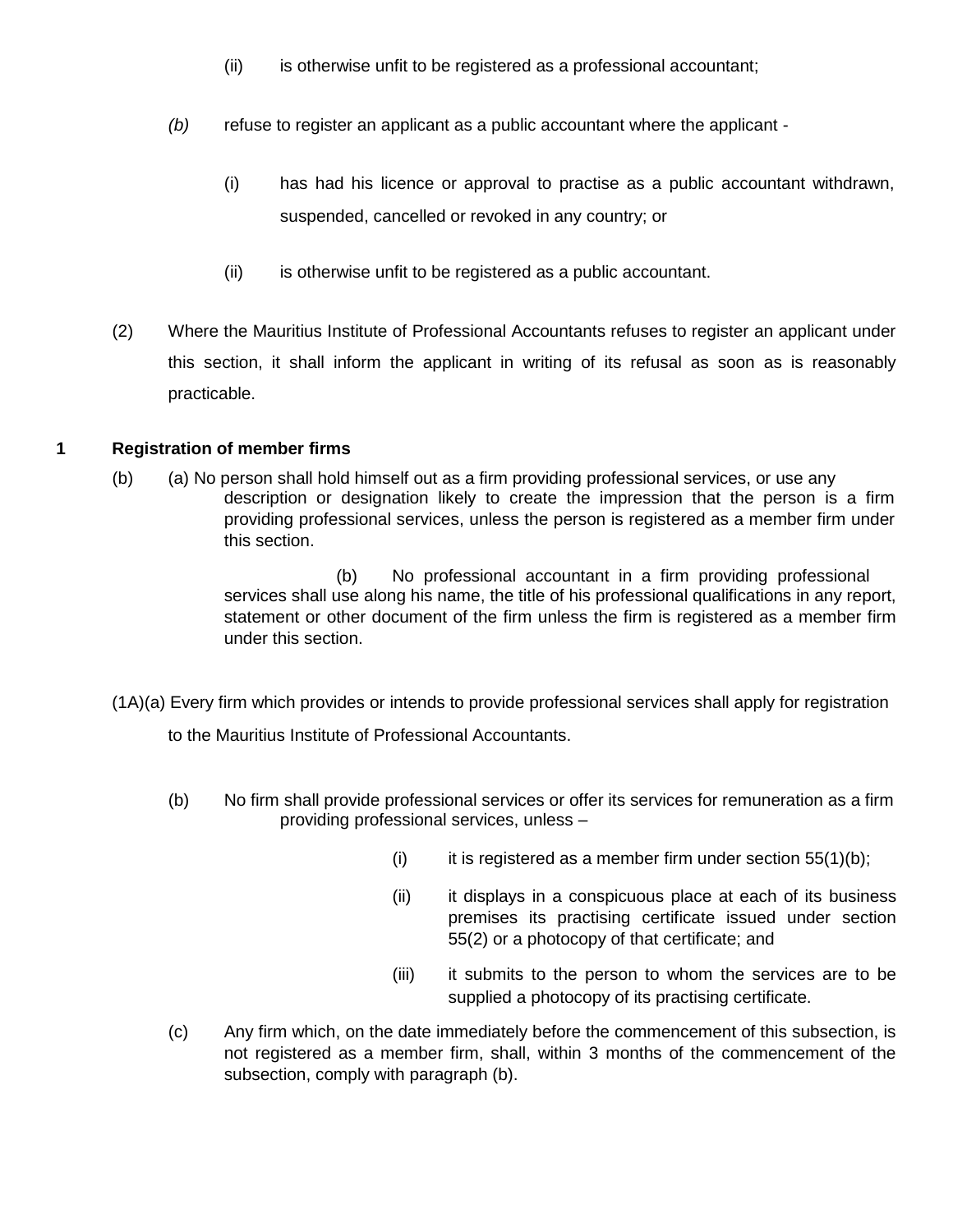(ii) is otherwise unfit to be registered as a professional accountant;

*(b)* refuse to register an applicant as a public accountant where the applicant -

(i) has had his licence or approval to practise as a public accountant withdrawn, suspended, cancelled or revoked in any country; or

(ii) is otherwise unfit to be registered as a public accountant.

(2) Where the Mauritius Institute of Professional Accountants refuses to register an applicant under this section, it shall inform the applicant in writing of its refusal as soon as is reasonably practicable.

**1 Registration of member firms**

(b) (a) No person shall hold himself out as a firm providing professional services, or use any description or designation likely to create the impression that the person is a firm providing professional services, unless the person is registered as a member firm under this section.

(b) No professional accountant in a firm providing professional services shall use along his name, the title of his professional qualifications in any report, statement or other document of the firm unless the firm is registered as a member firm under this section.

(1A)(a) Every firm which provides or intends to provide professional services shall apply for registration to the Mauritius Institute of Professional Accountants.

(b) No firm shall provide professional services or offer its services for remuneration as a firm providing professional services, unless –

(i) it is registered as a member firm under section 55(1)(b);

(ii) it displays in a conspicuous place at each of its business premises its practising certificate issued under section 55(2) or a photocopy of that certificate; and

(iii) it submits to the person to whom the services are to be supplied a photocopy of its practising certificate.

(c) Any firm which, on the date immediately before the commencement of this subsection, is not registered as a member firm, shall, within 3 months of the commencement of the subsection, comply with paragraph (b).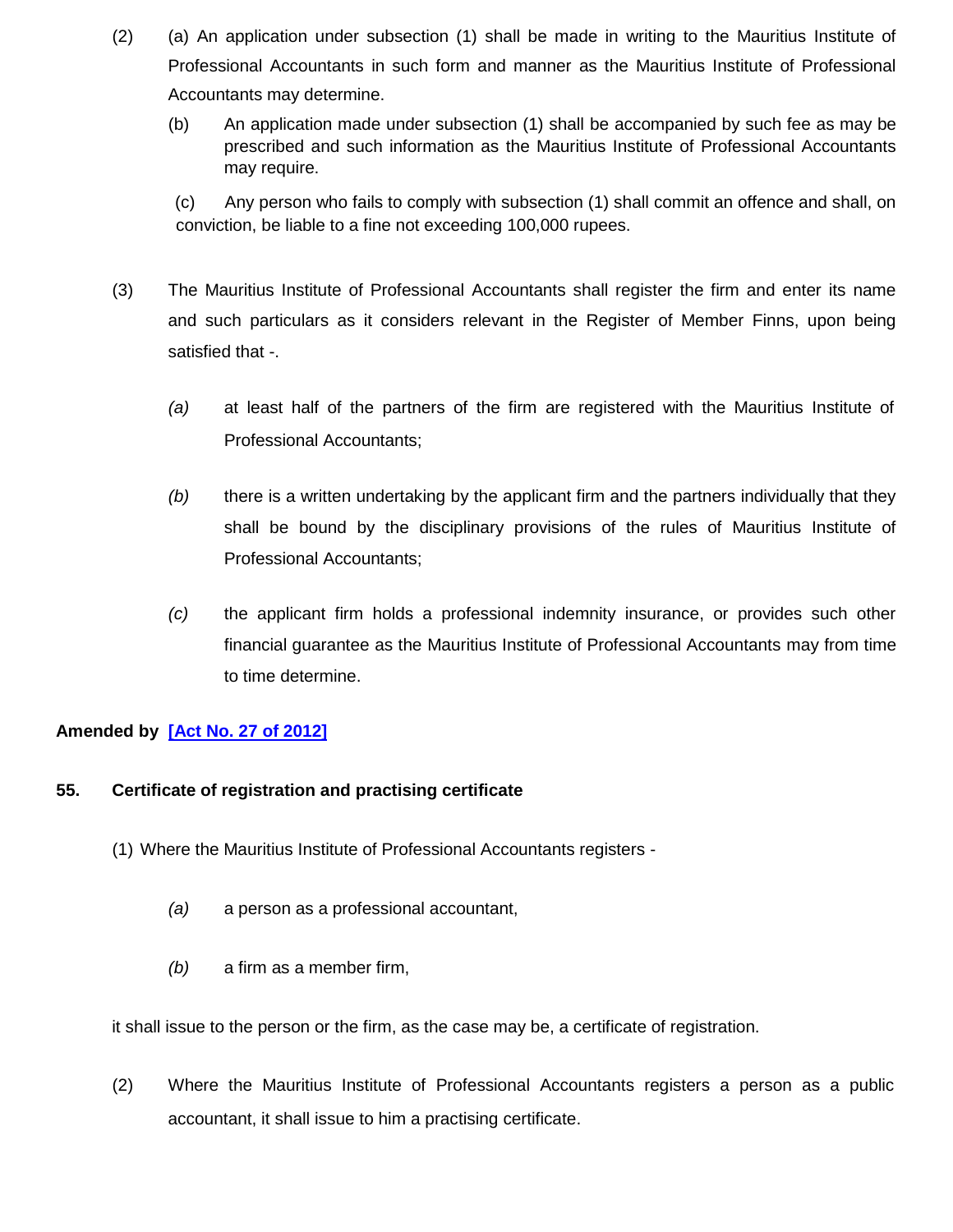(2) (a) An application under subsection (1) shall be made in writing to the Mauritius Institute of Professional Accountants in such form and manner as the Mauritius Institute of Professional Accountants may determine.

(b) An application made under subsection (1) shall be accompanied by such fee as may be prescribed and such information as the Mauritius Institute of Professional Accountants may require.

(c) Any person who fails to comply with subsection (1) shall commit an offence and shall, on conviction, be liable to a fine not exceeding 100,000 rupees.

(3) The Mauritius Institute of Professional Accountants shall register the firm and enter its name and such particulars as it considers relevant in the Register of Member Finns, upon being satisfied that -.

*(a)* at least half of the partners of the firm are registered with the Mauritius Institute of Professional Accountants;

*(b)* there is a written undertaking by the applicant firm and the partners individually that they shall be bound by the disciplinary provisions of the rules of Mauritius Institute of Professional Accountants;

*(c)* the applicant firm holds a professional indemnity insurance, or provides such other financial guarantee as the Mauritius Institute of Professional Accountants may from time to time determine.

**Amended by [Act No. 27 of 2012]**

**55. Certificate of registration and practising certificate**

(1) Where the Mauritius Institute of Professional Accountants registers -

*(a)* a person as a professional accountant,

*(b)* a firm as a member firm,

it shall issue to the person or the firm, as the case may be, a certificate of registration.

(2) Where the Mauritius Institute of Professional Accountants registers a person as a public accountant, it shall issue to him a practising certificate.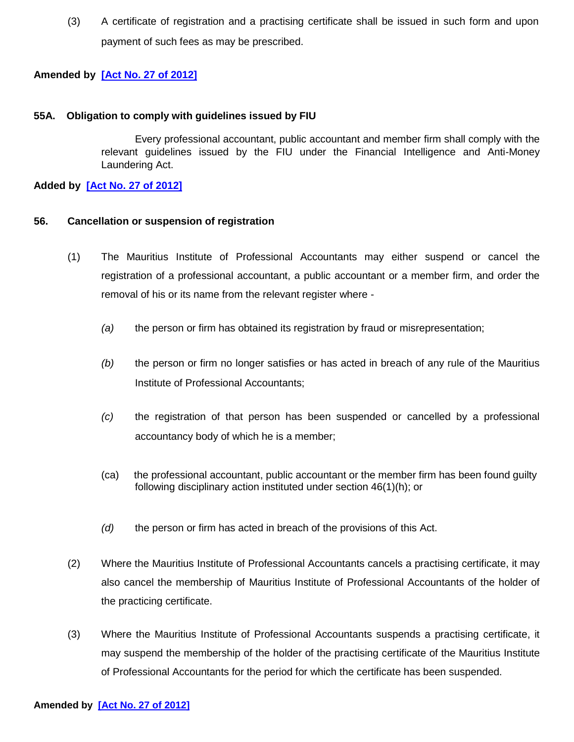(3) A certificate of registration and a practising certificate shall be issued in such form and upon payment of such fees as may be prescribed.

**Amended by [Act No. 27 of 2012]**

**55A. Obligation to comply with guidelines issued by FIU**

Every professional accountant, public accountant and member firm shall comply with the relevant guidelines issued by the FIU under the Financial Intelligence and Anti-Money Laundering Act.

**Added by [Act No. 27 of 2012]**

**56. Cancellation or suspension of registration**

(1) The Mauritius Institute of Professional Accountants may either suspend or cancel the registration of a professional accountant, a public accountant or a member firm, and order the removal of his or its name from the relevant register where -

*(a)* the person or firm has obtained its registration by fraud or misrepresentation;

*(b)* the person or firm no longer satisfies or has acted in breach of any rule of the Mauritius Institute of Professional Accountants;

*(c)* the registration of that person has been suspended or cancelled by a professional accountancy body of which he is a member;

(ca) the professional accountant, public accountant or the member firm has been found guilty following disciplinary action instituted under section 46(1)(h); or

*(d)* the person or firm has acted in breach of the provisions of this Act.

(2) Where the Mauritius Institute of Professional Accountants cancels a practising certificate, it may also cancel the membership of Mauritius Institute of Professional Accountants of the holder of the practicing certificate.

(3) Where the Mauritius Institute of Professional Accountants suspends a practising certificate, it may suspend the membership of the holder of the practising certificate of the Mauritius Institute of Professional Accountants for the period for which the certificate has been suspended.

**Amended by [Act No. 27 of 2012]**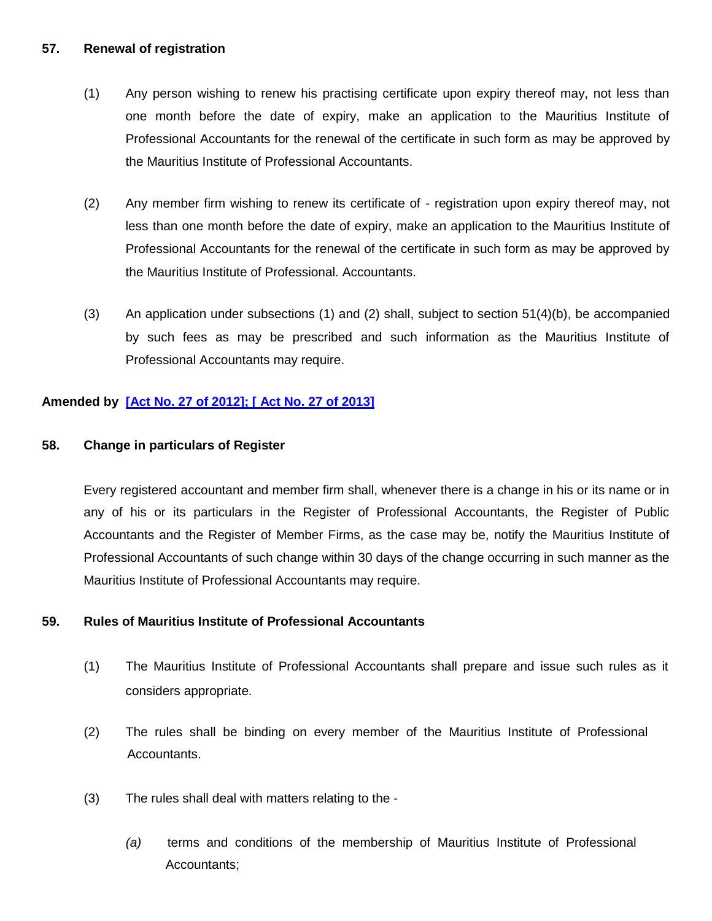**57. Renewal of registration**

(1) Any person wishing to renew his practising certificate upon expiry thereof may, not less than one month before the date of expiry, make an application to the Mauritius Institute of Professional Accountants for the renewal of the certificate in such form as may be approved by the Mauritius Institute of Professional Accountants.

(2) Any member firm wishing to renew its certificate of - registration upon expiry thereof may, not less than one month before the date of expiry, make an application to the Mauritius Institute of Professional Accountants for the renewal of the certificate in such form as may be approved by the Mauritius Institute of Professional. Accountants.

(3) An application under subsections (1) and (2) shall, subject to section 51(4)(b), be accompanied by such fees as may be prescribed and such information as the Mauritius Institute of Professional Accountants may require.

**Amended by [Act No. 27 of 2012]; [ Act No. 27 of 2013]**

**58. Change in particulars of Register**

Every registered accountant and member firm shall, whenever there is a change in his or its name or in any of his or its particulars in the Register of Professional Accountants, the Register of Public Accountants and the Register of Member Firms, as the case may be, notify the Mauritius Institute of Professional Accountants of such change within 30 days of the change occurring in such manner as the Mauritius Institute of Professional Accountants may require.

**59. Rules of Mauritius Institute of Professional Accountants**

(1) The Mauritius Institute of Professional Accountants shall prepare and issue such rules as it considers appropriate.

(2) The rules shall be binding on every member of the Mauritius Institute of Professional Accountants.

(3) The rules shall deal with matters relating to the -

*(a)* terms and conditions of the membership of Mauritius Institute of Professional Accountants;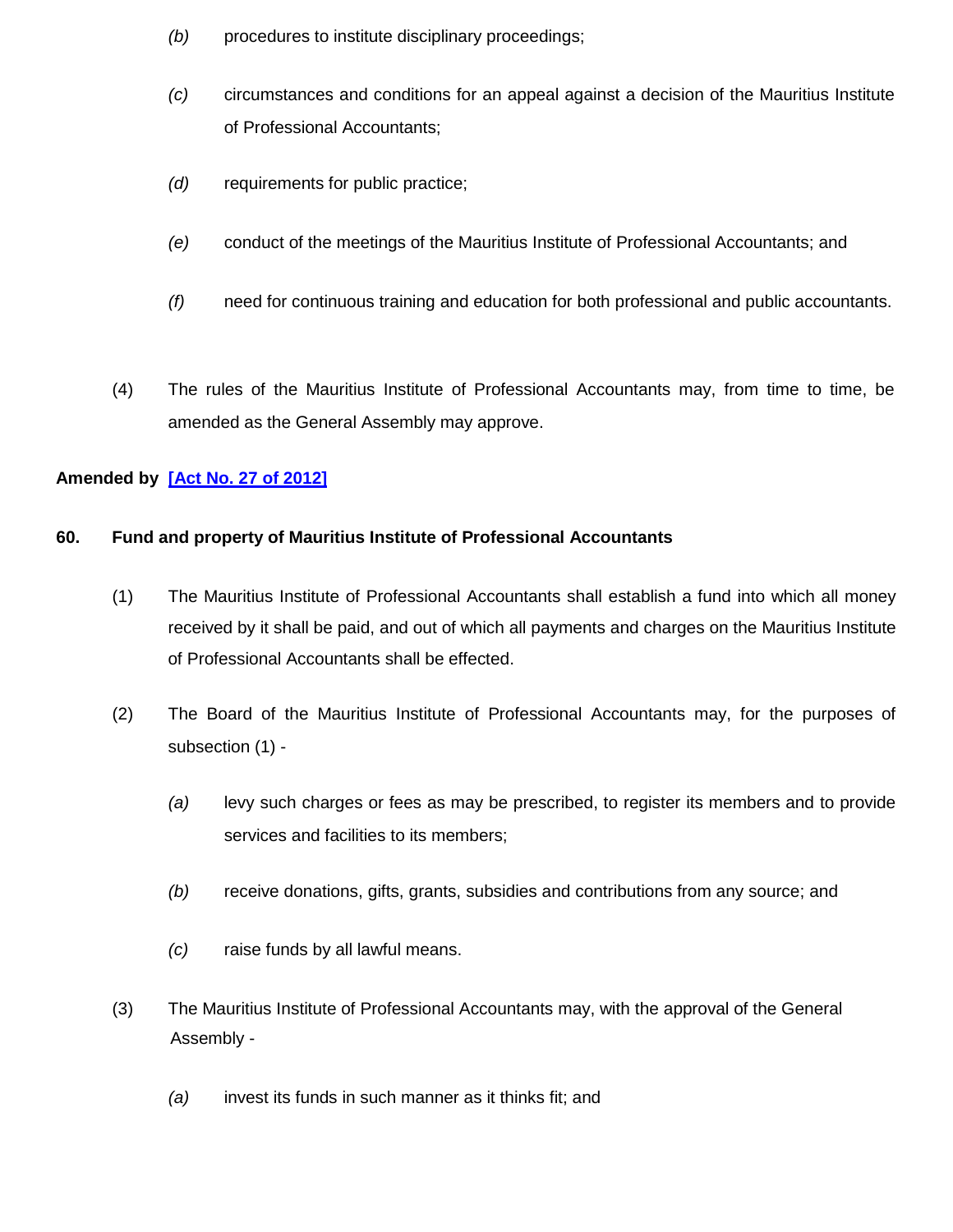*(b)* procedures to institute disciplinary proceedings;

*(c)* circumstances and conditions for an appeal against a decision of the Mauritius Institute of Professional Accountants;

*(d)* requirements for public practice;

*(e)* conduct of the meetings of the Mauritius Institute of Professional Accountants; and

*(f)* need for continuous training and education for both professional and public accountants.

(4) The rules of the Mauritius Institute of Professional Accountants may, from time to time, be amended as the General Assembly may approve.

**Amended by [Act No. 27 of 2012]**

**60. Fund and property of Mauritius Institute of Professional Accountants**

(1) The Mauritius Institute of Professional Accountants shall establish a fund into which all money received by it shall be paid, and out of which all payments and charges on the Mauritius Institute of Professional Accountants shall be effected.

(2) The Board of the Mauritius Institute of Professional Accountants may, for the purposes of subsection (1) -

*(a)* levy such charges or fees as may be prescribed, to register its members and to provide services and facilities to its members;

*(b)* receive donations, gifts, grants, subsidies and contributions from any source; and

*(c)* raise funds by all lawful means.

(3) The Mauritius Institute of Professional Accountants may, with the approval of the General Assembly -

*(a)* invest its funds in such manner as it thinks fit; and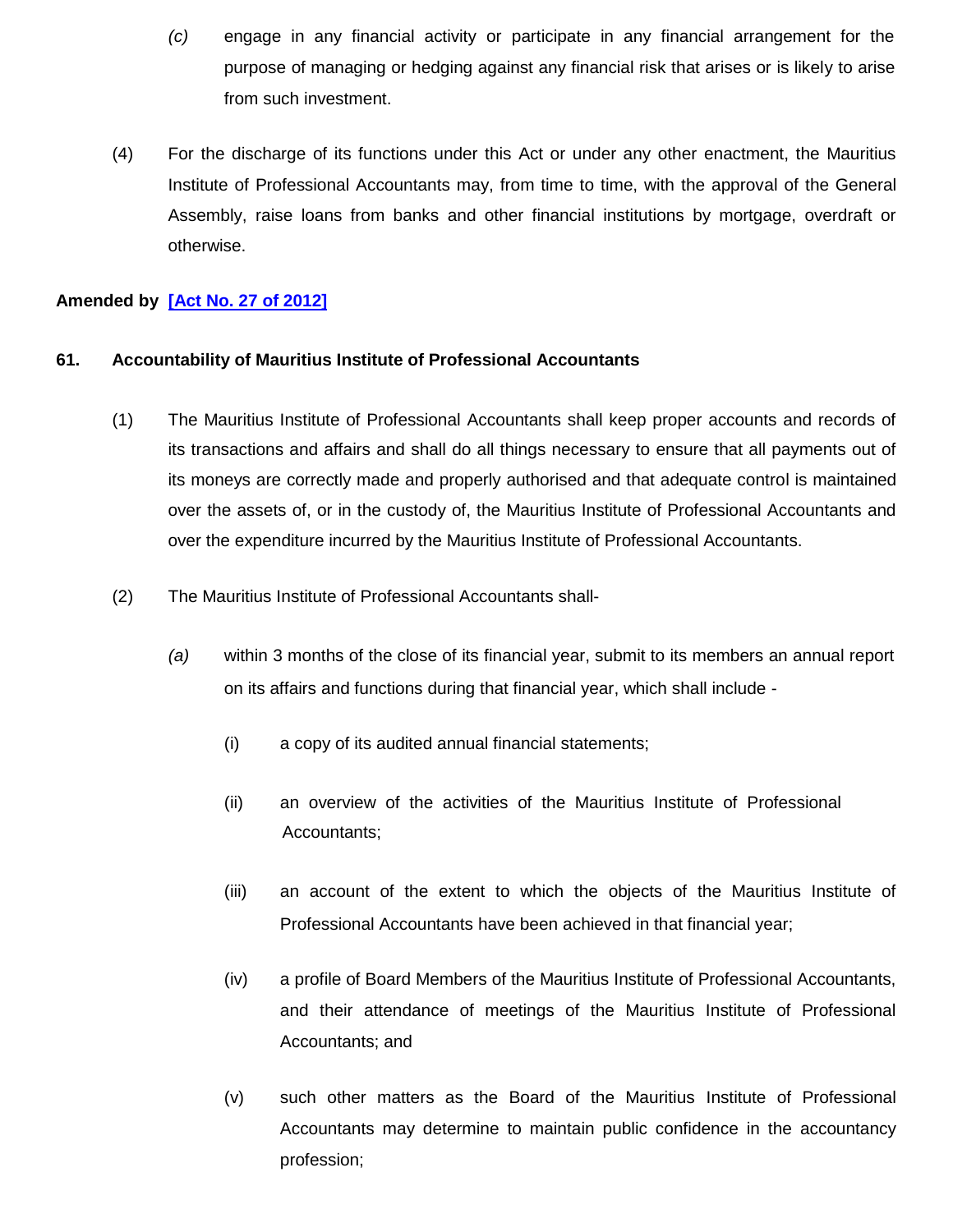(c) engage in any financial activity or participate in any financial arrangement for the purpose of managing or hedging against any financial risk that arises or is likely to arise from such investment.

(4) For the discharge of its functions under this Act or under any other enactment, the Mauritius Institute of Professional Accountants may, from time to time, with the approval of the General Assembly, raise loans from banks and other financial institutions by mortgage, overdraft or otherwise.

**Amended by [Act No. 27 of 2012]**

**61. Accountability of Mauritius Institute of Professional Accountants**

(1) The Mauritius Institute of Professional Accountants shall keep proper accounts and records of its transactions and affairs and shall do all things necessary to ensure that all payments out of its moneys are correctly made and properly authorised and that adequate control is maintained over the assets of, or in the custody of, the Mauritius Institute of Professional Accountants and over the expenditure incurred by the Mauritius Institute of Professional Accountants.

(2) The Mauritius Institute of Professional Accountants shall-

(a) within 3 months of the close of its financial year, submit to its members an annual report on its affairs and functions during that financial year, which shall include -

(i) a copy of its audited annual financial statements;

(ii) an overview of the activities of the Mauritius Institute of Professional Accountants;

(iii) an account of the extent to which the objects of the Mauritius Institute of Professional Accountants have been achieved in that financial year;

(iv) a profile of Board Members of the Mauritius Institute of Professional Accountants, and their attendance of meetings of the Mauritius Institute of Professional Accountants; and

(v) such other matters as the Board of the Mauritius Institute of Professional Accountants may determine to maintain public confidence in the accountancy profession;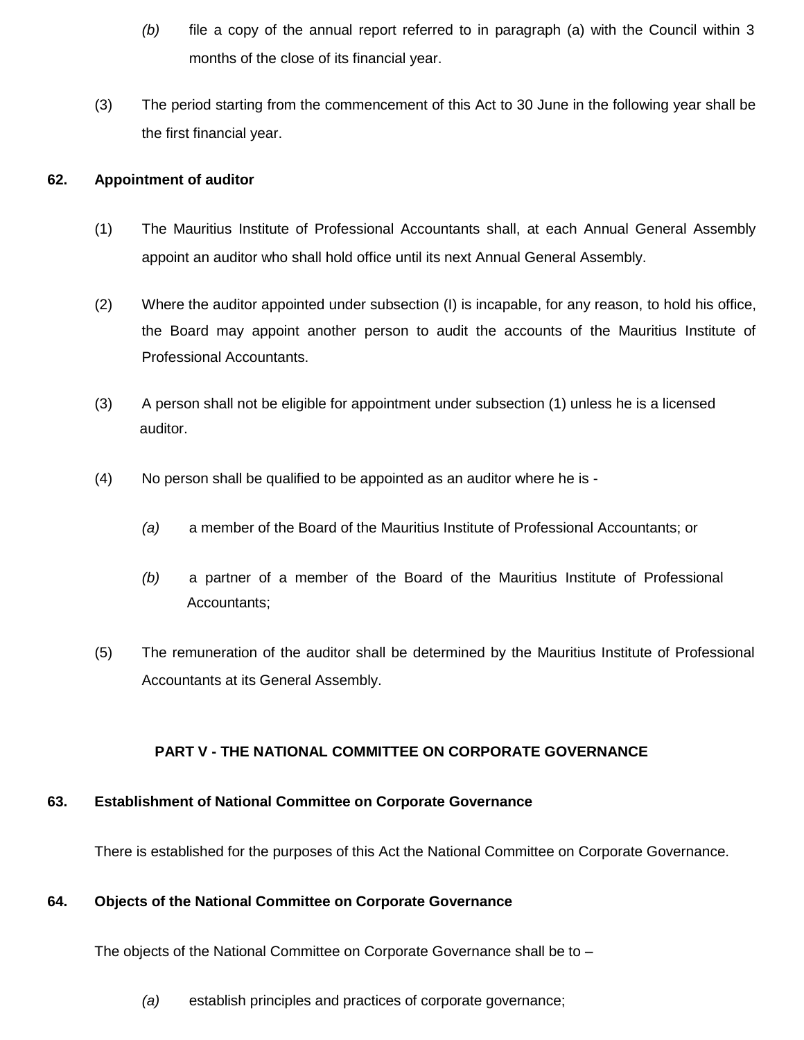(b) file a copy of the annual report referred to in paragraph (a) with the Council within 3 months of the close of its financial year.

(3) The period starting from the commencement of this Act to 30 June in the following year shall be the first financial year.

**62. Appointment of auditor**

(1) The Mauritius Institute of Professional Accountants shall, at each Annual General Assembly appoint an auditor who shall hold office until its next Annual General Assembly.

(2) Where the auditor appointed under subsection (I) is incapable, for any reason, to hold his office, the Board may appoint another person to audit the accounts of the Mauritius Institute of Professional Accountants.

(3) A person shall not be eligible for appointment under subsection (1) unless he is a licensed auditor.

(4) No person shall be qualified to be appointed as an auditor where he is -

*(a)* a member of the Board of the Mauritius Institute of Professional Accountants; or

*(b)* a partner of a member of the Board of the Mauritius Institute of Professional Accountants;

(5) The remuneration of the auditor shall be determined by the Mauritius Institute of Professional Accountants at its General Assembly.

## PART V - THE NATIONAL COMMITTEE ON CORPORATE GOVERNANCE

**63. Establishment of National Committee on Corporate Governance**

There is established for the purposes of this Act the National Committee on Corporate Governance.

**64. Objects of the National Committee on Corporate Governance**

The objects of the National Committee on Corporate Governance shall be to –

*(a)* establish principles and practices of corporate governance;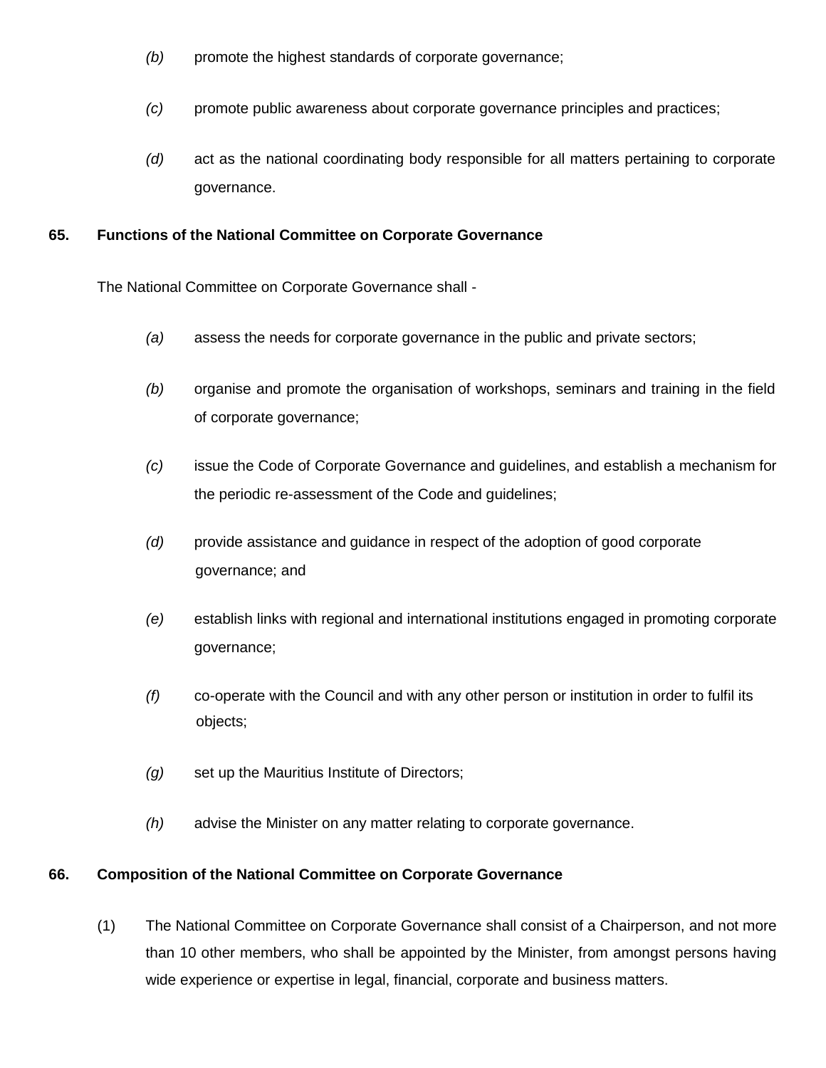(b) promote the highest standards of corporate governance;

(c) promote public awareness about corporate governance principles and practices;

(d) act as the national coordinating body responsible for all matters pertaining to corporate governance.

**65. Functions of the National Committee on Corporate Governance**

The National Committee on Corporate Governance shall -

*(a)* assess the needs for corporate governance in the public and private sectors;

*(b)* organise and promote the organisation of workshops, seminars and training in the field of corporate governance;

*(c)* issue the Code of Corporate Governance and guidelines, and establish a mechanism for the periodic re-assessment of the Code and guidelines;

*(d)* provide assistance and guidance in respect of the adoption of good corporate governance; and

*(e)* establish links with regional and international institutions engaged in promoting corporate governance;

*(f)* co-operate with the Council and with any other person or institution in order to fulfil its objects;

*(g)* set up the Mauritius Institute of Directors;

*(h)* advise the Minister on any matter relating to corporate governance.

**66. Composition of the National Committee on Corporate Governance**

(1) The National Committee on Corporate Governance shall consist of a Chairperson, and not more than 10 other members, who shall be appointed by the Minister, from amongst persons having wide experience or expertise in legal, financial, corporate and business matters.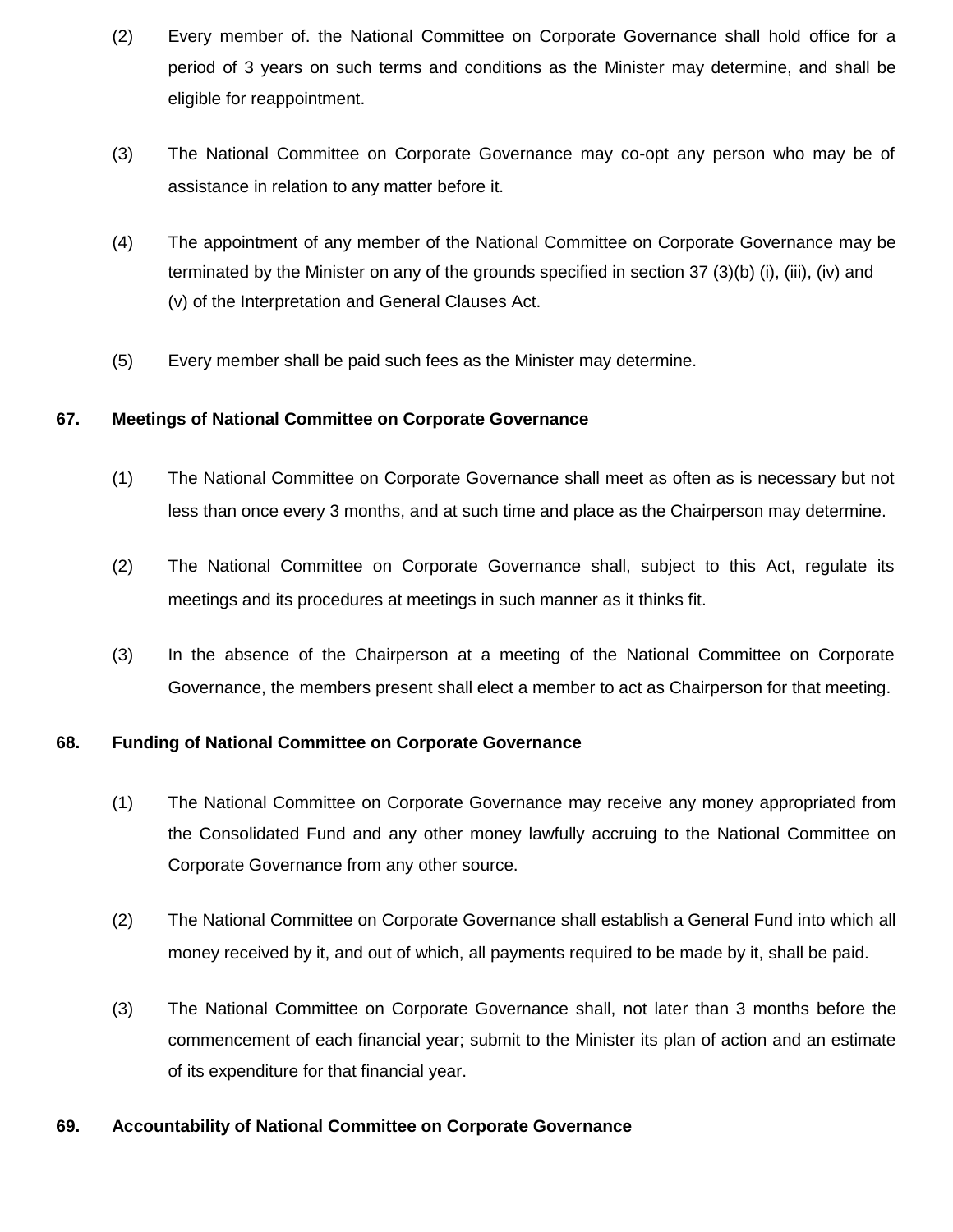(2) Every member of. the National Committee on Corporate Governance shall hold office for a period of 3 years on such terms and conditions as the Minister may determine, and shall be eligible for reappointment.

(3) The National Committee on Corporate Governance may co-opt any person who may be of assistance in relation to any matter before it.

(4) The appointment of any member of the National Committee on Corporate Governance may be terminated by the Minister on any of the grounds specified in section 37 (3)(b) (i), (iii), (iv) and (v) of the Interpretation and General Clauses Act.

(5) Every member shall be paid such fees as the Minister may determine.

**67. Meetings of National Committee on Corporate Governance**

(1) The National Committee on Corporate Governance shall meet as often as is necessary but not less than once every 3 months, and at such time and place as the Chairperson may determine.

(2) The National Committee on Corporate Governance shall, subject to this Act, regulate its meetings and its procedures at meetings in such manner as it thinks fit.

(3) In the absence of the Chairperson at a meeting of the National Committee on Corporate Governance, the members present shall elect a member to act as Chairperson for that meeting.

**68. Funding of National Committee on Corporate Governance**

(1) The National Committee on Corporate Governance may receive any money appropriated from the Consolidated Fund and any other money lawfully accruing to the National Committee on Corporate Governance from any other source.

(2) The National Committee on Corporate Governance shall establish a General Fund into which all money received by it, and out of which, all payments required to be made by it, shall be paid.

(3) The National Committee on Corporate Governance shall, not later than 3 months before the commencement of each financial year; submit to the Minister its plan of action and an estimate of its expenditure for that financial year.

**69. Accountability of National Committee on Corporate Governance**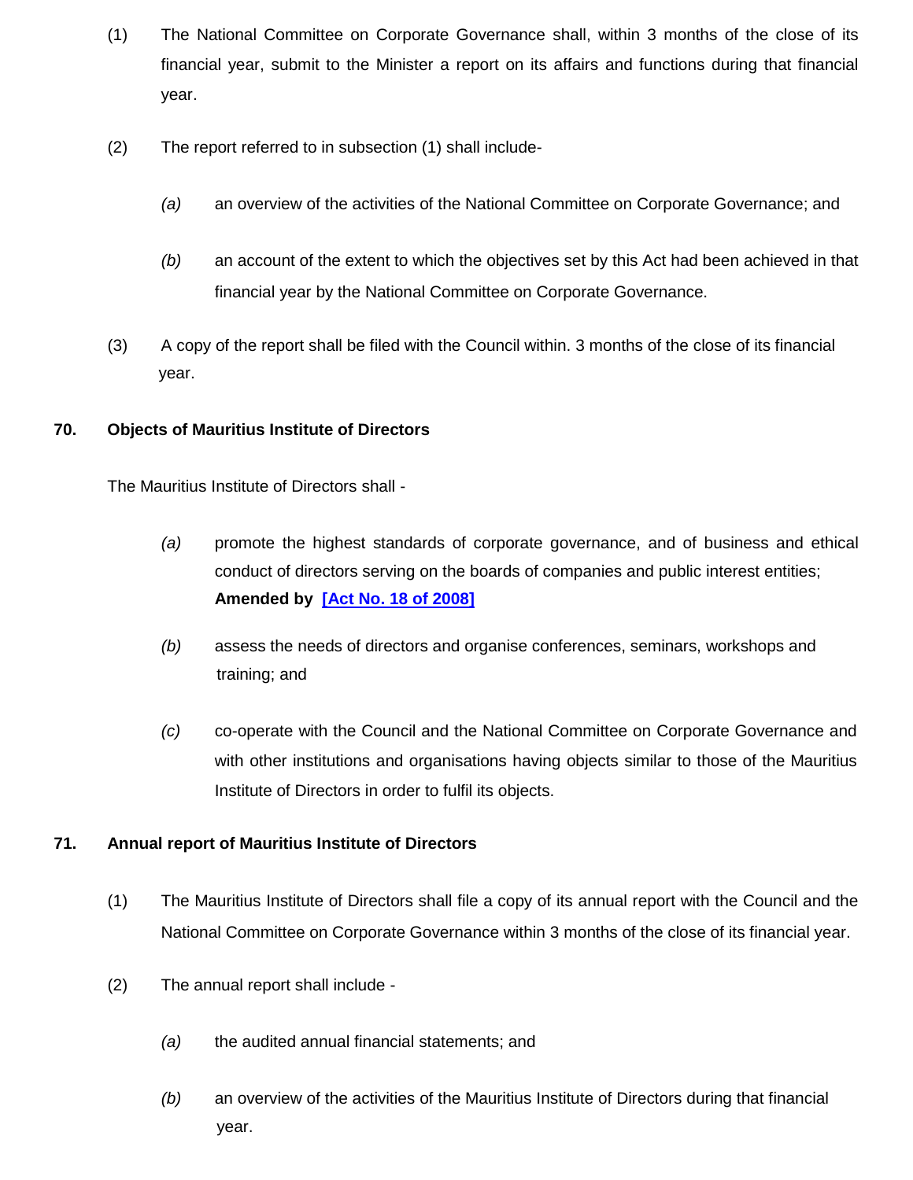(1) The National Committee on Corporate Governance shall, within 3 months of the close of its financial year, submit to the Minister a report on its affairs and functions during that financial year.

(2) The report referred to in subsection (1) shall include-

*(a)* an overview of the activities of the National Committee on Corporate Governance; and

*(b)* an account of the extent to which the objectives set by this Act had been achieved in that financial year by the National Committee on Corporate Governance.

(3) A copy of the report shall be filed with the Council within. 3 months of the close of its financial year.

### 70. Objects of Mauritius Institute of Directors

The Mauritius Institute of Directors shall -

*(a)* promote the highest standards of corporate governance, and of business and ethical conduct of directors serving on the boards of companies and public interest entities; **Amended by [Act No. 18 of 2008]**

*(b)* assess the needs of directors and organise conferences, seminars, workshops and training; and

*(c)* co-operate with the Council and the National Committee on Corporate Governance and with other institutions and organisations having objects similar to those of the Mauritius Institute of Directors in order to fulfil its objects.

### 71. Annual report of Mauritius Institute of Directors

(1) The Mauritius Institute of Directors shall file a copy of its annual report with the Council and the National Committee on Corporate Governance within 3 months of the close of its financial year.

(2) The annual report shall include -

*(a)* the audited annual financial statements; and

*(b)* an overview of the activities of the Mauritius Institute of Directors during that financial year.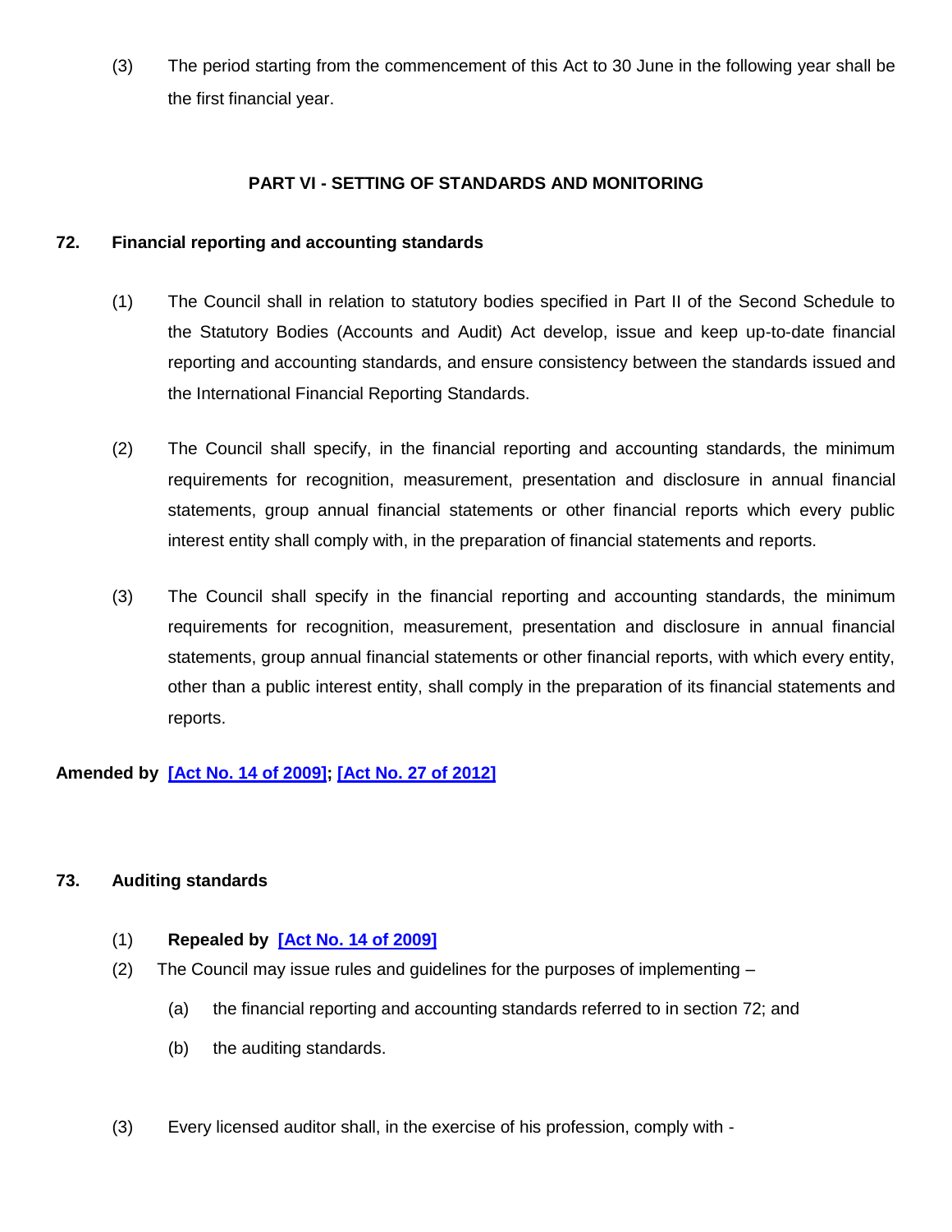(3) The period starting from the commencement of this Act to 30 June in the following year shall be the first financial year.

## PART VI - SETTING OF STANDARDS AND MONITORING

### 72. Financial reporting and accounting standards

(1) The Council shall in relation to statutory bodies specified in Part II of the Second Schedule to the Statutory Bodies (Accounts and Audit) Act develop, issue and keep up-to-date financial reporting and accounting standards, and ensure consistency between the standards issued and the International Financial Reporting Standards.

(2) The Council shall specify, in the financial reporting and accounting standards, the minimum requirements for recognition, measurement, presentation and disclosure in annual financial statements, group annual financial statements or other financial reports which every public interest entity shall comply with, in the preparation of financial statements and reports.

(3) The Council shall specify in the financial reporting and accounting standards, the minimum requirements for recognition, measurement, presentation and disclosure in annual financial statements, group annual financial statements or other financial reports, with which every entity, other than a public interest entity, shall comply in the preparation of its financial statements and reports.

**Amended by [Act No. 14 of 2009]; [Act No. 27 of 2012]**

### 73. Auditing standards

(1) **Repealed by [Act No. 14 of 2009]**

(2) The Council may issue rules and guidelines for the purposes of implementing –

(a) the financial reporting and accounting standards referred to in section 72; and

(b) the auditing standards.

(3) Every licensed auditor shall, in the exercise of his profession, comply with -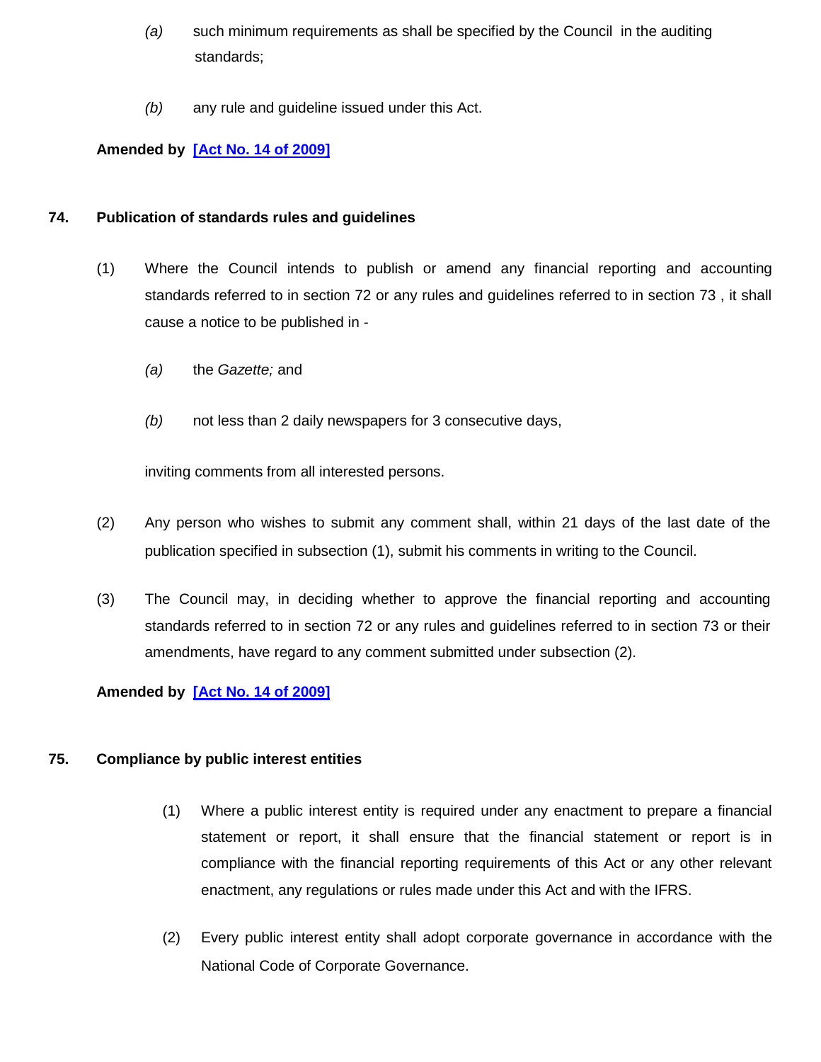(a) such minimum requirements as shall be specified by the Council in the auditing standards;

(b) any rule and guideline issued under this Act.

**Amended by [Act No. 14 of 2009]**

## 74. Publication of standards rules and guidelines

(1) Where the Council intends to publish or amend any financial reporting and accounting standards referred to in section 72 or any rules and guidelines referred to in section 73 , it shall cause a notice to be published in -

*(a)* the *Gazette;* and

*(b)* not less than 2 daily newspapers for 3 consecutive days,

inviting comments from all interested persons.

(2) Any person who wishes to submit any comment shall, within 21 days of the last date of the publication specified in subsection (1), submit his comments in writing to the Council.

(3) The Council may, in deciding whether to approve the financial reporting and accounting standards referred to in section 72 or any rules and guidelines referred to in section 73 or their amendments, have regard to any comment submitted under subsection (2).

**Amended by [Act No. 14 of 2009]**

## 75. Compliance by public interest entities

(1) Where a public interest entity is required under any enactment to prepare a financial statement or report, it shall ensure that the financial statement or report is in compliance with the financial reporting requirements of this Act or any other relevant enactment, any regulations or rules made under this Act and with the IFRS.

(2) Every public interest entity shall adopt corporate governance in accordance with the National Code of Corporate Governance.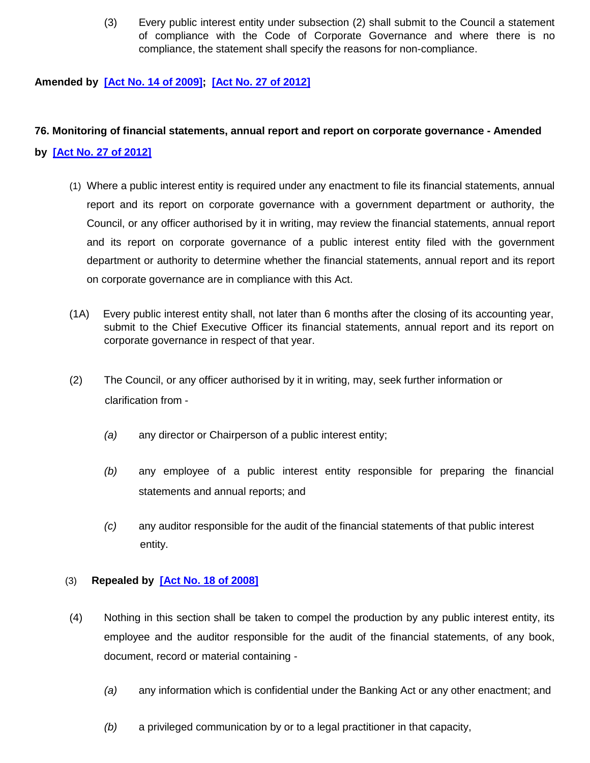(3) Every public interest entity under subsection (2) shall submit to the Council a statement of compliance with the Code of Corporate Governance and where there is no compliance, the statement shall specify the reasons for non-compliance.

**Amended by [Act No. 14 of 2009]; [Act No. 27 of 2012]**

**76. Monitoring of financial statements, annual report and report on corporate governance - Amended by [Act No. 27 of 2012]**

(1) Where a public interest entity is required under any enactment to file its financial statements, annual report and its report on corporate governance with a government department or authority, the Council, or any officer authorised by it in writing, may review the financial statements, annual report and its report on corporate governance of a public interest entity filed with the government department or authority to determine whether the financial statements, annual report and its report on corporate governance are in compliance with this Act.

(1A) Every public interest entity shall, not later than 6 months after the closing of its accounting year, submit to the Chief Executive Officer its financial statements, annual report and its report on corporate governance in respect of that year.

(2) The Council, or any officer authorised by it in writing, may, seek further information or clarification from -

*(a)* any director or Chairperson of a public interest entity;

*(b)* any employee of a public interest entity responsible for preparing the financial statements and annual reports; and

*(c)* any auditor responsible for the audit of the financial statements of that public interest entity.

(3) **Repealed by [Act No. 18 of 2008]**

(4) Nothing in this section shall be taken to compel the production by any public interest entity, its employee and the auditor responsible for the audit of the financial statements, of any book, document, record or material containing -

*(a)* any information which is confidential under the Banking Act or any other enactment; and

*(b)* a privileged communication by or to a legal practitioner in that capacity,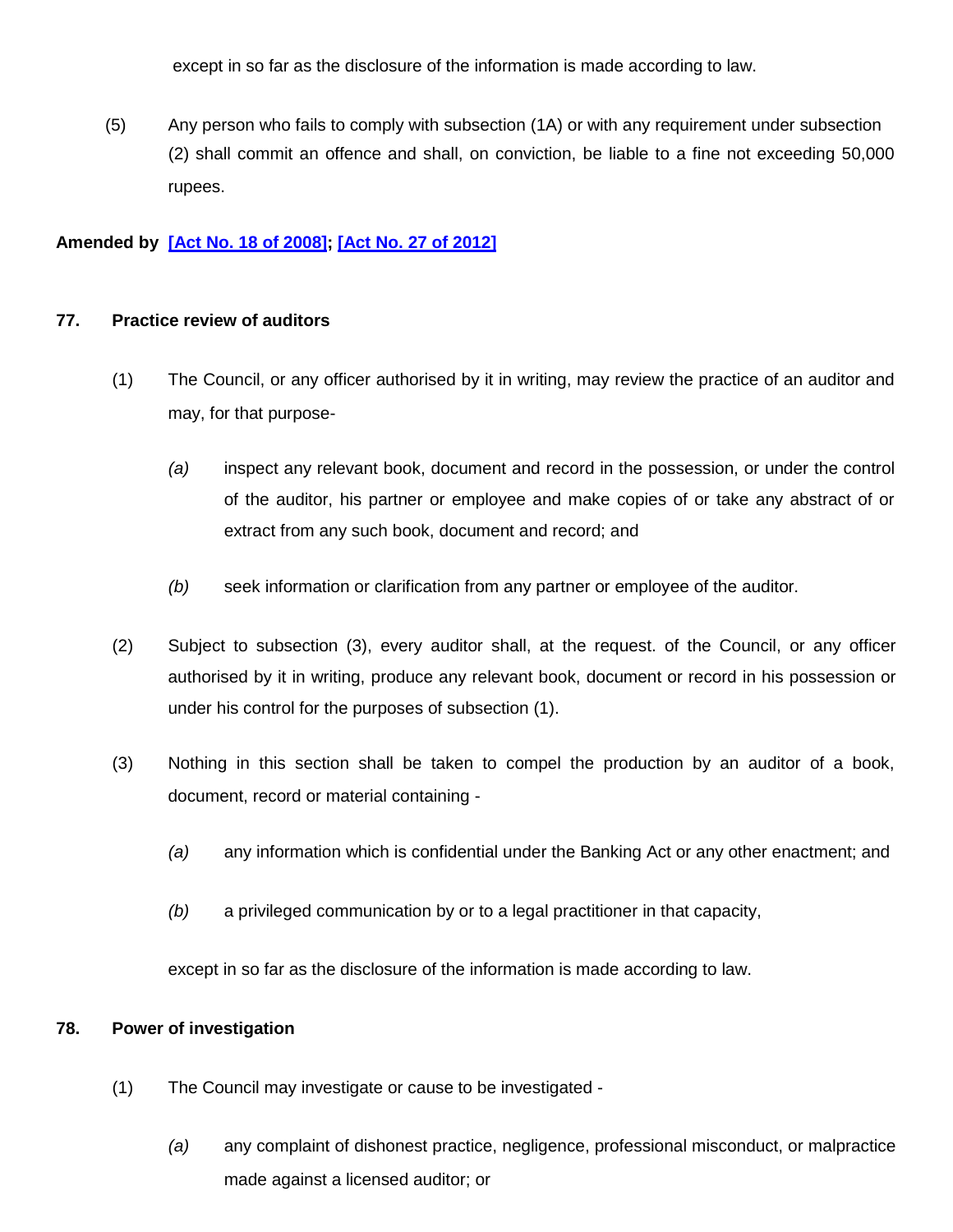except in so far as the disclosure of the information is made according to law.

(5) Any person who fails to comply with subsection (1A) or with any requirement under subsection (2) shall commit an offence and shall, on conviction, be liable to a fine not exceeding 50,000 rupees.

**Amended by [Act No. 18 of 2008]; [Act No. 27 of 2012]**

### 77. Practice review of auditors

(1) The Council, or any officer authorised by it in writing, may review the practice of an auditor and may, for that purpose-

*(a)* inspect any relevant book, document and record in the possession, or under the control of the auditor, his partner or employee and make copies of or take any abstract of or extract from any such book, document and record; and

*(b)* seek information or clarification from any partner or employee of the auditor.

(2) Subject to subsection (3), every auditor shall, at the request. of the Council, or any officer authorised by it in writing, produce any relevant book, document or record in his possession or under his control for the purposes of subsection (1).

(3) Nothing in this section shall be taken to compel the production by an auditor of a book, document, record or material containing -

*(a)* any information which is confidential under the Banking Act or any other enactment; and

*(b)* a privileged communication by or to a legal practitioner in that capacity,

except in so far as the disclosure of the information is made according to law.

### 78. Power of investigation

(1) The Council may investigate or cause to be investigated -

*(a)* any complaint of dishonest practice, negligence, professional misconduct, or malpractice made against a licensed auditor; or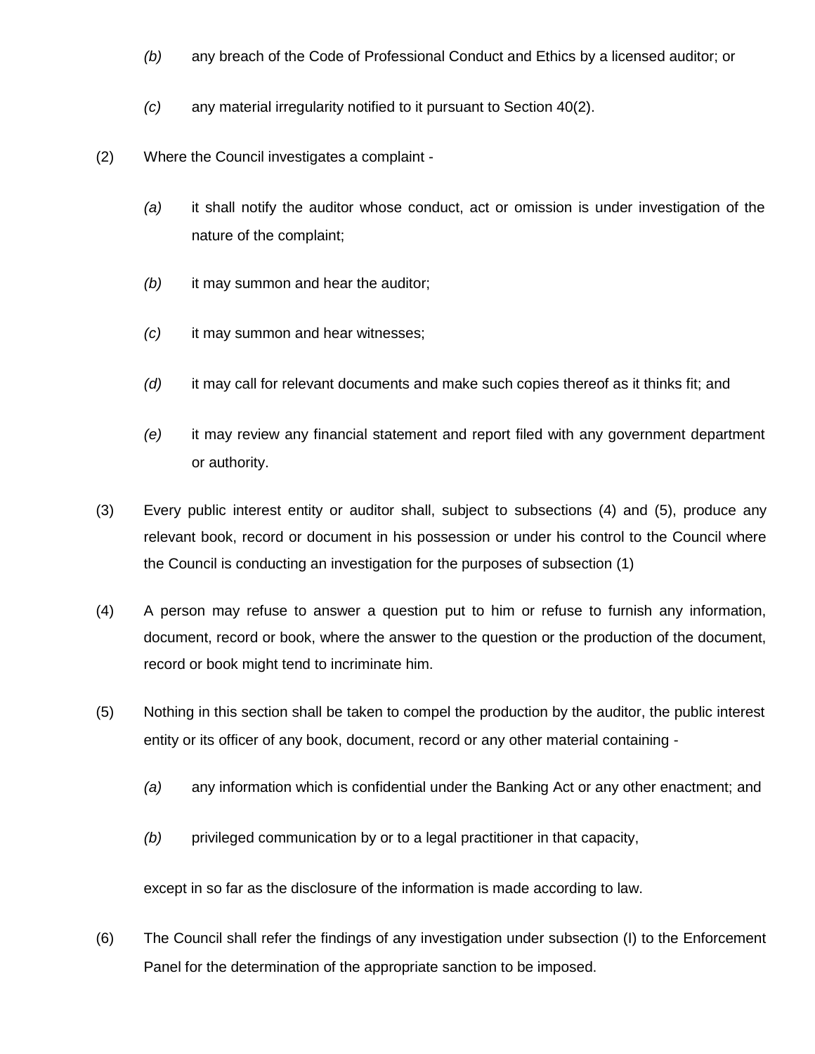*(b)* any breach of the Code of Professional Conduct and Ethics by a licensed auditor; or

*(c)* any material irregularity notified to it pursuant to Section 40(2).

(2) Where the Council investigates a complaint -

*(a)* it shall notify the auditor whose conduct, act or omission is under investigation of the nature of the complaint;

*(b)* it may summon and hear the auditor;

*(c)* it may summon and hear witnesses;

*(d)* it may call for relevant documents and make such copies thereof as it thinks fit; and

*(e)* it may review any financial statement and report filed with any government department or authority.

(3) Every public interest entity or auditor shall, subject to subsections (4) and (5), produce any relevant book, record or document in his possession or under his control to the Council where the Council is conducting an investigation for the purposes of subsection (1)

(4) A person may refuse to answer a question put to him or refuse to furnish any information, document, record or book, where the answer to the question or the production of the document, record or book might tend to incriminate him.

(5) Nothing in this section shall be taken to compel the production by the auditor, the public interest entity or its officer of any book, document, record or any other material containing -

*(a)* any information which is confidential under the Banking Act or any other enactment; and

*(b)* privileged communication by or to a legal practitioner in that capacity,

except in so far as the disclosure of the information is made according to law.

(6) The Council shall refer the findings of any investigation under subsection (I) to the Enforcement Panel for the determination of the appropriate sanction to be imposed.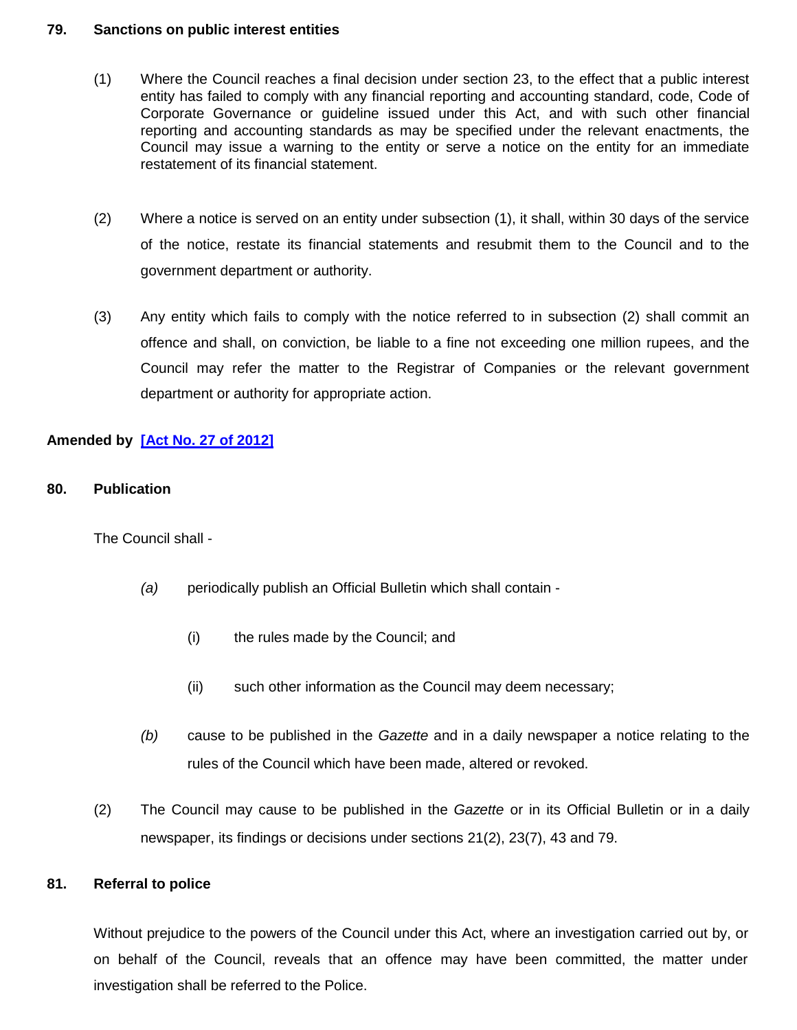**79. Sanctions on public interest entities**

(1) Where the Council reaches a final decision under section 23, to the effect that a public interest entity has failed to comply with any financial reporting and accounting standard, code, Code of Corporate Governance or guideline issued under this Act, and with such other financial reporting and accounting standards as may be specified under the relevant enactments, the Council may issue a warning to the entity or serve a notice on the entity for an immediate restatement of its financial statement.

(2) Where a notice is served on an entity under subsection (1), it shall, within 30 days of the service of the notice, restate its financial statements and resubmit them to the Council and to the government department or authority.

(3) Any entity which fails to comply with the notice referred to in subsection (2) shall commit an offence and shall, on conviction, be liable to a fine not exceeding one million rupees, and the Council may refer the matter to the Registrar of Companies or the relevant government department or authority for appropriate action.

**Amended by [Act No. 27 of 2012]**

**80. Publication**

The Council shall -

*(a)* periodically publish an Official Bulletin which shall contain -

(i) the rules made by the Council; and

(ii) such other information as the Council may deem necessary;

*(b)* cause to be published in the *Gazette* and in a daily newspaper a notice relating to the rules of the Council which have been made, altered or revoked.

(2) The Council may cause to be published in the *Gazette* or in its Official Bulletin or in a daily newspaper, its findings or decisions under sections 21(2), 23(7), 43 and 79.

**81. Referral to police**

Without prejudice to the powers of the Council under this Act, where an investigation carried out by, or on behalf of the Council, reveals that an offence may have been committed, the matter under investigation shall be referred to the Police.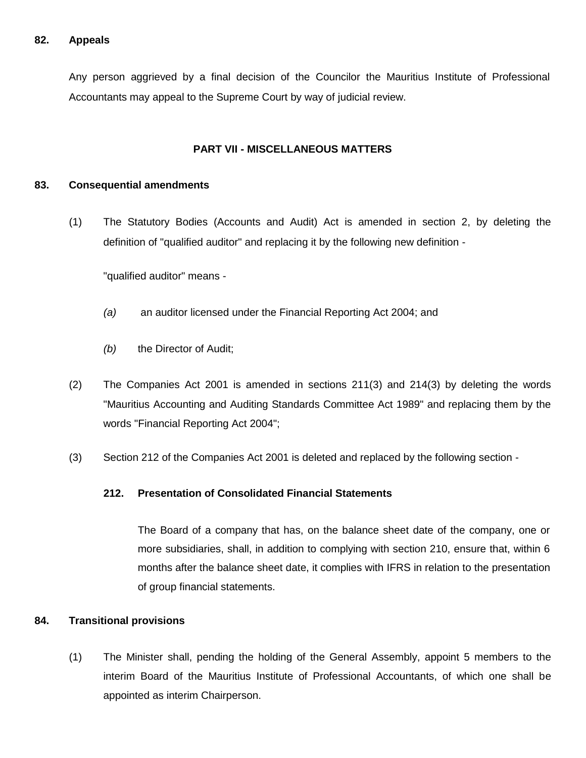**82. Appeals**

Any person aggrieved by a final decision of the Councilor the Mauritius Institute of Professional Accountants may appeal to the Supreme Court by way of judicial review.

## PART VII - MISCELLANEOUS MATTERS

**83. Consequential amendments**

(1) The Statutory Bodies (Accounts and Audit) Act is amended in section 2, by deleting the definition of "qualified auditor" and replacing it by the following new definition -

"qualified auditor" means -

*(a)* an auditor licensed under the Financial Reporting Act 2004; and

*(b)* the Director of Audit;

(2) The Companies Act 2001 is amended in sections 211(3) and 214(3) by deleting the words "Mauritius Accounting and Auditing Standards Committee Act 1989" and replacing them by the words "Financial Reporting Act 2004";

(3) Section 212 of the Companies Act 2001 is deleted and replaced by the following section -

**212. Presentation of Consolidated Financial Statements**

The Board of a company that has, on the balance sheet date of the company, one or more subsidiaries, shall, in addition to complying with section 210, ensure that, within 6 months after the balance sheet date, it complies with IFRS in relation to the presentation of group financial statements.

**84. Transitional provisions**

(1) The Minister shall, pending the holding of the General Assembly, appoint 5 members to the interim Board of the Mauritius Institute of Professional Accountants, of which one shall be appointed as interim Chairperson.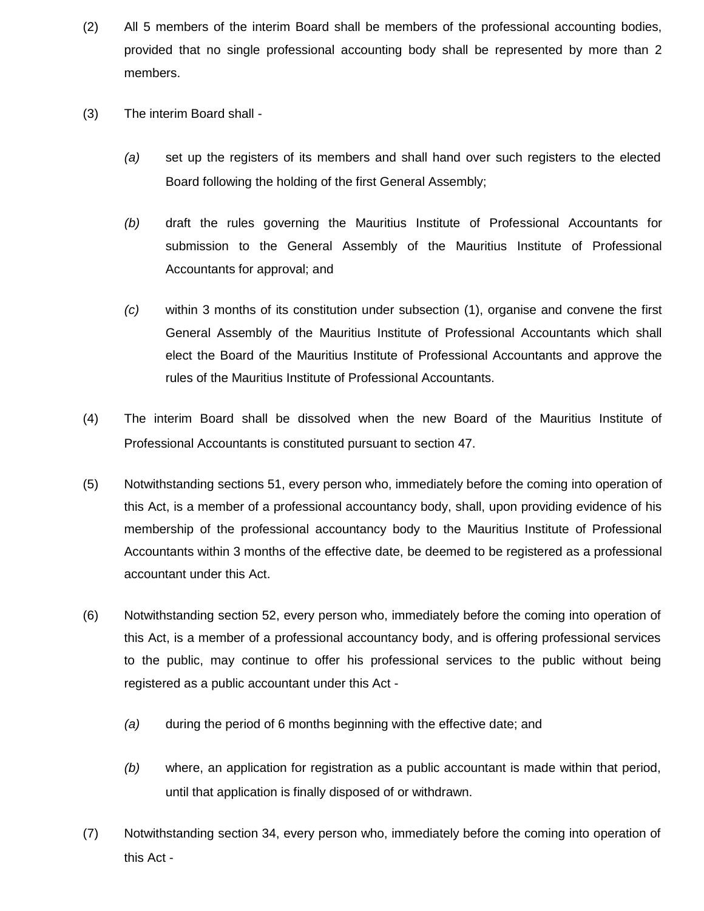(2) All 5 members of the interim Board shall be members of the professional accounting bodies, provided that no single professional accounting body shall be represented by more than 2 members.

(3) The interim Board shall -

*(a)* set up the registers of its members and shall hand over such registers to the elected Board following the holding of the first General Assembly;

*(b)* draft the rules governing the Mauritius Institute of Professional Accountants for submission to the General Assembly of the Mauritius Institute of Professional Accountants for approval; and

*(c)* within 3 months of its constitution under subsection (1), organise and convene the first General Assembly of the Mauritius Institute of Professional Accountants which shall elect the Board of the Mauritius Institute of Professional Accountants and approve the rules of the Mauritius Institute of Professional Accountants.

(4) The interim Board shall be dissolved when the new Board of the Mauritius Institute of Professional Accountants is constituted pursuant to section 47.

(5) Notwithstanding sections 51, every person who, immediately before the coming into operation of this Act, is a member of a professional accountancy body, shall, upon providing evidence of his membership of the professional accountancy body to the Mauritius Institute of Professional Accountants within 3 months of the effective date, be deemed to be registered as a professional accountant under this Act.

(6) Notwithstanding section 52, every person who, immediately before the coming into operation of this Act, is a member of a professional accountancy body, and is offering professional services to the public, may continue to offer his professional services to the public without being registered as a public accountant under this Act -

*(a)* during the period of 6 months beginning with the effective date; and

*(b)* where, an application for registration as a public accountant is made within that period, until that application is finally disposed of or withdrawn.

(7) Notwithstanding section 34, every person who, immediately before the coming into operation of this Act -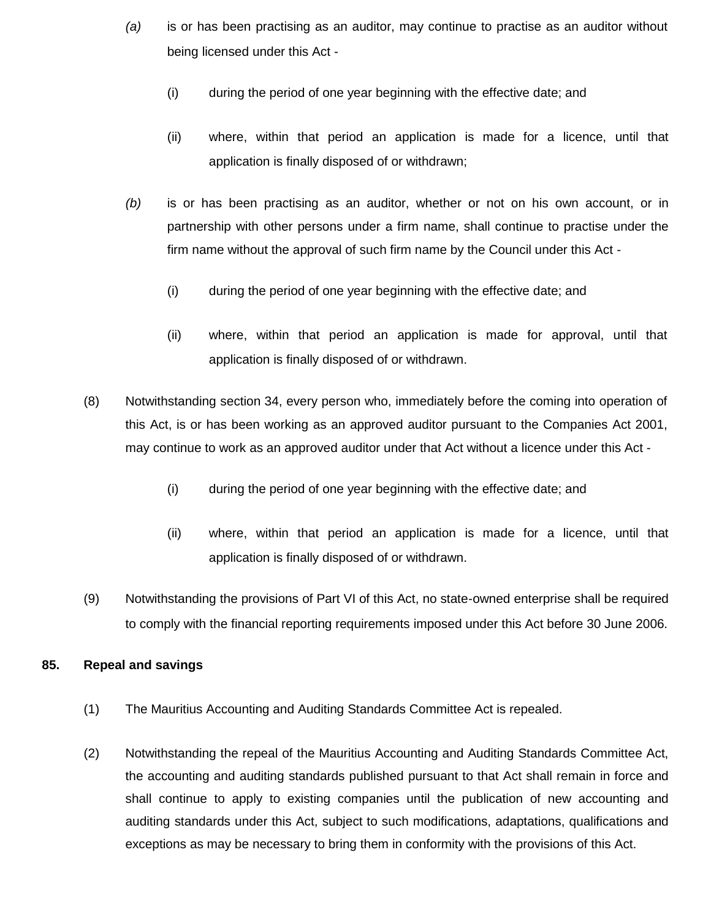*(a)* is or has been practising as an auditor, may continue to practise as an auditor without being licensed under this Act -

(i) during the period of one year beginning with the effective date; and

(ii) where, within that period an application is made for a licence, until that application is finally disposed of or withdrawn;

*(b)* is or has been practising as an auditor, whether or not on his own account, or in partnership with other persons under a firm name, shall continue to practise under the firm name without the approval of such firm name by the Council under this Act -

(i) during the period of one year beginning with the effective date; and

(ii) where, within that period an application is made for approval, until that application is finally disposed of or withdrawn.

(8) Notwithstanding section 34, every person who, immediately before the coming into operation of this Act, is or has been working as an approved auditor pursuant to the Companies Act 2001, may continue to work as an approved auditor under that Act without a licence under this Act -

(i) during the period of one year beginning with the effective date; and

(ii) where, within that period an application is made for a licence, until that application is finally disposed of or withdrawn.

(9) Notwithstanding the provisions of Part VI of this Act, no state-owned enterprise shall be required to comply with the financial reporting requirements imposed under this Act before 30 June 2006.

**85. Repeal and savings**

(1) The Mauritius Accounting and Auditing Standards Committee Act is repealed.

(2) Notwithstanding the repeal of the Mauritius Accounting and Auditing Standards Committee Act, the accounting and auditing standards published pursuant to that Act shall remain in force and shall continue to apply to existing companies until the publication of new accounting and auditing standards under this Act, subject to such modifications, adaptations, qualifications and exceptions as may be necessary to bring them in conformity with the provisions of this Act.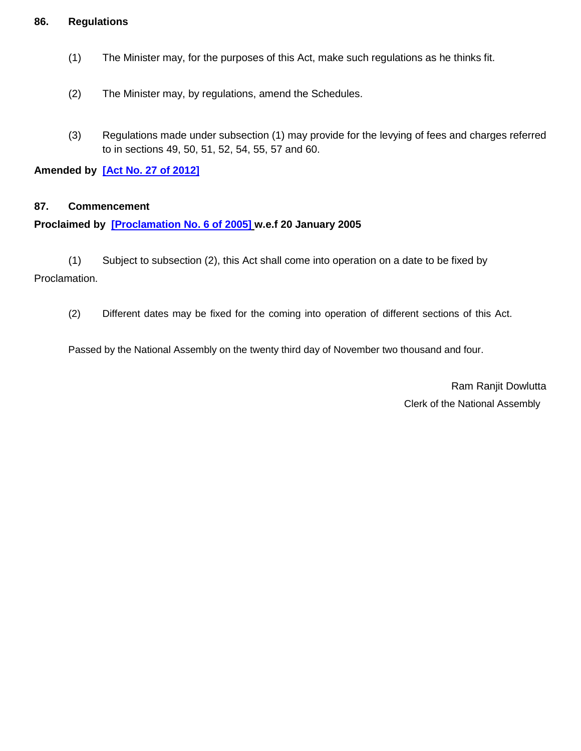**86. Regulations**

(1) The Minister may, for the purposes of this Act, make such regulations as he thinks fit.

(2) The Minister may, by regulations, amend the Schedules.

(3) Regulations made under subsection (1) may provide for the levying of fees and charges referred to in sections 49, 50, 51, 52, 54, 55, 57 and 60.

**Amended by [Act No. 27 of 2012]**

**87. Commencement**

**Proclaimed by [Proclamation No. 6 of 2005] w.e.f 20 January 2005**

(1) Subject to subsection (2), this Act shall come into operation on a date to be fixed by Proclamation.

(2) Different dates may be fixed for the coming into operation of different sections of this Act.

Passed by the National Assembly on the twenty third day of November two thousand and four.

Ram Ranjit Dowlutta
Clerk of the National Assembly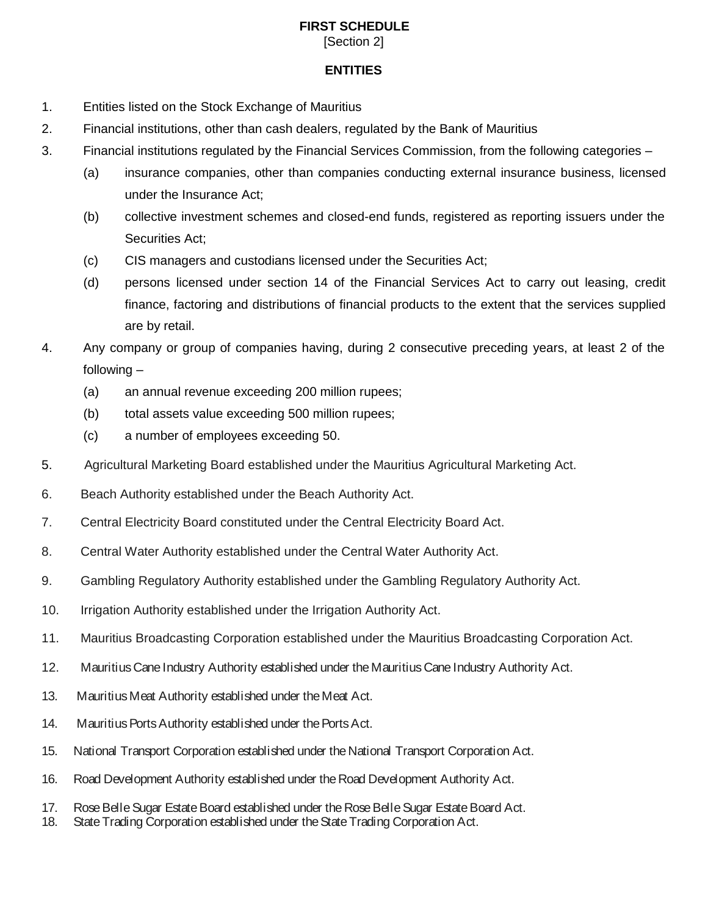# FIRST SCHEDULE

[Section 2]

## ENTITIES

1. Entities listed on the Stock Exchange of Mauritius
2. Financial institutions, other than cash dealers, regulated by the Bank of Mauritius
3. Financial institutions regulated by the Financial Services Commission, from the following categories –
   - (a) insurance companies, other than companies conducting external insurance business, licensed under the Insurance Act;
   - (b) collective investment schemes and closed-end funds, registered as reporting issuers under the Securities Act;
   - (c) CIS managers and custodians licensed under the Securities Act;
   - (d) persons licensed under section 14 of the Financial Services Act to carry out leasing, credit finance, factoring and distributions of financial products to the extent that the services supplied are by retail.
4. Any company or group of companies having, during 2 consecutive preceding years, at least 2 of the following –
   - (a) an annual revenue exceeding 200 million rupees;
   - (b) total assets value exceeding 500 million rupees;
   - (c) a number of employees exceeding 50.
5. Agricultural Marketing Board established under the Mauritius Agricultural Marketing Act.
6. Beach Authority established under the Beach Authority Act.
7. Central Electricity Board constituted under the Central Electricity Board Act.
8. Central Water Authority established under the Central Water Authority Act.
9. Gambling Regulatory Authority established under the Gambling Regulatory Authority Act.
10. Irrigation Authority established under the Irrigation Authority Act.
11. Mauritius Broadcasting Corporation established under the Mauritius Broadcasting Corporation Act.
12. Mauritius Cane Industry Authority established under the Mauritius Cane Industry Authority Act.
13. Mauritius Meat Authority established under the Meat Act.
14. Mauritius Ports Authority established under the Ports Act.
15. National Transport Corporation established under the National Transport Corporation Act.
16. Road Development Authority established under the Road Development Authority Act.
17. Rose Belle Sugar Estate Board established under the Rose Belle Sugar Estate Board Act.
18. State Trading Corporation established under the State Trading Corporation Act.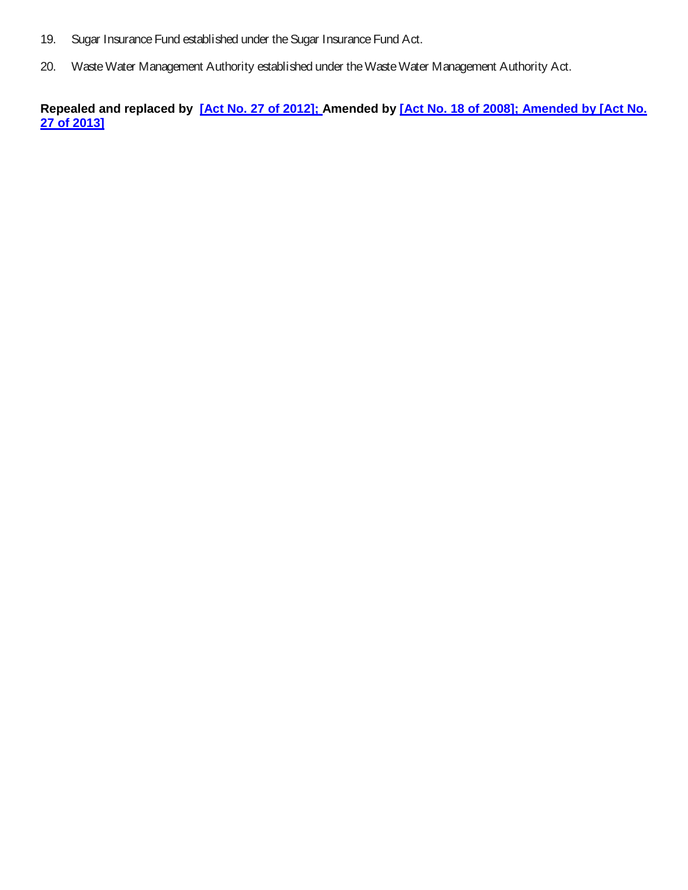19. Sugar Insurance Fund established under the Sugar Insurance Fund Act.

20. Waste Water Management Authority established under the Waste Water Management Authority Act.

**Repealed and replaced by [Act No. 27 of 2012]; Amended by [Act No. 18 of 2008]; Amended by [Act No. 27 of 2013]**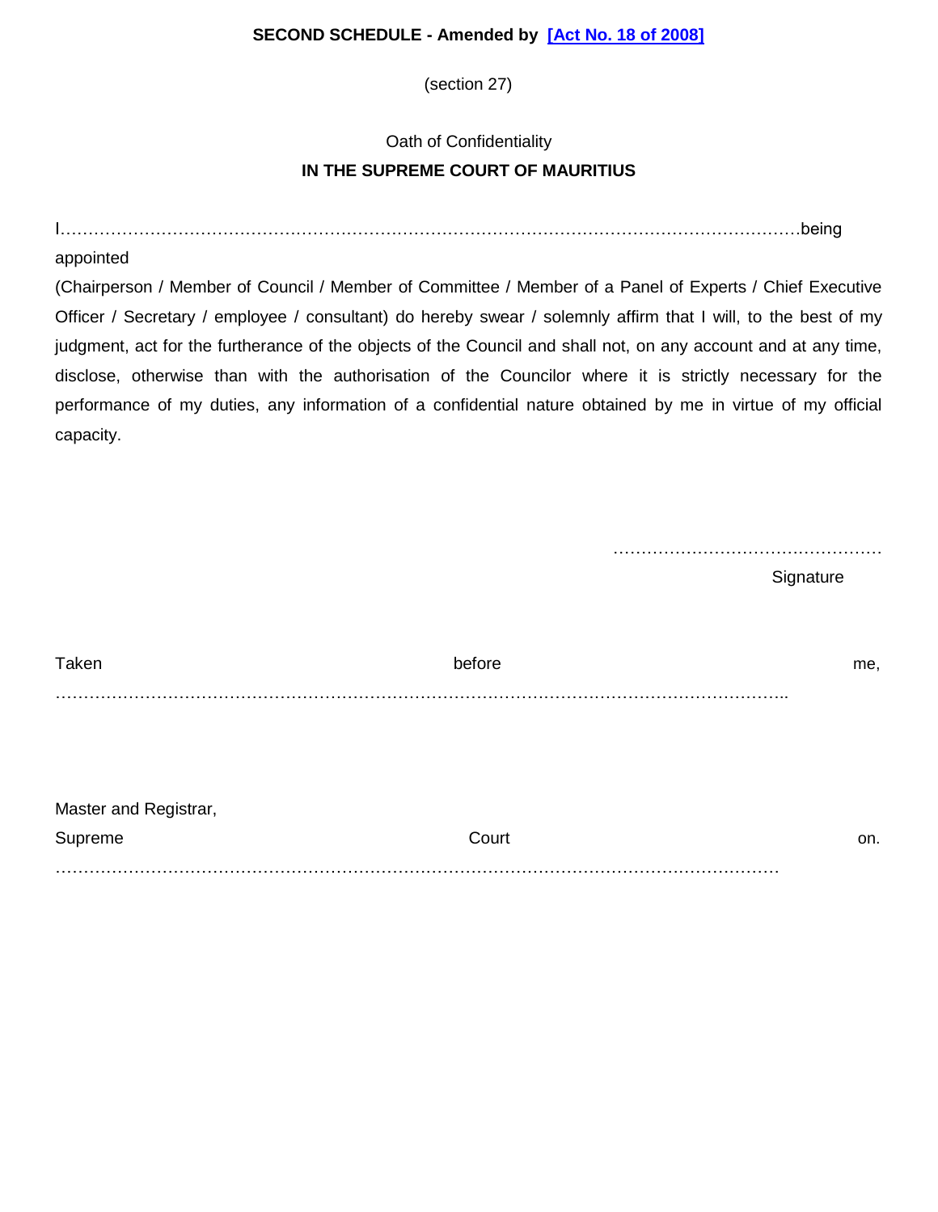**SECOND SCHEDULE - Amended by [Act No. 18 of 2008]**

(section 27)

Oath of Confidentiality

**IN THE SUPREME COURT OF MAURITIUS**

I……………………………………………………………………………………………………………………being appointed

(Chairperson / Member of Council / Member of Committee / Member of a Panel of Experts / Chief Executive Officer / Secretary / employee / consultant) do hereby swear / solemnly affirm that I will, to the best of my judgment, act for the furtherance of the objects of the Council and shall not, on any account and at any time, disclose, otherwise than with the authorisation of the Councilor where it is strictly necessary for the performance of my duties, any information of a confidential nature obtained by me in virtue of my official capacity.

…………………………………………

Signature

Taken before me,

…………………………………………………………………………………………………………………..

Master and Registrar,

Supreme Court on.

…………………………………………………………………………………………………………………